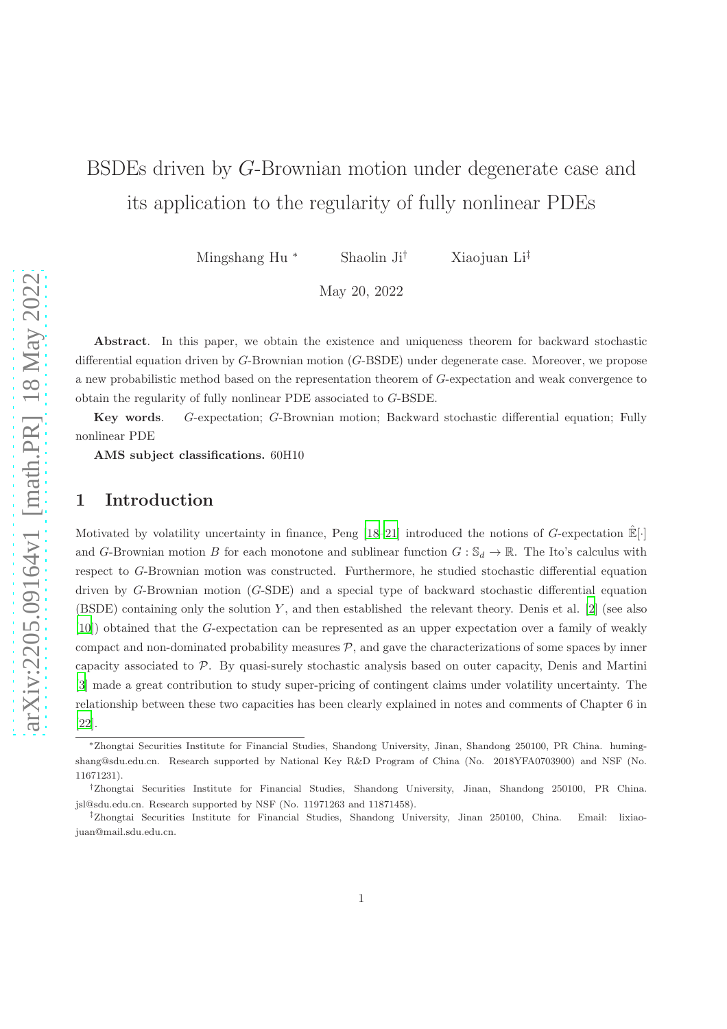# BSDEs driven by $G$-Brownian motion under degenerate case and its application to the regularity of fully nonlinear PDEs

Mingshang Hu *  Shaolin Ji†  Xiaojuan Li‡

May 20, 2022

**Abstract**. In this paper, we obtain the existence and uniqueness theorem for backward stochastic differential equation driven by $G$-Brownian motion ($G$-BSDE) under degenerate case. Moreover, we propose a new probabilistic method based on the representation theorem of $G$-expectation and weak convergence to obtain the regularity of fully nonlinear PDE associated to $G$-BSDE.

**Key words**. $G$-expectation; $G$-Brownian motion; Backward stochastic differential equation; Fully nonlinear PDE

**AMS subject classifications.** 60H10

## 1 Introduction

Motivated by volatility uncertainty in finance, Peng [18–21] introduced the notions of $G$-expectation $\hat{\mathbb{E}}[\cdot]$ and $G$-Brownian motion $B$ for each monotone and sublinear function $G : \mathbb{S}_d \to \mathbb{R}$. The Ito's calculus with respect to $G$-Brownian motion was constructed. Furthermore, he studied stochastic differential equation driven by $G$-Brownian motion ($G$-SDE) and a special type of backward stochastic differential equation (BSDE) containing only the solution $Y$, and then established the relevant theory. Denis et al. [2] (see also [10]) obtained that the $G$-expectation can be represented as an upper expectation over a family of weakly compact and non-dominated probability measures $\mathcal{P}$, and gave the characterizations of some spaces by inner capacity associated to $\mathcal{P}$. By quasi-surely stochastic analysis based on outer capacity, Denis and Martini [3] made a great contribution to study super-pricing of contingent claims under volatility uncertainty. The relationship between these two capacities has been clearly explained in notes and comments of Chapter 6 in [22].

*Zhongtai Securities Institute for Financial Studies, Shandong University, Jinan, Shandong 250100, PR China. humingshang@sdu.edu.cn. Research supported by National Key R&D Program of China (No. 2018YFA0703900) and NSF (No. 11671231).

†Zhongtai Securities Institute for Financial Studies, Shandong University, Jinan, Shandong 250100, PR China. jsl@sdu.edu.cn. Research supported by NSF (No. 11971263 and 11871458).

‡Zhongtai Securities Institute for Financial Studies, Shandong University, Jinan 250100, China. Email: lixiaojuan@mail.sdu.edu.cn.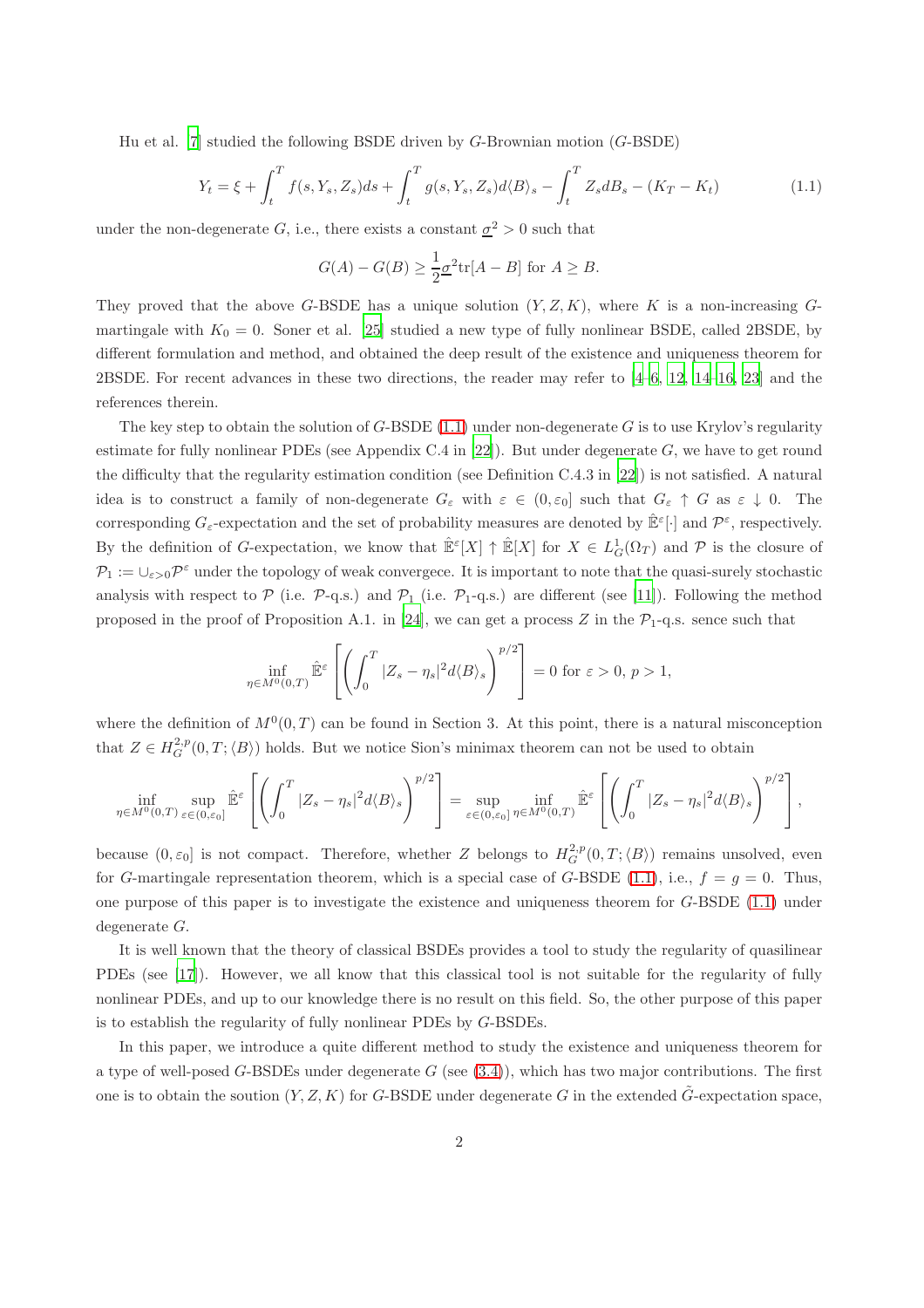Hu et al. [7] studied the following BSDE driven by $G$-Brownian motion ($G$-BSDE)

$$Y_t = \xi + \int_t^T f(s, Y_s, Z_s)ds + \int_t^T g(s, Y_s, Z_s)d\langle B\rangle_s - \int_t^T Z_s dB_s - (K_T - K_t) \tag{1.1}$$

under the non-degenerate $G$, i.e., there exists a constant $\underline{\sigma}^2 > 0$ such that

$$G(A) - G(B) \geq \frac{1}{2}\underline{\sigma}^2 \mathrm{tr}[A - B] \text{ for } A \geq B.$$

They proved that the above $G$-BSDE has a unique solution $(Y, Z, K)$, where $K$ is a non-increasing $G$-martingale with $K_0 = 0$. Soner et al. [25] studied a new type of fully nonlinear BSDE, called 2BSDE, by different formulation and method, and obtained the deep result of the existence and uniqueness theorem for 2BSDE. For recent advances in these two directions, the reader may refer to [4–6, 12, 14–16, 23] and the references therein.

The key step to obtain the solution of $G$-BSDE (1.1) under non-degenerate $G$ is to use Krylov's regularity estimate for fully nonlinear PDEs (see Appendix C.4 in [22]). But under degenerate $G$, we have to get round the difficulty that the regularity estimation condition (see Definition C.4.3 in [22]) is not satisfied. A natural idea is to construct a family of non-degenerate $G_\varepsilon$ with $\varepsilon \in (0, \varepsilon_0]$ such that $G_\varepsilon \uparrow G$ as $\varepsilon \downarrow 0$. The corresponding $G_\varepsilon$-expectation and the set of probability measures are denoted by $\hat{\mathbb{E}}^\varepsilon[\cdot]$ and $\mathcal{P}^\varepsilon$, respectively. By the definition of $G$-expectation, we know that $\hat{\mathbb{E}}^\varepsilon[X] \uparrow \hat{\mathbb{E}}[X]$ for $X \in L_G^1(\Omega_T)$ and $\mathcal{P}$ is the closure of $\mathcal{P}_1 := \cup_{\varepsilon>0}\mathcal{P}^\varepsilon$ under the topology of weak convergece. It is important to note that the quasi-surely stochastic analysis with respect to $\mathcal{P}$ (i.e. $\mathcal{P}$-q.s.) and $\mathcal{P}_1$ (i.e. $\mathcal{P}_1$-q.s.) are different (see [11]). Following the method proposed in the proof of Proposition A.1. in [24], we can get a process $Z$ in the $\mathcal{P}_1$-q.s. sence such that

$$\inf_{\eta \in M^0(0,T)} \hat{\mathbb{E}}^\varepsilon \left[ \left( \int_0^T |Z_s - \eta_s|^2 d\langle B\rangle_s \right)^{p/2} \right] = 0 \text{ for } \varepsilon > 0,\ p > 1,$$

where the definition of $M^0(0,T)$ can be found in Section 3. At this point, there is a natural misconception that $Z \in H_G^{2,p}(0,T;\langle B\rangle)$ holds. But we notice Sion's minimax theorem can not be used to obtain

$$\inf_{\eta \in M^0(0,T)} \sup_{\varepsilon \in (0,\varepsilon_0]} \hat{\mathbb{E}}^\varepsilon \left[ \left( \int_0^T |Z_s - \eta_s|^2 d\langle B\rangle_s \right)^{p/2} \right] = \sup_{\varepsilon \in (0,\varepsilon_0]} \inf_{\eta \in M^0(0,T)} \hat{\mathbb{E}}^\varepsilon \left[ \left( \int_0^T |Z_s - \eta_s|^2 d\langle B\rangle_s \right)^{p/2} \right],$$

because $(0, \varepsilon_0]$ is not compact. Therefore, whether $Z$ belongs to $H_G^{2,p}(0,T;\langle B\rangle)$ remains unsolved, even for $G$-martingale representation theorem, which is a special case of $G$-BSDE (1.1), i.e., $f = g = 0$. Thus, one purpose of this paper is to investigate the existence and uniqueness theorem for $G$-BSDE (1.1) under degenerate $G$.

It is well known that the theory of classical BSDEs provides a tool to study the regularity of quasilinear PDEs (see [17]). However, we all know that this classical tool is not suitable for the regularity of fully nonlinear PDEs, and up to our knowledge there is no result on this field. So, the other purpose of this paper is to establish the regularity of fully nonlinear PDEs by $G$-BSDEs.

In this paper, we introduce a quite different method to study the existence and uniqueness theorem for a type of well-posed $G$-BSDEs under degenerate $G$ (see (3.4)), which has two major contributions. The first one is to obtain the soution $(Y, Z, K)$ for $G$-BSDE under degenerate $G$ in the extended $\tilde{G}$-expectation space,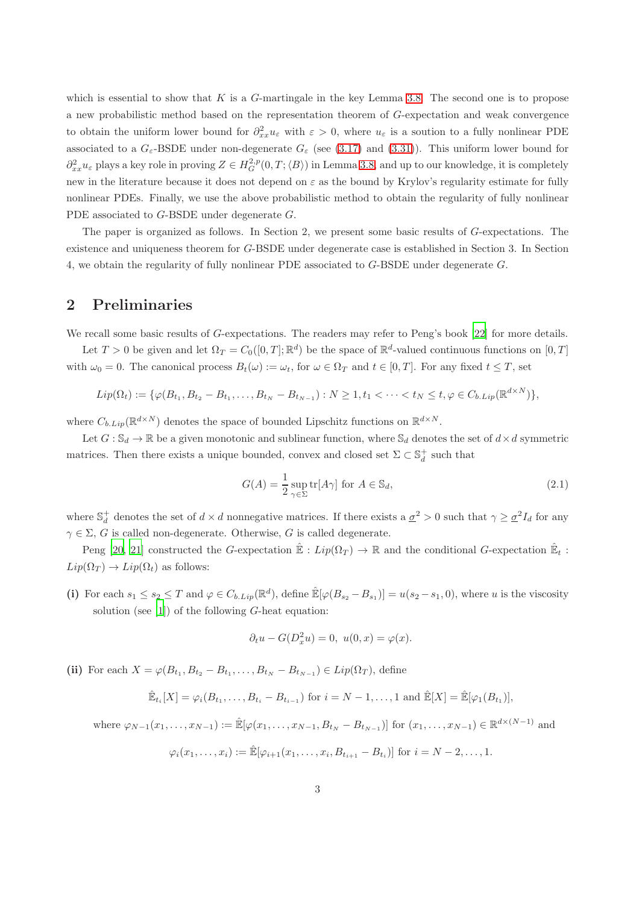which is essential to show that $K$ is a $G$-martingale in the key Lemma 3.8. The second one is to propose a new probabilistic method based on the representation theorem of $G$-expectation and weak convergence to obtain the uniform lower bound for $\partial^2_{xx}u_\varepsilon$ with $\varepsilon > 0$, where $u_\varepsilon$ is a soution to a fully nonlinear PDE associated to a $G_\varepsilon$-BSDE under non-degenerate $G_\varepsilon$ (see (3.17) and (3.31)). This uniform lower bound for $\partial^2_{xx}u_\varepsilon$ plays a key role in proving $Z \in H^{2,p}_G(0,T;\langle B\rangle)$ in Lemma 3.8, and up to our knowledge, it is completely new in the literature because it does not depend on $\varepsilon$ as the bound by Krylov's regularity estimate for fully nonlinear PDEs. Finally, we use the above probabilistic method to obtain the regularity of fully nonlinear PDE associated to $G$-BSDE under degenerate $G$.

The paper is organized as follows. In Section 2, we present some basic results of $G$-expectations. The existence and uniqueness theorem for $G$-BSDE under degenerate case is established in Section 3. In Section 4, we obtain the regularity of fully nonlinear PDE associated to $G$-BSDE under degenerate $G$.

## 2 Preliminaries

We recall some basic results of $G$-expectations. The readers may refer to Peng's book [22] for more details.

Let $T > 0$ be given and let $\Omega_T = C_0([0,T];\mathbb{R}^d)$ be the space of $\mathbb{R}^d$-valued continuous functions on $[0,T]$ with $\omega_0 = 0$. The canonical process $B_t(\omega) := \omega_t$, for $\omega \in \Omega_T$ and $t \in [0,T]$. For any fixed $t \le T$, set

$$Lip(\Omega_t) := \{\varphi(B_{t_1}, B_{t_2} - B_{t_1}, \ldots, B_{t_N} - B_{t_{N-1}}) : N \ge 1, t_1 < \cdots < t_N \le t, \varphi \in C_{b.Lip}(\mathbb{R}^{d\times N})\},$$

where $C_{b.Lip}(\mathbb{R}^{d\times N})$ denotes the space of bounded Lipschitz functions on $\mathbb{R}^{d\times N}$.

Let $G : \mathbb{S}_d \to \mathbb{R}$ be a given monotonic and sublinear function, where $\mathbb{S}_d$ denotes the set of $d \times d$ symmetric matrices. Then there exists a unique bounded, convex and closed set $\Sigma \subset \mathbb{S}^+_d$ such that

$$G(A) = \frac{1}{2}\sup_{\gamma\in\Sigma} \mathrm{tr}[A\gamma] \text{ for } A \in \mathbb{S}_d, \tag{2.1}$$

where $\mathbb{S}^+_d$ denotes the set of $d \times d$ nonnegative matrices. If there exists a $\underline{\sigma}^2 > 0$ such that $\gamma \ge \underline{\sigma}^2 I_d$ for any $\gamma \in \Sigma$, $G$ is called non-degenerate. Otherwise, $G$ is called degenerate.

Peng [20, 21] constructed the $G$-expectation $\hat{\mathbb{E}} : Lip(\Omega_T) \to \mathbb{R}$ and the conditional $G$-expectation $\hat{\mathbb{E}}_t : Lip(\Omega_T) \to Lip(\Omega_t)$ as follows:

**(i)** For each $s_1 \le s_2 \le T$ and $\varphi \in C_{b.Lip}(\mathbb{R}^d)$, define $\hat{\mathbb{E}}[\varphi(B_{s_2} - B_{s_1})] = u(s_2 - s_1, 0)$, where $u$ is the viscosity solution (see [1]) of the following $G$-heat equation:

$$\partial_t u - G(D^2_x u) = 0,\ u(0,x) = \varphi(x).$$

**(ii)** For each $X = \varphi(B_{t_1}, B_{t_2} - B_{t_1}, \ldots, B_{t_N} - B_{t_{N-1}}) \in Lip(\Omega_T)$, define

$$\hat{\mathbb{E}}_{t_i}[X] = \varphi_i(B_{t_1}, \ldots, B_{t_i} - B_{t_{i-1}}) \text{ for } i = N-1, \ldots, 1 \text{ and } \hat{\mathbb{E}}[X] = \hat{\mathbb{E}}[\varphi_1(B_{t_1})],$$

where $\varphi_{N-1}(x_1, \ldots, x_{N-1}) := \hat{\mathbb{E}}[\varphi(x_1, \ldots, x_{N-1}, B_{t_N} - B_{t_{N-1}})]$ for $(x_1, \ldots, x_{N-1}) \in \mathbb{R}^{d\times(N-1)}$ and

$$\varphi_i(x_1, \ldots, x_i) := \hat{\mathbb{E}}[\varphi_{i+1}(x_1, \ldots, x_i, B_{t_{i+1}} - B_{t_i})] \text{ for } i = N-2, \ldots, 1.$$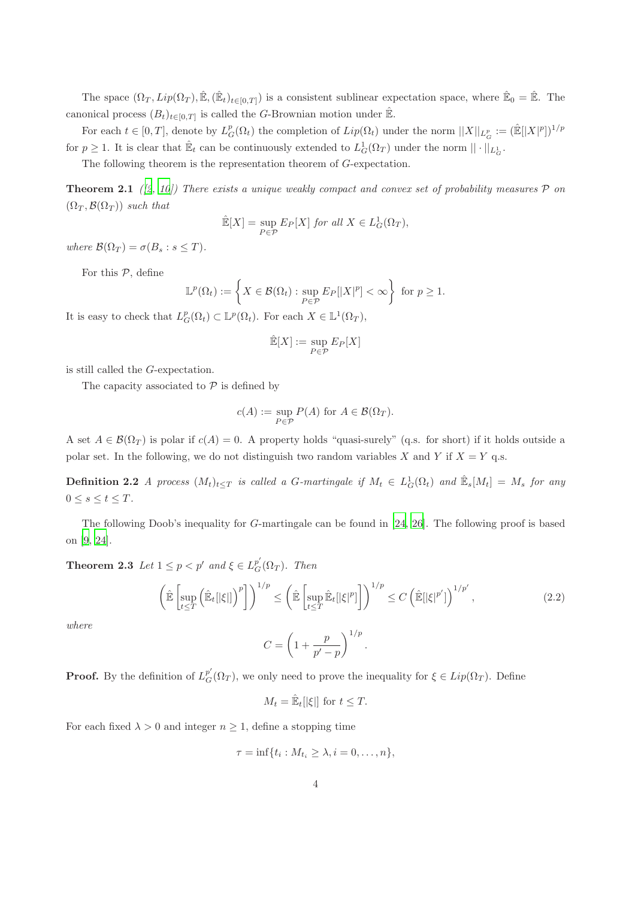The space $(\Omega_T, Lip(\Omega_T), \hat{\mathbb{E}}, (\hat{\mathbb{E}}_t)_{t\in[0,T]})$ is a consistent sublinear expectation space, where $\hat{\mathbb{E}}_0 = \hat{\mathbb{E}}$. The canonical process $(B_t)_{t\in[0,T]}$ is called the $G$-Brownian motion under $\hat{\mathbb{E}}$.

For each $t \in [0, T]$, denote by $L^p_G(\Omega_t)$ the completion of $Lip(\Omega_t)$ under the norm $||X||_{L^p_G} := (\hat{\mathbb{E}}[|X|^p])^{1/p}$ for $p \geq 1$. It is clear that $\hat{\mathbb{E}}_t$ can be continuously extended to $L^1_G(\Omega_T)$ under the norm $||\cdot||_{L^1_G}$.

The following theorem is the representation theorem of $G$-expectation.

**Theorem 2.1** *([2, 10]) There exists a unique weakly compact and convex set of probability measures $\mathcal{P}$ on $(\Omega_T, \mathcal{B}(\Omega_T))$ such that*

$$\hat{\mathbb{E}}[X] = \sup_{P\in\mathcal{P}} E_P[X] \text{ for all } X \in L^1_G(\Omega_T),$$

*where $\mathcal{B}(\Omega_T) = \sigma(B_s : s \leq T)$.*

For this $\mathcal{P}$, define

$$\mathbb{L}^p(\Omega_t) := \left\{ X \in \mathcal{B}(\Omega_t) : \sup_{P\in\mathcal{P}} E_P[|X|^p] < \infty \right\} \text{ for } p \geq 1.$$

It is easy to check that $L^p_G(\Omega_t) \subset \mathbb{L}^p(\Omega_t)$. For each $X \in \mathbb{L}^1(\Omega_T)$,

$$\hat{\mathbb{E}}[X] := \sup_{P\in\mathcal{P}} E_P[X]$$

is still called the $G$-expectation.

The capacity associated to $\mathcal{P}$ is defined by

$$c(A) := \sup_{P\in\mathcal{P}} P(A) \text{ for } A \in \mathcal{B}(\Omega_T).$$

A set $A \in \mathcal{B}(\Omega_T)$ is polar if $c(A) = 0$. A property holds "quasi-surely" (q.s. for short) if it holds outside a polar set. In the following, we do not distinguish two random variables $X$ and $Y$ if $X = Y$ q.s.

**Definition 2.2** *A process $(M_t)_{t\leq T}$ is called a $G$-martingale if $M_t \in L^1_G(\Omega_t)$ and $\hat{\mathbb{E}}_s[M_t] = M_s$ for any $0 \leq s \leq t \leq T$.*

The following Doob's inequality for $G$-martingale can be found in [24, 26]. The following proof is based on [9, 24].

**Theorem 2.3** *Let $1 \leq p < p'$ and $\xi \in L^{p'}_G(\Omega_T)$. Then*

$$\left( \hat{\mathbb{E}} \left[ \sup_{t\leq T} \left( \hat{\mathbb{E}}_t[|\xi|] \right)^p \right] \right)^{1/p} \leq \left( \hat{\mathbb{E}} \left[ \sup_{t\leq T} \hat{\mathbb{E}}_t[|\xi|^p] \right] \right)^{1/p} \leq C \left( \hat{\mathbb{E}}[|\xi|^{p'}] \right)^{1/p'}, \tag{2.2}$$

*where*

$$C = \left( 1 + \frac{p}{p' - p} \right)^{1/p}.$$

**Proof.** By the definition of $L^{p'}_G(\Omega_T)$, we only need to prove the inequality for $\xi \in Lip(\Omega_T)$. Define

$$M_t = \hat{\mathbb{E}}_t[|\xi|] \text{ for } t \leq T.$$

For each fixed $\lambda > 0$ and integer $n \geq 1$, define a stopping time

$$\tau = \inf\{t_i : M_{t_i} \geq \lambda, i = 0, \ldots, n\},$$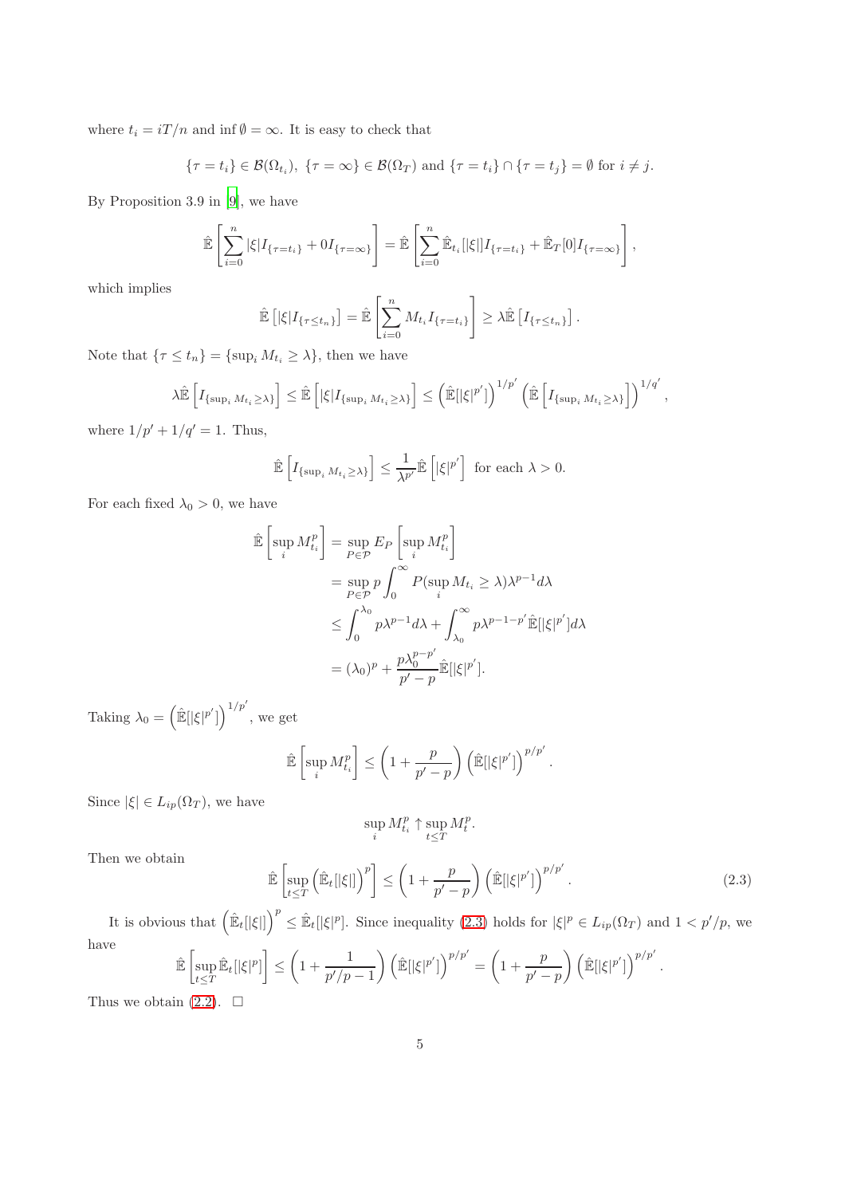where $t_i = iT/n$ and $\inf \emptyset = \infty$. It is easy to check that

$$\{\tau = t_i\} \in \mathcal{B}(\Omega_{t_i}),\ \{\tau = \infty\} \in \mathcal{B}(\Omega_T) \text{ and } \{\tau = t_i\} \cap \{\tau = t_j\} = \emptyset \text{ for } i \neq j.$$

By Proposition 3.9 in [9], we have

$$\hat{\mathbb{E}}\left[\sum_{i=0}^{n} |\xi| I_{\{\tau = t_i\}} + 0 I_{\{\tau=\infty\}}\right] = \hat{\mathbb{E}}\left[\sum_{i=0}^{n} \hat{\mathbb{E}}_{t_i}[|\xi|] I_{\{\tau = t_i\}} + \hat{\mathbb{E}}_T[0] I_{\{\tau=\infty\}}\right],$$

which implies

$$\hat{\mathbb{E}}\left[|\xi| I_{\{\tau \leq t_n\}}\right] = \hat{\mathbb{E}}\left[\sum_{i=0}^{n} M_{t_i} I_{\{\tau = t_i\}}\right] \geq \lambda \hat{\mathbb{E}}\left[I_{\{\tau \leq t_n\}}\right].$$

Note that $\{\tau \leq t_n\} = \{\sup_i M_{t_i} \geq \lambda\}$, then we have

$$\lambda \hat{\mathbb{E}}\left[I_{\{\sup_i M_{t_i} \geq \lambda\}}\right] \leq \hat{\mathbb{E}}\left[|\xi| I_{\{\sup_i M_{t_i} \geq \lambda\}}\right] \leq \left(\hat{\mathbb{E}}[|\xi|^{p'}]\right)^{1/p'} \left(\hat{\mathbb{E}}\left[I_{\{\sup_i M_{t_i} \geq \lambda\}}\right]\right)^{1/q'},$$

where $1/p' + 1/q' = 1$. Thus,

$$\hat{\mathbb{E}}\left[I_{\{\sup_i M_{t_i} \geq \lambda\}}\right] \leq \frac{1}{\lambda^{p'}} \hat{\mathbb{E}}\left[|\xi|^{p'}\right] \text{ for each } \lambda > 0.$$

For each fixed $\lambda_0 > 0$, we have

$$\begin{aligned}
\hat{\mathbb{E}}\left[\sup_i M_{t_i}^p\right] &= \sup_{P \in \mathcal{P}} E_P\left[\sup_i M_{t_i}^p\right] \\
&= \sup_{P \in \mathcal{P}} p \int_0^\infty P(\sup_i M_{t_i} \geq \lambda) \lambda^{p-1} d\lambda \\
&\leq \int_0^{\lambda_0} p \lambda^{p-1} d\lambda + \int_{\lambda_0}^\infty p \lambda^{p-1-p'} \hat{\mathbb{E}}[|\xi|^{p'}] d\lambda \\
&= (\lambda_0)^p + \frac{p \lambda_0^{p-p'}}{p' - p} \hat{\mathbb{E}}[|\xi|^{p'}].
\end{aligned}$$

Taking $\lambda_0 = \left(\hat{\mathbb{E}}[|\xi|^{p'}]\right)^{1/p'}$, we get

$$\hat{\mathbb{E}}\left[\sup_i M_{t_i}^p\right] \leq \left(1 + \frac{p}{p' - p}\right) \left(\hat{\mathbb{E}}[|\xi|^{p'}]\right)^{p/p'}.$$

Since $|\xi| \in L_{ip}(\Omega_T)$, we have

$$\sup_i M_{t_i}^p \uparrow \sup_{t \leq T} M_t^p.$$

Then we obtain

$$\hat{\mathbb{E}}\left[\sup_{t \leq T} \left(\hat{\mathbb{E}}_t[|\xi|]\right)^p\right] \leq \left(1 + \frac{p}{p' - p}\right) \left(\hat{\mathbb{E}}[|\xi|^{p'}]\right)^{p/p'}. \tag{2.3}$$

It is obvious that $\left(\hat{\mathbb{E}}_t[|\xi|]\right)^p \leq \hat{\mathbb{E}}_t[|\xi|^p]$. Since inequality (2.3) holds for $|\xi|^p \in L_{ip}(\Omega_T)$ and $1 < p'/p$, we have

$$\hat{\mathbb{E}}\left[\sup_{t \leq T} \hat{\mathbb{E}}_t[|\xi|^p]\right] \leq \left(1 + \frac{1}{p'/p - 1}\right) \left(\hat{\mathbb{E}}[|\xi|^{p'}]\right)^{p/p'} = \left(1 + \frac{p}{p' - p}\right) \left(\hat{\mathbb{E}}[|\xi|^{p'}]\right)^{p/p'}.$$

Thus we obtain (2.2). $\square$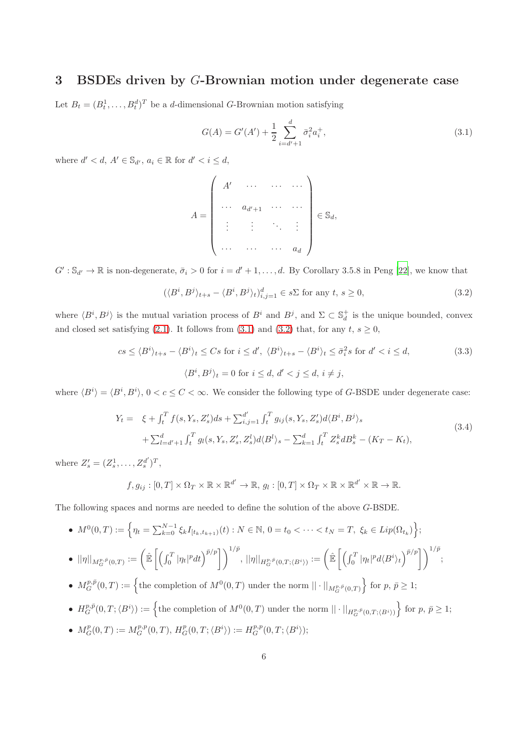## 3 BSDEs driven by $G$-Brownian motion under degenerate case

Let $B_t = (B_t^1, \ldots, B_t^d)^T$ be a $d$-dimensional $G$-Brownian motion satisfying

$$G(A) = G'(A') + \frac{1}{2}\sum_{i=d'+1}^{d} \bar{\sigma}_i^2 a_i^+, \tag{3.1}$$

where $d' < d$, $A' \in \mathbb{S}_{d'}$, $a_i \in \mathbb{R}$ for $d' < i \leq d$,

$$A = \begin{pmatrix} A' & \cdots & \cdots & \cdots \\ \cdots & a_{d'+1} & \cdots & \cdots \\ \vdots & \vdots & \ddots & \vdots \\ \cdots & \cdots & \cdots & a_d \end{pmatrix} \in \mathbb{S}_d,$$

$G' : \mathbb{S}_{d'} \to \mathbb{R}$ is non-degenerate, $\bar{\sigma}_i > 0$ for $i = d'+1, \ldots, d$. By Corollary 3.5.8 in Peng [22], we know that

$$(\langle B^i, B^j\rangle_{t+s} - \langle B^i, B^j\rangle_t)_{i,j=1}^d \in s\Sigma \text{ for any } t,\, s \geq 0, \tag{3.2}$$

where $\langle B^i, B^j\rangle$ is the mutual variation process of $B^i$ and $B^j$, and $\Sigma \subset \mathbb{S}_d^+$ is the unique bounded, convex and closed set satisfying (2.1). It follows from (3.1) and (3.2) that, for any $t$, $s \geq 0$,

$$\begin{gathered} cs \leq \langle B^i\rangle_{t+s} - \langle B^i\rangle_t \leq Cs \text{ for } i \leq d',\ \langle B^i\rangle_{t+s} - \langle B^i\rangle_t \leq \bar{\sigma}_i^2 s \text{ for } d' < i \leq d, \\ \langle B^i, B^j\rangle_t = 0 \text{ for } i \leq d,\ d' < j \leq d,\ i \neq j, \end{gathered} \tag{3.3}$$

where $\langle B^i\rangle = \langle B^i, B^i\rangle$, $0 < c \leq C < \infty$. We consider the following type of $G$-BSDE under degenerate case:

$$\begin{aligned} Y_t = \;& \xi + \int_t^T f(s, Y_s, Z_s')ds + \sum_{i,j=1}^{d'} \int_t^T g_{ij}(s, Y_s, Z_s')d\langle B^i, B^j\rangle_s \\ & + \sum_{l=d'+1}^{d} \int_t^T g_l(s, Y_s, Z_s', Z_s^l)d\langle B^l\rangle_s - \sum_{k=1}^{d} \int_t^T Z_s^k dB_s^k - (K_T - K_t), \end{aligned} \tag{3.4}$$

where $Z_s' = (Z_s^1, \ldots, Z_s^{d'})^T$,

$$f, g_{ij} : [0,T] \times \Omega_T \times \mathbb{R} \times \mathbb{R}^{d'} \to \mathbb{R},\ g_l : [0,T] \times \Omega_T \times \mathbb{R} \times \mathbb{R}^{d'} \times \mathbb{R} \to \mathbb{R}.$$

The following spaces and norms are needed to define the solution of the above $G$-BSDE.

- $M^0(0,T) := \left\{ \eta_t = \sum_{k=0}^{N-1} \xi_k I_{[t_k, t_{k+1})}(t) : N \in \mathbb{N},\ 0 = t_0 < \cdots < t_N = T,\ \xi_k \in Lip(\Omega_{t_k}) \right\}$;
- $||\eta||_{M_G^{p,\bar{p}}(0,T)} := \left( \hat{\mathbb{E}}\left[ \left( \int_0^T |\eta_t|^p dt \right)^{\bar{p}/p} \right] \right)^{1/\bar{p}}$, $||\eta||_{H_G^{p,\bar{p}}(0,T;\langle B^i\rangle)} := \left( \hat{\mathbb{E}}\left[ \left( \int_0^T |\eta_t|^p d\langle B^i\rangle_t \right)^{\bar{p}/p} \right] \right)^{1/\bar{p}}$;
- $M_G^{p,\bar{p}}(0,T) := \left\{ \text{the completion of } M^0(0,T) \text{ under the norm } ||\cdot||_{M_G^{p,\bar{p}}(0,T)} \right\}$ for $p$, $\bar{p} \geq 1$;
- $H_G^{p,\bar{p}}(0,T;\langle B^i\rangle) := \left\{ \text{the completion of } M^0(0,T) \text{ under the norm } ||\cdot||_{H_G^{p,\bar{p}}(0,T;\langle B^i\rangle)} \right\}$ for $p$, $\bar{p} \geq 1$;
- $M_G^p(0,T) := M_G^{p,p}(0,T)$, $H_G^p(0,T;\langle B^i\rangle) := H_G^{p,p}(0,T;\langle B^i\rangle)$;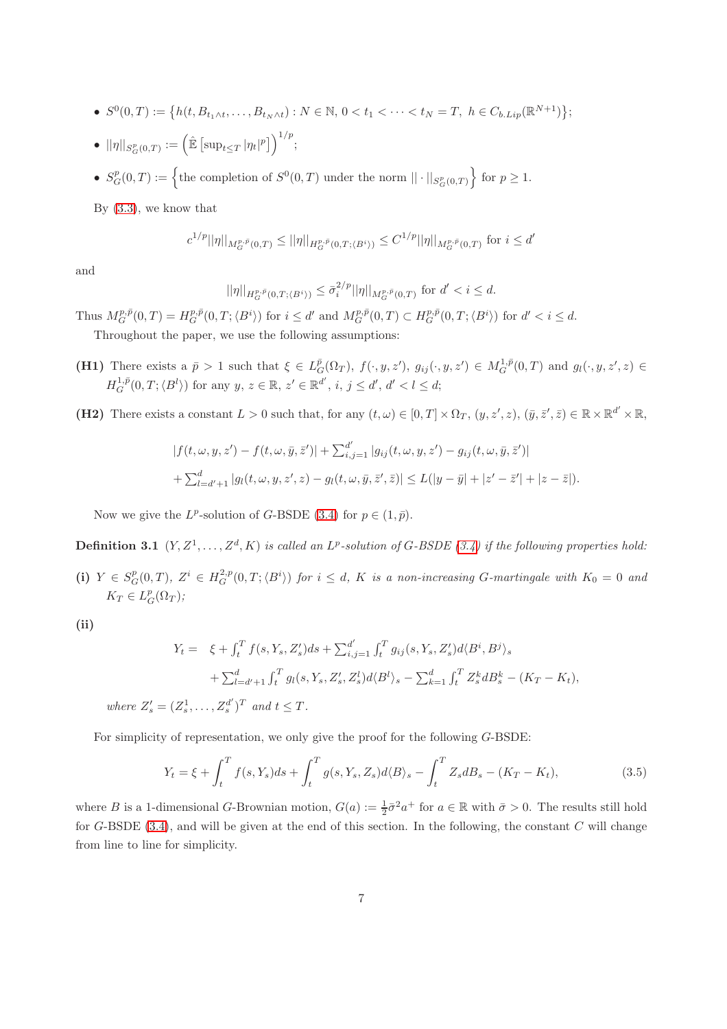- $S^0(0,T) := \left\{h(t, B_{t_1\wedge t}, \ldots, B_{t_N\wedge t}) : N \in \mathbb{N},\ 0 < t_1 < \cdots < t_N = T,\ h \in C_{b.Lip}(\mathbb{R}^{N+1})\right\}$;
- $||\eta||_{S_G^p(0,T)} := \left(\hat{\mathbb{E}}\left[\sup_{t\le T}|\eta_t|^p\right]\right)^{1/p}$;
- $S_G^p(0,T) := \left\{\text{the completion of } S^0(0,T) \text{ under the norm } ||\cdot||_{S_G^p(0,T)}\right\}$ for $p \ge 1$.

By (3.3), we know that

$$c^{1/p}||\eta||_{M_G^{p,\bar{p}}(0,T)} \le ||\eta||_{H_G^{p,\bar{p}}(0,T;\langle B^i\rangle)} \le C^{1/p}||\eta||_{M_G^{p,\bar{p}}(0,T)} \text{ for } i \le d'$$

and

$$||\eta||_{H_G^{p,\bar{p}}(0,T;\langle B^i\rangle)} \le \bar{\sigma}_i^{2/p}||\eta||_{M_G^{p,\bar{p}}(0,T)} \text{ for } d' < i \le d.$$

Thus $M_G^{p,\bar{p}}(0,T) = H_G^{p,\bar{p}}(0,T;\langle B^i\rangle)$ for $i \le d'$ and $M_G^{p,\bar{p}}(0,T) \subset H_G^{p,\bar{p}}(0,T;\langle B^i\rangle)$ for $d' < i \le d$.

Throughout the paper, we use the following assumptions:

**(H1)** There exists a $\bar{p} > 1$ such that $\xi \in L_G^{\bar{p}}(\Omega_T)$, $f(\cdot, y, z')$, $g_{ij}(\cdot, y, z') \in M_G^{1,\bar{p}}(0,T)$ and $g_l(\cdot, y, z', z) \in H_G^{1,\bar{p}}(0,T;\langle B^l\rangle)$ for any $y$, $z \in \mathbb{R}$, $z' \in \mathbb{R}^{d'}$, $i, j \le d'$, $d' < l \le d$;

**(H2)** There exists a constant $L > 0$ such that, for any $(t,\omega) \in [0,T]\times\Omega_T$, $(y, z', z)$, $(\bar{y}, \bar{z}', \bar{z}) \in \mathbb{R}\times\mathbb{R}^{d'}\times\mathbb{R}$,

$$|f(t,\omega,y,z') - f(t,\omega,\bar{y},\bar{z}')| + \textstyle\sum_{i,j=1}^{d'}|g_{ij}(t,\omega,y,z') - g_{ij}(t,\omega,\bar{y},\bar{z}')|$$
$$+ \textstyle\sum_{l=d'+1}^{d}|g_l(t,\omega,y,z',z) - g_l(t,\omega,\bar{y},\bar{z}',\bar{z})| \le L(|y-\bar{y}| + |z'-\bar{z}'| + |z-\bar{z}|).$$

Now we give the $L^p$-solution of $G$-BSDE (3.4) for $p \in (1, \bar{p})$.

**Definition 3.1** *$(Y, Z^1, \ldots, Z^d, K)$ is called an $L^p$-solution of $G$-BSDE (3.4) if the following properties hold:*

**(i)** *$Y \in S_G^p(0,T)$, $Z^i \in H_G^{2,p}(0,T;\langle B^i\rangle)$ for $i \le d$, $K$ is a non-increasing $G$-martingale with $K_0 = 0$ and $K_T \in L_G^p(\Omega_T)$;*

**(ii)**

$$\begin{aligned} Y_t = \ & \xi + \textstyle\int_t^T f(s, Y_s, Z_s')ds + \sum_{i,j=1}^{d'}\int_t^T g_{ij}(s, Y_s, Z_s')d\langle B^i, B^j\rangle_s \\ & + \textstyle\sum_{l=d'+1}^{d}\int_t^T g_l(s, Y_s, Z_s', Z_s^l)d\langle B^l\rangle_s - \sum_{k=1}^{d}\int_t^T Z_s^k dB_s^k - (K_T - K_t), \end{aligned}$$

*where $Z_s' = (Z_s^1, \ldots, Z_s^{d'})^T$ and $t \le T$.*

For simplicity of representation, we only give the proof for the following $G$-BSDE:

$$Y_t = \xi + \int_t^T f(s, Y_s)ds + \int_t^T g(s, Y_s, Z_s)d\langle B\rangle_s - \int_t^T Z_s dB_s - (K_T - K_t), \tag{3.5}$$

where $B$ is a 1-dimensional $G$-Brownian motion, $G(a) := \frac{1}{2}\bar{\sigma}^2 a^+$ for $a \in \mathbb{R}$ with $\bar{\sigma} > 0$. The results still hold for $G$-BSDE (3.4), and will be given at the end of this section. In the following, the constant $C$ will change from line to line for simplicity.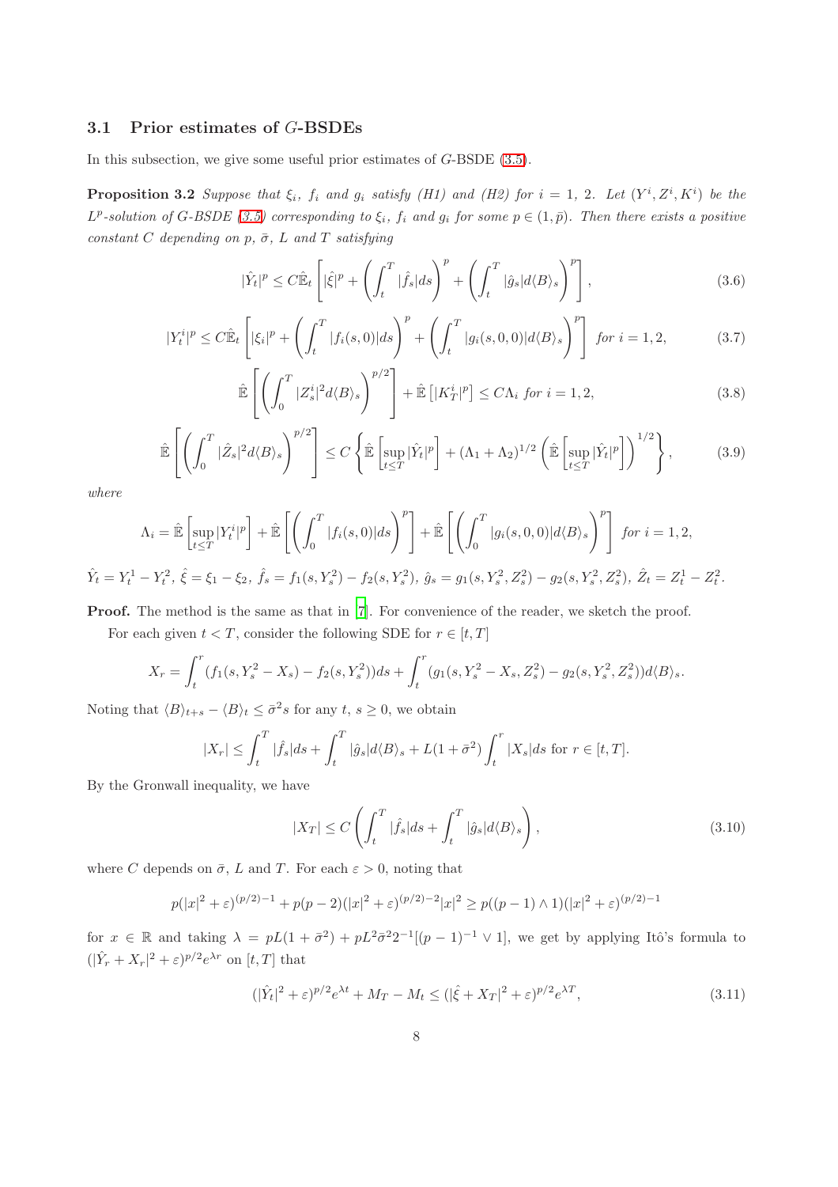### 3.1 Prior estimates of $G$-BSDEs

In this subsection, we give some useful prior estimates of $G$-BSDE (3.5).

**Proposition 3.2** *Suppose that $\xi_i$, $f_i$ and $g_i$ satisfy (H1) and (H2) for $i=1,\,2$. Let $(Y^i,Z^i,K^i)$ be the $L^p$-solution of $G$-BSDE (3.5) corresponding to $\xi_i$, $f_i$ and $g_i$ for some $p\in(1,\bar{p})$. Then there exists a positive constant $C$ depending on $p$, $\bar{\sigma}$, $L$ and $T$ satisfying*

$$|\hat{Y}_t|^p \le C\hat{\mathbb{E}}_t\left[|\hat{\xi}|^p + \left(\int_t^T |\hat{f}_s|ds\right)^p + \left(\int_t^T |\hat{g}_s|d\langle B\rangle_s\right)^p\right], \tag{3.6}$$

$$|Y^i_t|^p \le C\hat{\mathbb{E}}_t\left[|\xi_i|^p + \left(\int_t^T |f_i(s,0)|ds\right)^p + \left(\int_t^T |g_i(s,0,0)|d\langle B\rangle_s\right)^p\right] \text{ for } i=1,2, \tag{3.7}$$

$$\hat{\mathbb{E}}\left[\left(\int_0^T |Z^i_s|^2 d\langle B\rangle_s\right)^{p/2}\right] + \hat{\mathbb{E}}\left[|K^i_T|^p\right] \le C\Lambda_i \text{ for } i=1,2, \tag{3.8}$$

$$\hat{\mathbb{E}}\left[\left(\int_0^T |\hat{Z}_s|^2 d\langle B\rangle_s\right)^{p/2}\right] \le C\left\{\hat{\mathbb{E}}\left[\sup_{t\le T}|\hat{Y}_t|^p\right] + (\Lambda_1+\Lambda_2)^{1/2}\left(\hat{\mathbb{E}}\left[\sup_{t\le T}|\hat{Y}_t|^p\right]\right)^{1/2}\right\}, \tag{3.9}$$

*where*

$$\Lambda_i = \hat{\mathbb{E}}\left[\sup_{t\le T}|Y^i_t|^p\right] + \hat{\mathbb{E}}\left[\left(\int_0^T |f_i(s,0)|ds\right)^p\right] + \hat{\mathbb{E}}\left[\left(\int_0^T |g_i(s,0,0)|d\langle B\rangle_s\right)^p\right] \text{ for } i=1,2,$$

$\hat{Y}_t = Y^1_t - Y^2_t$, $\hat{\xi} = \xi_1 - \xi_2$, $\hat{f}_s = f_1(s,Y^2_s) - f_2(s,Y^2_s)$, $\hat{g}_s = g_1(s,Y^2_s,Z^2_s) - g_2(s,Y^2_s,Z^2_s)$, $\hat{Z}_t = Z^1_t - Z^2_t$.

**Proof.** The method is the same as that in [7]. For convenience of the reader, we sketch the proof.

For each given $t<T$, consider the following SDE for $r\in[t,T]$

$$X_r = \int_t^r (f_1(s,Y^2_s - X_s) - f_2(s,Y^2_s))ds + \int_t^r (g_1(s,Y^2_s - X_s, Z^2_s) - g_2(s,Y^2_s,Z^2_s))d\langle B\rangle_s.$$

Noting that $\langle B\rangle_{t+s} - \langle B\rangle_t \le \bar{\sigma}^2 s$ for any $t,\,s\ge 0$, we obtain

$$|X_r| \le \int_t^T |\hat{f}_s|ds + \int_t^T |\hat{g}_s|d\langle B\rangle_s + L(1+\bar{\sigma}^2)\int_t^r |X_s|ds \text{ for } r\in[t,T].$$

By the Gronwall inequality, we have

$$|X_T| \le C\left(\int_t^T |\hat{f}_s|ds + \int_t^T |\hat{g}_s|d\langle B\rangle_s\right), \tag{3.10}$$

where $C$ depends on $\bar{\sigma}$, $L$ and $T$. For each $\varepsilon>0$, noting that

$$p(|x|^2+\varepsilon)^{(p/2)-1} + p(p-2)(|x|^2+\varepsilon)^{(p/2)-2}|x|^2 \ge p((p-1)\wedge 1)(|x|^2+\varepsilon)^{(p/2)-1}$$

for $x\in\mathbb{R}$ and taking $\lambda = pL(1+\bar{\sigma}^2) + pL^2\bar{\sigma}^2 2^{-1}[(p-1)^{-1}\vee 1]$, we get by applying Itô's formula to $(|\hat{Y}_r + X_r|^2+\varepsilon)^{p/2}e^{\lambda r}$ on $[t,T]$ that

$$(|\hat{Y}_t|^2+\varepsilon)^{p/2}e^{\lambda t} + M_T - M_t \le (|\hat{\xi} + X_T|^2+\varepsilon)^{p/2}e^{\lambda T}, \tag{3.11}$$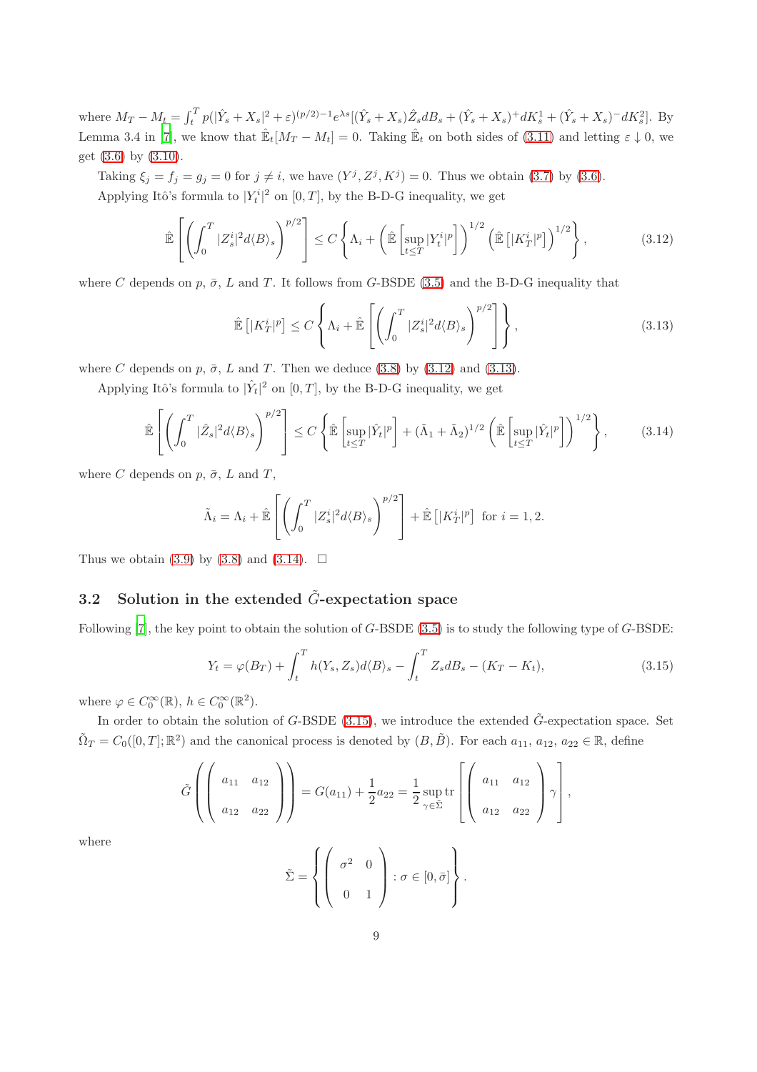where $M_T - M_t = \int_t^T p(|\hat{Y}_s + X_s|^2 + \varepsilon)^{(p/2)-1} e^{\lambda s}[(\hat{Y}_s + X_s)\hat{Z}_s dB_s + (\hat{Y}_s + X_s)^+ dK_s^1 + (\hat{Y}_s + X_s)^- dK_s^2]$. By Lemma 3.4 in [7], we know that $\hat{\mathbb{E}}_t[M_T - M_t] = 0$. Taking $\hat{\mathbb{E}}_t$ on both sides of (3.11) and letting $\varepsilon \downarrow 0$, we get (3.6) by (3.10).

Taking $\xi_j = f_j = g_j = 0$ for $j \neq i$, we have $(Y^j, Z^j, K^j) = 0$. Thus we obtain (3.7) by (3.6).

Applying Itô's formula to $|Y_t^i|^2$ on $[0,T]$, by the B-D-G inequality, we get

$$\hat{\mathbb{E}}\left[\left(\int_0^T |Z_s^i|^2 d\langle B\rangle_s\right)^{p/2}\right] \leq C\left\{\Lambda_i + \left(\hat{\mathbb{E}}\left[\sup_{t\leq T}|Y_t^i|^p\right]\right)^{1/2}\left(\hat{\mathbb{E}}\left[|K_T^i|^p\right]\right)^{1/2}\right\}, \tag{3.12}$$

where $C$ depends on $p$, $\bar{\sigma}$, $L$ and $T$. It follows from $G$-BSDE (3.5) and the B-D-G inequality that

$$\hat{\mathbb{E}}\left[|K_T^i|^p\right] \leq C\left\{\Lambda_i + \hat{\mathbb{E}}\left[\left(\int_0^T |Z_s^i|^2 d\langle B\rangle_s\right)^{p/2}\right]\right\}, \tag{3.13}$$

where $C$ depends on $p$, $\bar{\sigma}$, $L$ and $T$. Then we deduce (3.8) by (3.12) and (3.13).

Applying Itô's formula to $|\hat{Y}_t|^2$ on $[0,T]$, by the B-D-G inequality, we get

$$\hat{\mathbb{E}}\left[\left(\int_0^T |\hat{Z}_s|^2 d\langle B\rangle_s\right)^{p/2}\right] \leq C\left\{\hat{\mathbb{E}}\left[\sup_{t\leq T}|\hat{Y}_t|^p\right] + (\tilde{\Lambda}_1 + \tilde{\Lambda}_2)^{1/2}\left(\hat{\mathbb{E}}\left[\sup_{t\leq T}|\hat{Y}_t|^p\right]\right)^{1/2}\right\}, \tag{3.14}$$

where $C$ depends on $p$, $\bar{\sigma}$, $L$ and $T$,

$$\tilde{\Lambda}_i = \Lambda_i + \hat{\mathbb{E}}\left[\left(\int_0^T |Z_s^i|^2 d\langle B\rangle_s\right)^{p/2}\right] + \hat{\mathbb{E}}\left[|K_T^i|^p\right] \text{ for } i = 1, 2.$$

Thus we obtain (3.9) by (3.8) and (3.14). $\square$

## 3.2 Solution in the extended $\tilde{G}$-expectation space

Following [7], the key point to obtain the solution of $G$-BSDE (3.5) is to study the following type of $G$-BSDE:

$$Y_t = \varphi(B_T) + \int_t^T h(Y_s, Z_s) d\langle B\rangle_s - \int_t^T Z_s dB_s - (K_T - K_t), \tag{3.15}$$

where $\varphi \in C_0^\infty(\mathbb{R})$, $h \in C_0^\infty(\mathbb{R}^2)$.

In order to obtain the solution of $G$-BSDE (3.15), we introduce the extended $\tilde{G}$-expectation space. Set $\tilde{\Omega}_T = C_0([0,T];\mathbb{R}^2)$ and the canonical process is denoted by $(B, \tilde{B})$. For each $a_{11}$, $a_{12}$, $a_{22} \in \mathbb{R}$, define

$$\tilde{G}\left(\begin{pmatrix} a_{11} & a_{12} \\ a_{12} & a_{22} \end{pmatrix}\right) = G(a_{11}) + \frac{1}{2}a_{22} = \frac{1}{2}\sup_{\gamma\in\tilde{\Sigma}} \operatorname{tr}\left[\begin{pmatrix} a_{11} & a_{12} \\ a_{12} & a_{22} \end{pmatrix}\gamma\right],$$

where

$$\tilde{\Sigma} = \left\{\begin{pmatrix} \sigma^2 & 0 \\ 0 & 1 \end{pmatrix} : \sigma \in [0, \bar{\sigma}]\right\}.$$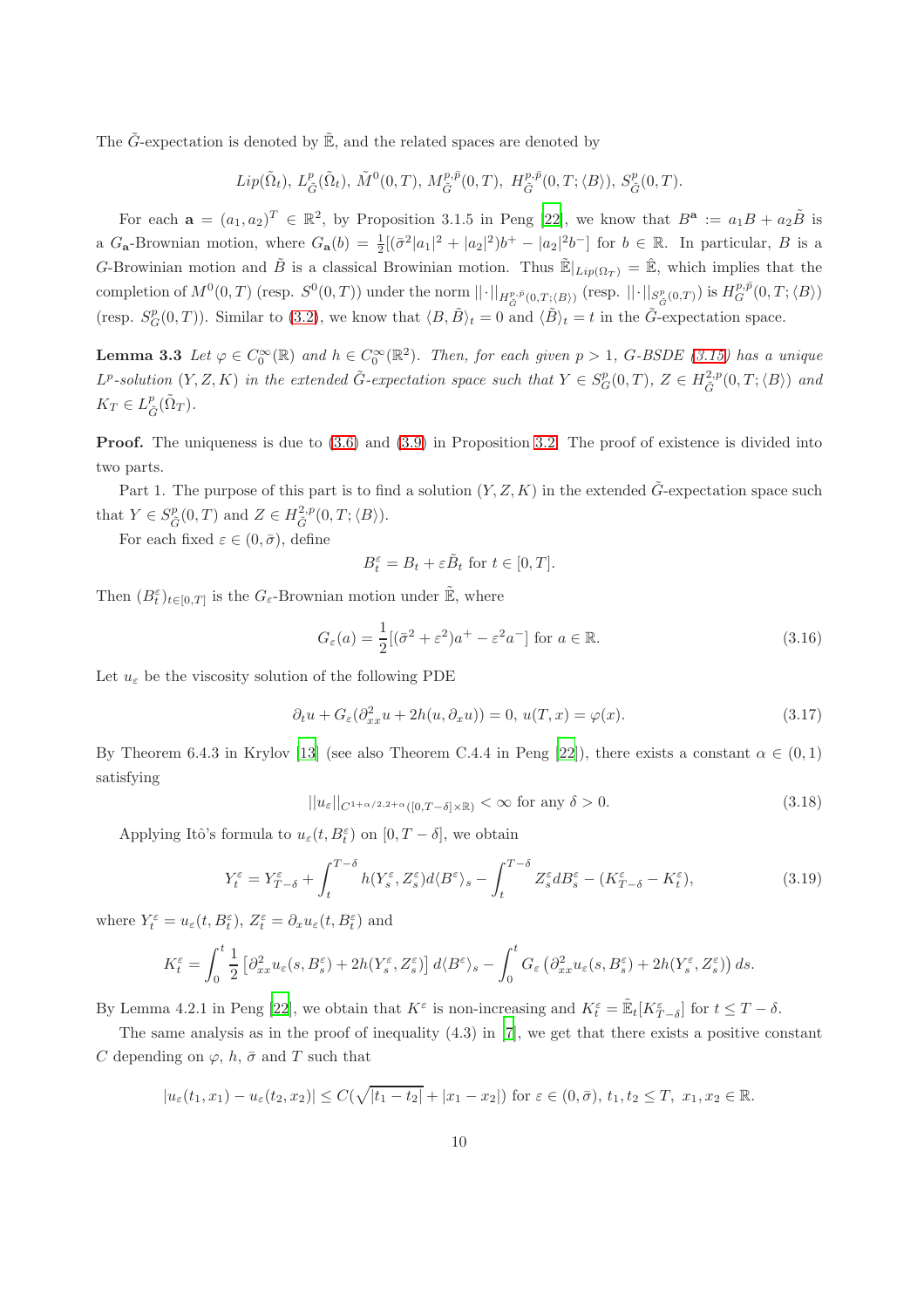The $\tilde{G}$-expectation is denoted by $\tilde{\mathbb{E}}$, and the related spaces are denoted by

$$Lip(\tilde{\Omega}_t),\ L^p_{\tilde{G}}(\tilde{\Omega}_t),\ \tilde{M}^0(0,T),\ M^{p,\bar{p}}_{\tilde{G}}(0,T),\ H^{p,\bar{p}}_{\tilde{G}}(0,T;\langle B\rangle),\ S^p_{\tilde{G}}(0,T).$$

For each $\mathbf{a}=(a_1,a_2)^T\in\mathbb{R}^2$, by Proposition 3.1.5 in Peng [22], we know that $B^{\mathbf{a}}:=a_1B+a_2\tilde{B}$ is a $G_{\mathbf{a}}$-Brownian motion, where $G_{\mathbf{a}}(b)=\frac{1}{2}[(\bar{\sigma}^2|a_1|^2+|a_2|^2)b^+-|a_2|^2b^-]$ for $b\in\mathbb{R}$. In particular, $B$ is a $G$-Browinian motion and $\tilde{B}$ is a classical Browinian motion. Thus $\tilde{\mathbb{E}}|_{Lip(\Omega_T)}=\hat{\mathbb{E}}$, which implies that the completion of $M^0(0,T)$ (resp. $S^0(0,T)$) under the norm $||\cdot||_{H^{p,\bar{p}}_{\tilde{G}}(0,T;\langle B\rangle)}$ (resp. $||\cdot||_{S^p_{\tilde{G}}(0,T)}$) is $H^{p,\bar{p}}_G(0,T;\langle B\rangle)$ (resp. $S^p_G(0,T)$). Similar to (3.2), we know that $\langle B,\tilde{B}\rangle_t=0$ and $\langle\tilde{B}\rangle_t=t$ in the $\tilde{G}$-expectation space.

**Lemma 3.3** *Let $\varphi\in C_0^\infty(\mathbb{R})$ and $h\in C_0^\infty(\mathbb{R}^2)$. Then, for each given $p>1$, G-BSDE (3.15) has a unique $L^p$-solution $(Y,Z,K)$ in the extended $\tilde{G}$-expectation space such that $Y\in S^p_G(0,T)$, $Z\in H^{2,p}_{\tilde{G}}(0,T;\langle B\rangle)$ and $K_T\in L^p_{\tilde{G}}(\tilde{\Omega}_T)$.*

**Proof.** The uniqueness is due to (3.6) and (3.9) in Proposition 3.2. The proof of existence is divided into two parts.

Part 1. The purpose of this part is to find a solution $(Y,Z,K)$ in the extended $\tilde{G}$-expectation space such that $Y\in S^p_{\tilde{G}}(0,T)$ and $Z\in H^{2,p}_{\tilde{G}}(0,T;\langle B\rangle)$.

For each fixed $\varepsilon\in(0,\bar{\sigma})$, define

$$B^\varepsilon_t=B_t+\varepsilon\tilde{B}_t \text{ for } t\in[0,T].$$

Then $(B^\varepsilon_t)_{t\in[0,T]}$ is the $G_\varepsilon$-Brownian motion under $\tilde{\mathbb{E}}$, where

$$G_\varepsilon(a)=\frac{1}{2}[(\bar{\sigma}^2+\varepsilon^2)a^+-\varepsilon^2a^-] \text{ for } a\in\mathbb{R}. \tag{3.16}$$

Let $u_\varepsilon$ be the viscosity solution of the following PDE

$$\partial_t u+G_\varepsilon(\partial^2_{xx}u+2h(u,\partial_x u))=0,\ u(T,x)=\varphi(x). \tag{3.17}$$

By Theorem 6.4.3 in Krylov [13] (see also Theorem C.4.4 in Peng [22]), there exists a constant $\alpha\in(0,1)$ satisfying

$$||u_\varepsilon||_{C^{1+\alpha/2,2+\alpha}([0,T-\delta]\times\mathbb{R})}<\infty \text{ for any } \delta>0. \tag{3.18}$$

Applying Itô's formula to $u_\varepsilon(t,B^\varepsilon_t)$ on $[0,T-\delta]$, we obtain

$$Y^\varepsilon_t=Y^\varepsilon_{T-\delta}+\int_t^{T-\delta}h(Y^\varepsilon_s,Z^\varepsilon_s)d\langle B^\varepsilon\rangle_s-\int_t^{T-\delta}Z^\varepsilon_s dB^\varepsilon_s-(K^\varepsilon_{T-\delta}-K^\varepsilon_t), \tag{3.19}$$

where $Y^\varepsilon_t=u_\varepsilon(t,B^\varepsilon_t)$, $Z^\varepsilon_t=\partial_x u_\varepsilon(t,B^\varepsilon_t)$ and

$$K^\varepsilon_t=\int_0^t\frac{1}{2}\left[\partial^2_{xx}u_\varepsilon(s,B^\varepsilon_s)+2h(Y^\varepsilon_s,Z^\varepsilon_s)\right]d\langle B^\varepsilon\rangle_s-\int_0^t G_\varepsilon\left(\partial^2_{xx}u_\varepsilon(s,B^\varepsilon_s)+2h(Y^\varepsilon_s,Z^\varepsilon_s)\right)ds.$$

By Lemma 4.2.1 in Peng [22], we obtain that $K^\varepsilon$ is non-increasing and $K^\varepsilon_t=\tilde{\mathbb{E}}_t[K^\varepsilon_{T-\delta}]$ for $t\leq T-\delta$.

The same analysis as in the proof of inequality (4.3) in [7], we get that there exists a positive constant $C$ depending on $\varphi$, $h$, $\bar{\sigma}$ and $T$ such that

$$|u_\varepsilon(t_1,x_1)-u_\varepsilon(t_2,x_2)|\leq C(\sqrt{|t_1-t_2|}+|x_1-x_2|) \text{ for } \varepsilon\in(0,\bar{\sigma}),\ t_1,t_2\leq T,\ x_1,x_2\in\mathbb{R}.$$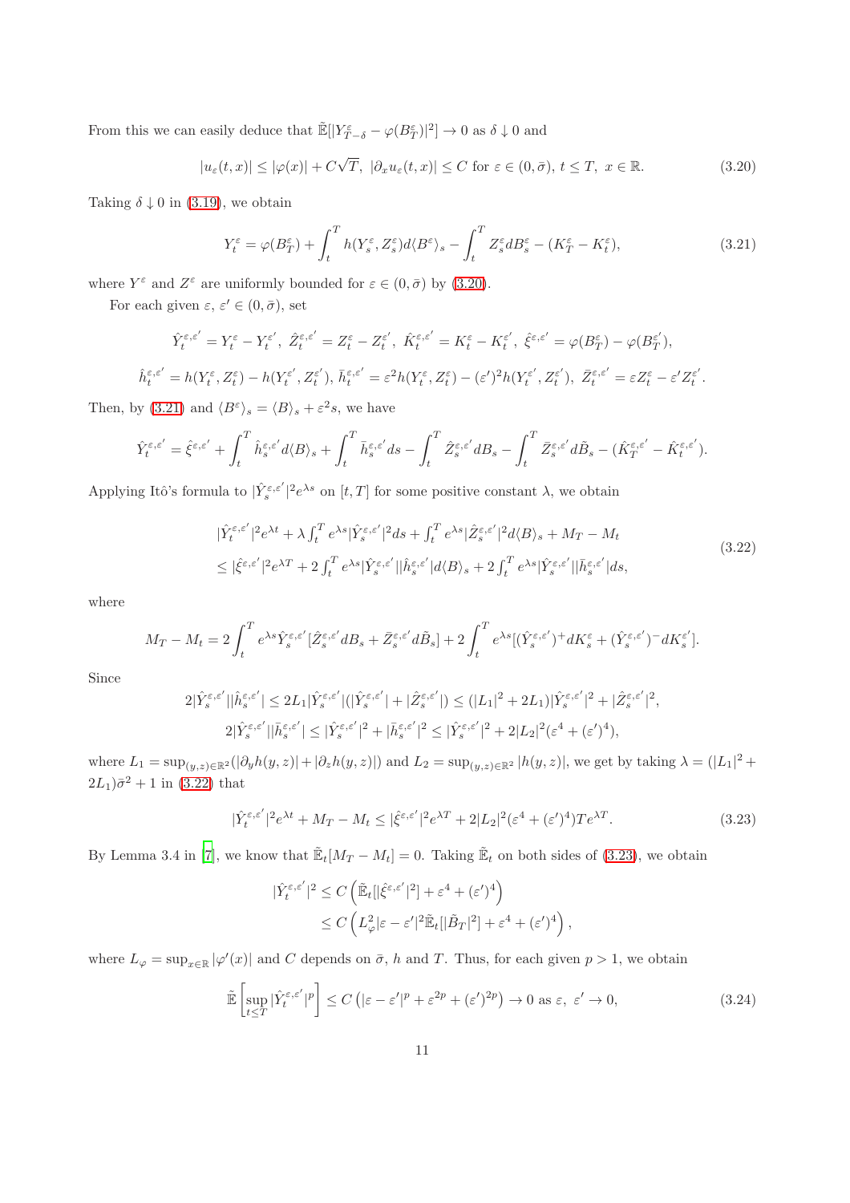From this we can easily deduce that $\tilde{\mathbb{E}}[|Y^{\varepsilon}_{T-\delta} - \varphi(B^{\varepsilon}_T)|^2] \to 0$ as $\delta \downarrow 0$ and

$$|u_\varepsilon(t,x)| \le |\varphi(x)| + C\sqrt{T},\ |\partial_x u_\varepsilon(t,x)| \le C \text{ for } \varepsilon \in (0,\bar{\sigma}),\ t \le T,\ x \in \mathbb{R}. \tag{3.20}$$

Taking $\delta \downarrow 0$ in (3.19), we obtain

$$Y^{\varepsilon}_t = \varphi(B^{\varepsilon}_T) + \int_t^T h(Y^{\varepsilon}_s, Z^{\varepsilon}_s) d\langle B^{\varepsilon}\rangle_s - \int_t^T Z^{\varepsilon}_s dB^{\varepsilon}_s - (K^{\varepsilon}_T - K^{\varepsilon}_t), \tag{3.21}$$

where $Y^{\varepsilon}$ and $Z^{\varepsilon}$ are uniformly bounded for $\varepsilon \in (0,\bar{\sigma})$ by (3.20).

For each given $\varepsilon$, $\varepsilon' \in (0,\bar{\sigma})$, set

$$\hat{Y}^{\varepsilon,\varepsilon'}_t = Y^{\varepsilon}_t - Y^{\varepsilon'}_t,\ \hat{Z}^{\varepsilon,\varepsilon'}_t = Z^{\varepsilon}_t - Z^{\varepsilon'}_t,\ \hat{K}^{\varepsilon,\varepsilon'}_t = K^{\varepsilon}_t - K^{\varepsilon'}_t,\ \hat{\xi}^{\varepsilon,\varepsilon'} = \varphi(B^{\varepsilon}_T) - \varphi(B^{\varepsilon'}_T),$$

$$\hat{h}^{\varepsilon,\varepsilon'}_t = h(Y^{\varepsilon}_t, Z^{\varepsilon}_t) - h(Y^{\varepsilon'}_t, Z^{\varepsilon'}_t),\ \bar{h}^{\varepsilon,\varepsilon'}_t = \varepsilon^2 h(Y^{\varepsilon}_t, Z^{\varepsilon}_t) - (\varepsilon')^2 h(Y^{\varepsilon'}_t, Z^{\varepsilon'}_t),\ \bar{Z}^{\varepsilon,\varepsilon'}_t = \varepsilon Z^{\varepsilon}_t - \varepsilon' Z^{\varepsilon'}_t.$$

Then, by (3.21) and $\langle B^{\varepsilon}\rangle_s = \langle B\rangle_s + \varepsilon^2 s$, we have

$$\hat{Y}^{\varepsilon,\varepsilon'}_t = \hat{\xi}^{\varepsilon,\varepsilon'} + \int_t^T \hat{h}^{\varepsilon,\varepsilon'}_s d\langle B\rangle_s + \int_t^T \bar{h}^{\varepsilon,\varepsilon'}_s ds - \int_t^T \hat{Z}^{\varepsilon,\varepsilon'}_s dB_s - \int_t^T \bar{Z}^{\varepsilon,\varepsilon'}_s d\tilde{B}_s - (\hat{K}^{\varepsilon,\varepsilon'}_T - \hat{K}^{\varepsilon,\varepsilon'}_t).$$

Applying Itô's formula to $|\hat{Y}^{\varepsilon,\varepsilon'}_s|^2 e^{\lambda s}$ on $[t,T]$ for some positive constant $\lambda$, we obtain

$$\begin{aligned} &|\hat{Y}^{\varepsilon,\varepsilon'}_t|^2 e^{\lambda t} + \lambda \textstyle\int_t^T e^{\lambda s}|\hat{Y}^{\varepsilon,\varepsilon'}_s|^2 ds + \int_t^T e^{\lambda s}|\hat{Z}^{\varepsilon,\varepsilon'}_s|^2 d\langle B\rangle_s + M_T - M_t \\ &\le |\hat{\xi}^{\varepsilon,\varepsilon'}|^2 e^{\lambda T} + 2\textstyle\int_t^T e^{\lambda s}|\hat{Y}^{\varepsilon,\varepsilon'}_s||\hat{h}^{\varepsilon,\varepsilon'}_s| d\langle B\rangle_s + 2\int_t^T e^{\lambda s}|\hat{Y}^{\varepsilon,\varepsilon'}_s||\bar{h}^{\varepsilon,\varepsilon'}_s| ds, \end{aligned} \tag{3.22}$$

where

$$M_T - M_t = 2\int_t^T e^{\lambda s}\hat{Y}^{\varepsilon,\varepsilon'}_s[\hat{Z}^{\varepsilon,\varepsilon'}_s dB_s + \bar{Z}^{\varepsilon,\varepsilon'}_s d\tilde{B}_s] + 2\int_t^T e^{\lambda s}[(\hat{Y}^{\varepsilon,\varepsilon'}_s)^+ dK^{\varepsilon}_s + (\hat{Y}^{\varepsilon,\varepsilon'}_s)^- dK^{\varepsilon'}_s].$$

Since

$$2|\hat{Y}^{\varepsilon,\varepsilon'}_s||\hat{h}^{\varepsilon,\varepsilon'}_s| \le 2L_1|\hat{Y}^{\varepsilon,\varepsilon'}_s|(|\hat{Y}^{\varepsilon,\varepsilon'}_s| + |\hat{Z}^{\varepsilon,\varepsilon'}_s|) \le (|L_1|^2 + 2L_1)|\hat{Y}^{\varepsilon,\varepsilon'}_s|^2 + |\hat{Z}^{\varepsilon,\varepsilon'}_s|^2,$$

$$2|\hat{Y}^{\varepsilon,\varepsilon'}_s||\bar{h}^{\varepsilon,\varepsilon'}_s| \le |\hat{Y}^{\varepsilon,\varepsilon'}_s|^2 + |\bar{h}^{\varepsilon,\varepsilon'}_s|^2 \le |\hat{Y}^{\varepsilon,\varepsilon'}_s|^2 + 2|L_2|^2(\varepsilon^4 + (\varepsilon')^4),$$

where $L_1 = \sup_{(y,z)\in\mathbb{R}^2}(|\partial_y h(y,z)| + |\partial_z h(y,z)|)$ and $L_2 = \sup_{(y,z)\in\mathbb{R}^2}|h(y,z)|$, we get by taking $\lambda = (|L_1|^2 + 2L_1)\bar{\sigma}^2 + 1$ in (3.22) that

$$|\hat{Y}^{\varepsilon,\varepsilon'}_t|^2 e^{\lambda t} + M_T - M_t \le |\hat{\xi}^{\varepsilon,\varepsilon'}|^2 e^{\lambda T} + 2|L_2|^2(\varepsilon^4 + (\varepsilon')^4)Te^{\lambda T}. \tag{3.23}$$

By Lemma 3.4 in [7], we know that $\tilde{\mathbb{E}}_t[M_T - M_t] = 0$. Taking $\tilde{\mathbb{E}}_t$ on both sides of (3.23), we obtain

$$\begin{aligned} |\hat{Y}^{\varepsilon,\varepsilon'}_t|^2 &\le C\left(\tilde{\mathbb{E}}_t[|\hat{\xi}^{\varepsilon,\varepsilon'}|^2] + \varepsilon^4 + (\varepsilon')^4\right) \\ &\le C\left(L_\varphi^2|\varepsilon - \varepsilon'|^2\tilde{\mathbb{E}}_t[|\tilde{B}_T|^2] + \varepsilon^4 + (\varepsilon')^4\right), \end{aligned}$$

where $L_\varphi = \sup_{x\in\mathbb{R}}|\varphi'(x)|$ and $C$ depends on $\bar{\sigma}$, $h$ and $T$. Thus, for each given $p > 1$, we obtain

$$\tilde{\mathbb{E}}\left[\sup_{t\le T}|\hat{Y}^{\varepsilon,\varepsilon'}_t|^p\right] \le C\left(|\varepsilon - \varepsilon'|^p + \varepsilon^{2p} + (\varepsilon')^{2p}\right) \to 0 \text{ as } \varepsilon,\ \varepsilon' \to 0, \tag{3.24}$$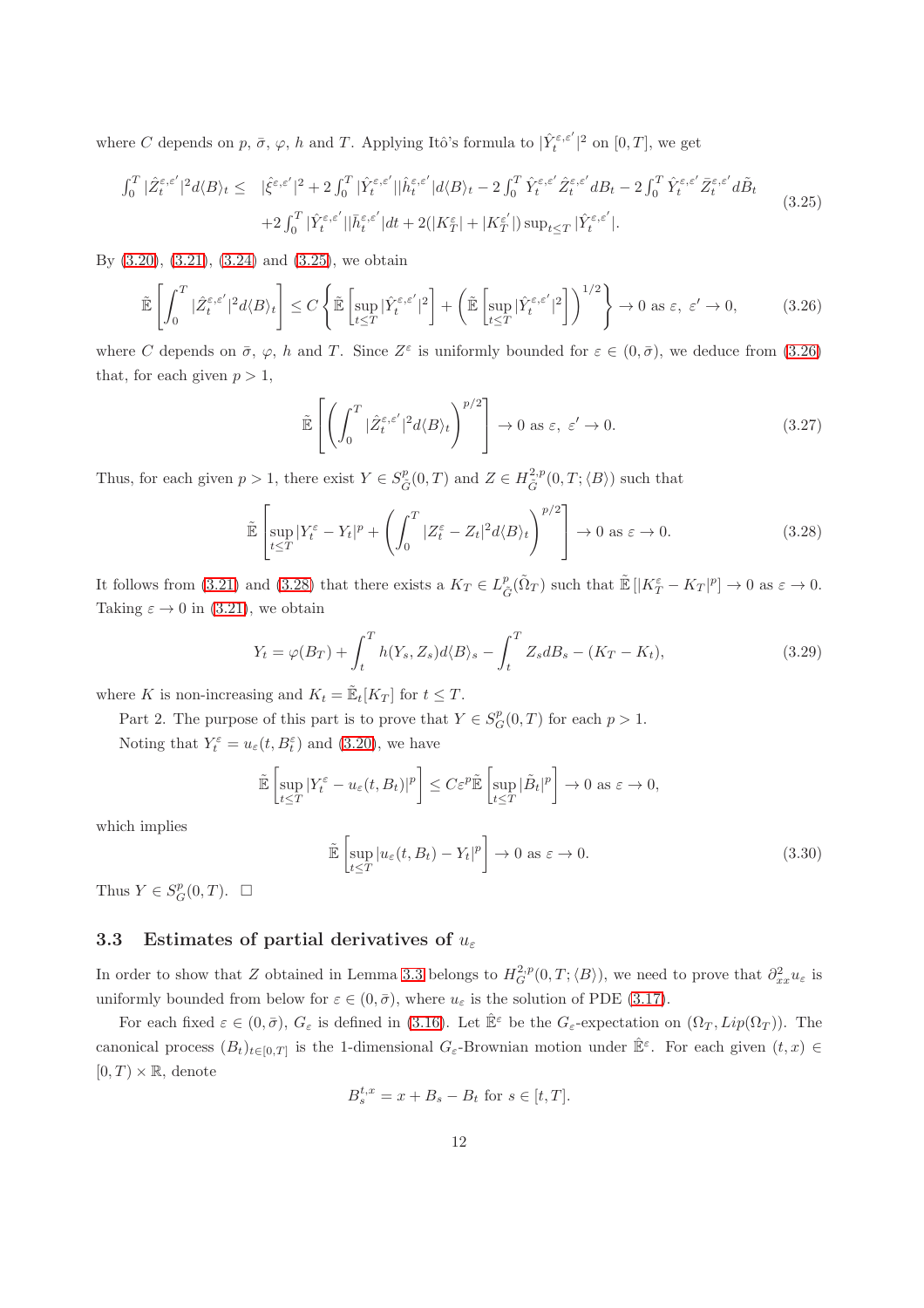where $C$ depends on $p$, $\bar{\sigma}$, $\varphi$, $h$ and $T$. Applying Itô's formula to $|\hat{Y}_t^{\varepsilon,\varepsilon'}|^2$ on $[0,T]$, we get

$$
\begin{aligned}
\int_0^T |\hat{Z}_t^{\varepsilon,\varepsilon'}|^2 d\langle B\rangle_t \leq \ & |\hat{\xi}^{\varepsilon,\varepsilon'}|^2 + 2\int_0^T |\hat{Y}_t^{\varepsilon,\varepsilon'}||\hat{h}_t^{\varepsilon,\varepsilon'}|d\langle B\rangle_t - 2\int_0^T \hat{Y}_t^{\varepsilon,\varepsilon'}\hat{Z}_t^{\varepsilon,\varepsilon'}dB_t - 2\int_0^T \hat{Y}_t^{\varepsilon,\varepsilon'}\bar{Z}_t^{\varepsilon,\varepsilon'}d\tilde{B}_t \\
& + 2\int_0^T |\hat{Y}_t^{\varepsilon,\varepsilon'}||\bar{h}_t^{\varepsilon,\varepsilon'}|dt + 2(|K_T^{\varepsilon}| + |K_T^{\varepsilon'}|)\sup_{t\leq T}|\hat{Y}_t^{\varepsilon,\varepsilon'}|.
\end{aligned}
\tag{3.25}
$$

By (3.20), (3.21), (3.24) and (3.25), we obtain

$$
\tilde{\mathbb{E}}\left[\int_0^T |\hat{Z}_t^{\varepsilon,\varepsilon'}|^2 d\langle B\rangle_t\right] \leq C\left\{\tilde{\mathbb{E}}\left[\sup_{t\leq T}|\hat{Y}_t^{\varepsilon,\varepsilon'}|^2\right] + \left(\tilde{\mathbb{E}}\left[\sup_{t\leq T}|\hat{Y}_t^{\varepsilon,\varepsilon'}|^2\right]\right)^{1/2}\right\} \to 0 \text{ as } \varepsilon,\ \varepsilon' \to 0, \tag{3.26}
$$

where $C$ depends on $\bar{\sigma}$, $\varphi$, $h$ and $T$. Since $Z^{\varepsilon}$ is uniformly bounded for $\varepsilon \in (0,\bar{\sigma})$, we deduce from (3.26) that, for each given $p > 1$,

$$
\tilde{\mathbb{E}}\left[\left(\int_0^T |\hat{Z}_t^{\varepsilon,\varepsilon'}|^2 d\langle B\rangle_t\right)^{p/2}\right] \to 0 \text{ as } \varepsilon,\ \varepsilon' \to 0. \tag{3.27}
$$

Thus, for each given $p > 1$, there exist $Y \in S_{\tilde{G}}^p(0,T)$ and $Z \in H_{\tilde{G}}^{2,p}(0,T;\langle B\rangle)$ such that

$$
\tilde{\mathbb{E}}\left[\sup_{t\leq T}|Y_t^{\varepsilon} - Y_t|^p + \left(\int_0^T |Z_t^{\varepsilon} - Z_t|^2 d\langle B\rangle_t\right)^{p/2}\right] \to 0 \text{ as } \varepsilon \to 0. \tag{3.28}
$$

It follows from (3.21) and (3.28) that there exists a $K_T \in L_{\tilde{G}}^p(\tilde{\Omega}_T)$ such that $\tilde{\mathbb{E}}\left[|K_T^{\varepsilon} - K_T|^p\right] \to 0$ as $\varepsilon \to 0$. Taking $\varepsilon \to 0$ in (3.21), we obtain

$$
Y_t = \varphi(B_T) + \int_t^T h(Y_s, Z_s)d\langle B\rangle_s - \int_t^T Z_s dB_s - (K_T - K_t), \tag{3.29}
$$

where $K$ is non-increasing and $K_t = \tilde{\mathbb{E}}_t[K_T]$ for $t \leq T$.

Part 2. The purpose of this part is to prove that $Y \in S_G^p(0,T)$ for each $p > 1$.

Noting that $Y_t^{\varepsilon} = u_{\varepsilon}(t, B_t^{\varepsilon})$ and (3.20), we have

$$
\tilde{\mathbb{E}}\left[\sup_{t\leq T}|Y_t^{\varepsilon} - u_{\varepsilon}(t,B_t)|^p\right] \leq C\varepsilon^p \tilde{\mathbb{E}}\left[\sup_{t\leq T}|\tilde{B}_t|^p\right] \to 0 \text{ as } \varepsilon \to 0,
$$

which implies

$$
\tilde{\mathbb{E}}\left[\sup_{t\leq T}|u_{\varepsilon}(t,B_t) - Y_t|^p\right] \to 0 \text{ as } \varepsilon \to 0. \tag{3.30}
$$

Thus $Y \in S_G^p(0,T)$. $\square$

### 3.3 Estimates of partial derivatives of $u_{\varepsilon}$

In order to show that $Z$ obtained in Lemma 3.3 belongs to $H_G^{2,p}(0,T;\langle B\rangle)$, we need to prove that $\partial_{xx}^2 u_{\varepsilon}$ is uniformly bounded from below for $\varepsilon \in (0,\bar{\sigma})$, where $u_{\varepsilon}$ is the solution of PDE (3.17).

For each fixed $\varepsilon \in (0,\bar{\sigma})$, $G_{\varepsilon}$ is defined in (3.16). Let $\hat{\mathbb{E}}^{\varepsilon}$ be the $G_{\varepsilon}$-expectation on $(\Omega_T, Lip(\Omega_T))$. The canonical process $(B_t)_{t\in[0,T]}$ is the 1-dimensional $G_{\varepsilon}$-Brownian motion under $\hat{\mathbb{E}}^{\varepsilon}$. For each given $(t,x) \in [0,T) \times \mathbb{R}$, denote

$$
B_s^{t,x} = x + B_s - B_t \text{ for } s \in [t,T].
$$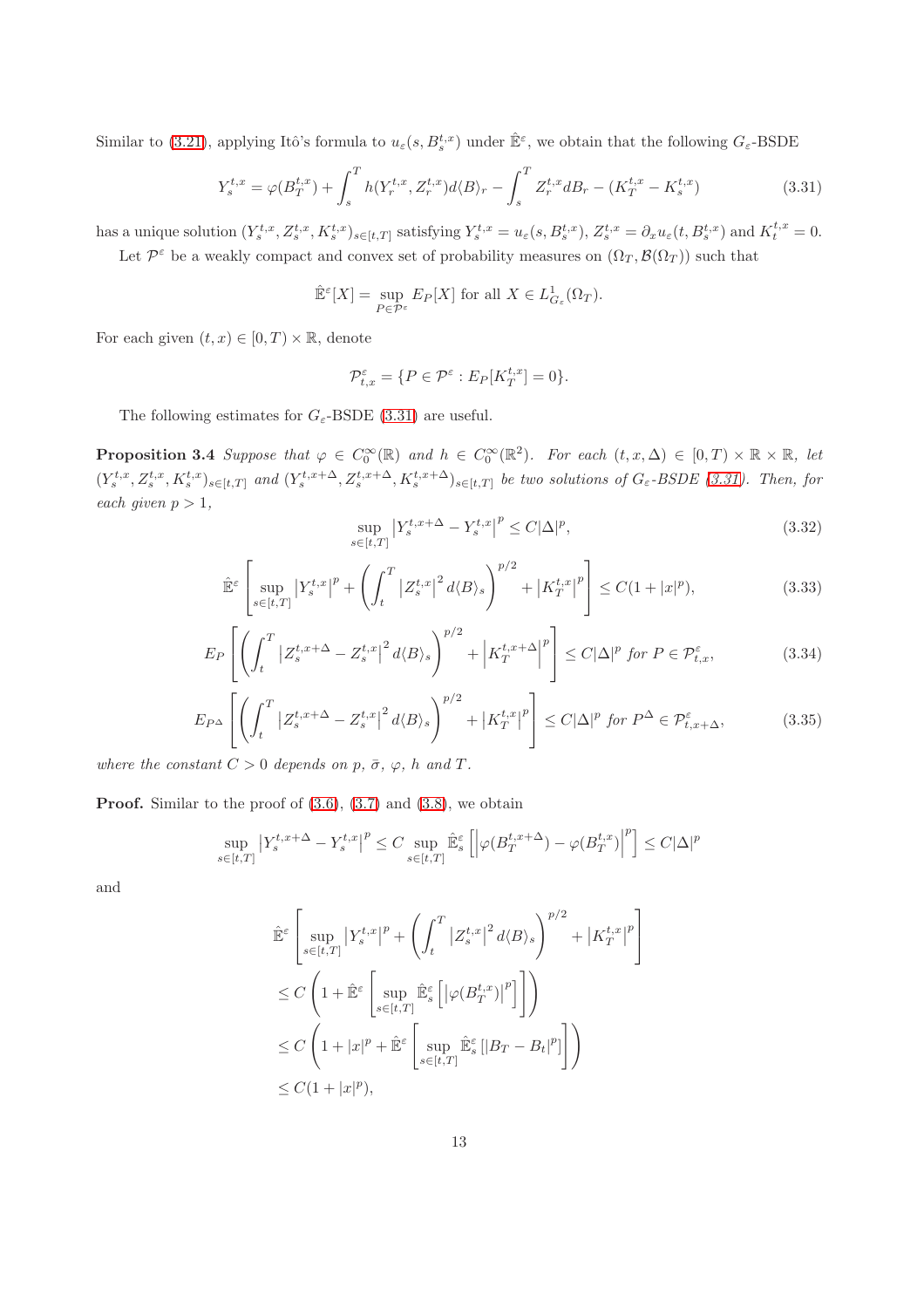Similar to (3.21), applying Itô's formula to $u_\varepsilon(s, B_s^{t,x})$ under $\hat{\mathbb{E}}^\varepsilon$, we obtain that the following $G_\varepsilon$-BSDE

$$
Y_s^{t,x} = \varphi(B_T^{t,x}) + \int_s^T h(Y_r^{t,x}, Z_r^{t,x}) d\langle B\rangle_r - \int_s^T Z_r^{t,x} dB_r - (K_T^{t,x} - K_s^{t,x}) \tag{3.31}
$$

has a unique solution $(Y_s^{t,x}, Z_s^{t,x}, K_s^{t,x})_{s\in[t,T]}$ satisfying $Y_s^{t,x} = u_\varepsilon(s, B_s^{t,x})$, $Z_s^{t,x} = \partial_x u_\varepsilon(t, B_s^{t,x})$ and $K_t^{t,x} = 0$.

Let $\mathcal{P}^\varepsilon$ be a weakly compact and convex set of probability measures on $(\Omega_T, \mathcal{B}(\Omega_T))$ such that

$$
\hat{\mathbb{E}}^\varepsilon[X] = \sup_{P\in\mathcal{P}^\varepsilon} E_P[X] \text{ for all } X \in L^1_{G_\varepsilon}(\Omega_T).
$$

For each given $(t, x) \in [0, T) \times \mathbb{R}$, denote

$$
\mathcal{P}^\varepsilon_{t,x} = \{P \in \mathcal{P}^\varepsilon : E_P[K_T^{t,x}] = 0\}.
$$

The following estimates for $G_\varepsilon$-BSDE (3.31) are useful.

**Proposition 3.4** *Suppose that $\varphi \in C_0^\infty(\mathbb{R})$ and $h \in C_0^\infty(\mathbb{R}^2)$. For each $(t, x, \Delta) \in [0, T) \times \mathbb{R} \times \mathbb{R}$, let $(Y_s^{t,x}, Z_s^{t,x}, K_s^{t,x})_{s\in[t,T]}$ and $(Y_s^{t,x+\Delta}, Z_s^{t,x+\Delta}, K_s^{t,x+\Delta})_{s\in[t,T]}$ be two solutions of $G_\varepsilon$-BSDE (3.31). Then, for each given $p > 1$,*

$$
\sup_{s\in[t,T]} \left|Y_s^{t,x+\Delta} - Y_s^{t,x}\right|^p \le C|\Delta|^p, \tag{3.32}
$$

$$
\hat{\mathbb{E}}^\varepsilon\left[\sup_{s\in[t,T]} \left|Y_s^{t,x}\right|^p + \left(\int_t^T \left|Z_s^{t,x}\right|^2 d\langle B\rangle_s\right)^{p/2} + \left|K_T^{t,x}\right|^p\right] \le C(1 + |x|^p), \tag{3.33}
$$

$$
E_P\left[\left(\int_t^T \left|Z_s^{t,x+\Delta} - Z_s^{t,x}\right|^2 d\langle B\rangle_s\right)^{p/2} + \left|K_T^{t,x+\Delta}\right|^p\right] \le C|\Delta|^p \text{ for } P \in \mathcal{P}^\varepsilon_{t,x}, \tag{3.34}
$$

$$
E_{P^\Delta}\left[\left(\int_t^T \left|Z_s^{t,x+\Delta} - Z_s^{t,x}\right|^2 d\langle B\rangle_s\right)^{p/2} + \left|K_T^{t,x}\right|^p\right] \le C|\Delta|^p \text{ for } P^\Delta \in \mathcal{P}^\varepsilon_{t,x+\Delta}, \tag{3.35}
$$

*where the constant $C > 0$ depends on $p$, $\bar{\sigma}$, $\varphi$, $h$ and $T$.*

**Proof.** Similar to the proof of (3.6), (3.7) and (3.8), we obtain

$$
\sup_{s\in[t,T]} \left|Y_s^{t,x+\Delta} - Y_s^{t,x}\right|^p \le C \sup_{s\in[t,T]} \hat{\mathbb{E}}_s^\varepsilon\left[\left|\varphi(B_T^{t,x+\Delta}) - \varphi(B_T^{t,x})\right|^p\right] \le C|\Delta|^p
$$

and

$$
\begin{aligned}
&\hat{\mathbb{E}}^\varepsilon\left[\sup_{s\in[t,T]} \left|Y_s^{t,x}\right|^p + \left(\int_t^T \left|Z_s^{t,x}\right|^2 d\langle B\rangle_s\right)^{p/2} + \left|K_T^{t,x}\right|^p\right] \\
&\le C\left(1 + \hat{\mathbb{E}}^\varepsilon\left[\sup_{s\in[t,T]} \hat{\mathbb{E}}_s^\varepsilon\left[\left|\varphi(B_T^{t,x})\right|^p\right]\right]\right) \\
&\le C\left(1 + |x|^p + \hat{\mathbb{E}}^\varepsilon\left[\sup_{s\in[t,T]} \hat{\mathbb{E}}_s^\varepsilon\left[|B_T - B_t|^p\right]\right]\right) \\
&\le C(1 + |x|^p),
\end{aligned}
$$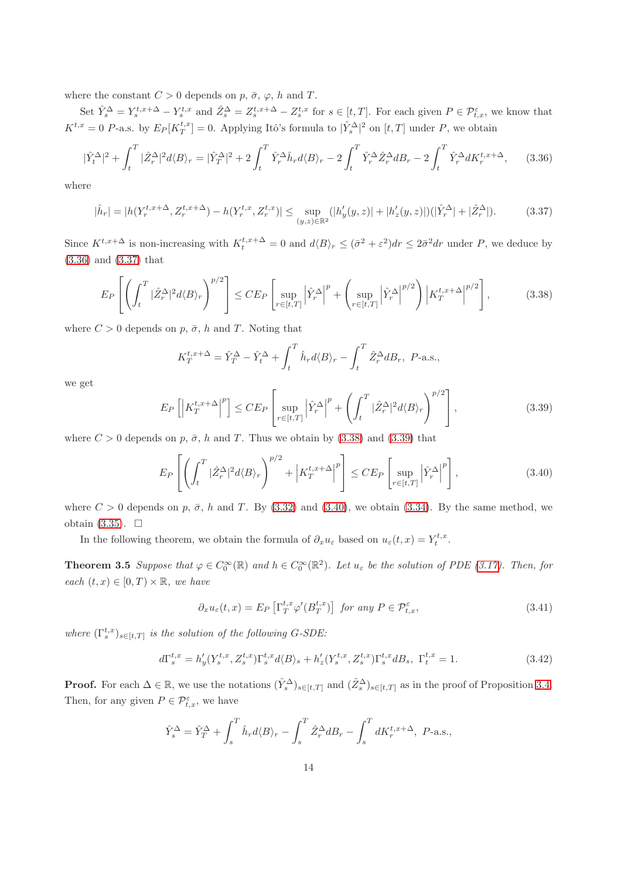where the constant $C>0$ depends on $p$, $\bar{\sigma}$, $\varphi$, $h$ and $T$.

Set $\hat{Y}_s^{\Delta}=Y_s^{t,x+\Delta}-Y_s^{t,x}$ and $\hat{Z}_s^{\Delta}=Z_s^{t,x+\Delta}-Z_s^{t,x}$ for $s\in[t,T]$. For each given $P\in\mathcal{P}_{t,x}^{\varepsilon}$, we know that $K^{t,x}=0$ $P$-a.s. by $E_P[K_T^{t,x}]=0$. Applying Itô's formula to $|\hat{Y}_s^{\Delta}|^2$ on $[t,T]$ under $P$, we obtain

$$|\hat{Y}_t^{\Delta}|^2+\int_t^T|\hat{Z}_r^{\Delta}|^2d\langle B\rangle_r=|\hat{Y}_T^{\Delta}|^2+2\int_t^T\hat{Y}_r^{\Delta}\hat{h}_rd\langle B\rangle_r-2\int_t^T\hat{Y}_r^{\Delta}\hat{Z}_r^{\Delta}dB_r-2\int_t^T\hat{Y}_r^{\Delta}dK_r^{t,x+\Delta},\tag{3.36}$$

where

$$|\hat{h}_r|=|h(Y_r^{t,x+\Delta},Z_r^{t,x+\Delta})-h(Y_r^{t,x},Z_r^{t,x})|\leq\sup_{(y,z)\in\mathbb{R}^2}(|h_y'(y,z)|+|h_z'(y,z)|)(|\hat{Y}_r^{\Delta}|+|\hat{Z}_r^{\Delta}|).\tag{3.37}$$

Since $K^{t,x+\Delta}$ is non-increasing with $K_t^{t,x+\Delta}=0$ and $d\langle B\rangle_r\leq(\bar{\sigma}^2+\varepsilon^2)dr\leq 2\bar{\sigma}^2dr$ under $P$, we deduce by (3.36) and (3.37) that

$$E_P\left[\left(\int_t^T|\hat{Z}_r^{\Delta}|^2d\langle B\rangle_r\right)^{p/2}\right]\leq CE_P\left[\sup_{r\in[t,T]}\left|\hat{Y}_r^{\Delta}\right|^p+\left(\sup_{r\in[t,T]}\left|\hat{Y}_r^{\Delta}\right|^{p/2}\right)\left|K_T^{t,x+\Delta}\right|^{p/2}\right],\tag{3.38}$$

where $C>0$ depends on $p$, $\bar{\sigma}$, $h$ and $T$. Noting that

$$K_T^{t,x+\Delta}=\hat{Y}_T^{\Delta}-\hat{Y}_t^{\Delta}+\int_t^T\hat{h}_rd\langle B\rangle_r-\int_t^T\hat{Z}_r^{\Delta}dB_r,\ P\text{-a.s.},$$

we get

$$E_P\left[\left|K_T^{t,x+\Delta}\right|^p\right]\leq CE_P\left[\sup_{r\in[t,T]}\left|\hat{Y}_r^{\Delta}\right|^p+\left(\int_t^T|\hat{Z}_r^{\Delta}|^2d\langle B\rangle_r\right)^{p/2}\right],\tag{3.39}$$

where $C>0$ depends on $p$, $\bar{\sigma}$, $h$ and $T$. Thus we obtain by (3.38) and (3.39) that

$$E_P\left[\left(\int_t^T|\hat{Z}_r^{\Delta}|^2d\langle B\rangle_r\right)^{p/2}+\left|K_T^{t,x+\Delta}\right|^p\right]\leq CE_P\left[\sup_{r\in[t,T]}\left|\hat{Y}_r^{\Delta}\right|^p\right],\tag{3.40}$$

where $C>0$ depends on $p$, $\bar{\sigma}$, $h$ and $T$. By (3.32) and (3.40), we obtain (3.34). By the same method, we obtain (3.35). $\square$

In the following theorem, we obtain the formula of $\partial_xu_\varepsilon$ based on $u_\varepsilon(t,x)=Y_t^{t,x}$.

**Theorem 3.5** *Suppose that $\varphi\in C_0^\infty(\mathbb{R})$ and $h\in C_0^\infty(\mathbb{R}^2)$. Let $u_\varepsilon$ be the solution of PDE (3.17). Then, for each $(t,x)\in[0,T)\times\mathbb{R}$, we have*

$$\partial_xu_\varepsilon(t,x)=E_P\left[\Gamma_T^{t,x}\varphi'(B_T^{t,x})\right]\ \text{for any } P\in\mathcal{P}_{t,x}^{\varepsilon},\tag{3.41}$$

*where $(\Gamma_s^{t,x})_{s\in[t,T]}$ is the solution of the following G-SDE:*

$$d\Gamma_s^{t,x}=h_y'(Y_s^{t,x},Z_s^{t,x})\Gamma_s^{t,x}d\langle B\rangle_s+h_z'(Y_s^{t,x},Z_s^{t,x})\Gamma_s^{t,x}dB_s,\ \Gamma_t^{t,x}=1.\tag{3.42}$$

**Proof.** For each $\Delta\in\mathbb{R}$, we use the notations $(\hat{Y}_s^{\Delta})_{s\in[t,T]}$ and $(\hat{Z}_s^{\Delta})_{s\in[t,T]}$ as in the proof of Proposition 3.4. Then, for any given $P\in\mathcal{P}_{t,x}^{\varepsilon}$, we have

$$\hat{Y}_s^{\Delta}=\hat{Y}_T^{\Delta}+\int_s^T\hat{h}_rd\langle B\rangle_r-\int_s^T\hat{Z}_r^{\Delta}dB_r-\int_s^TdK_r^{t,x+\Delta},\ P\text{-a.s.},$$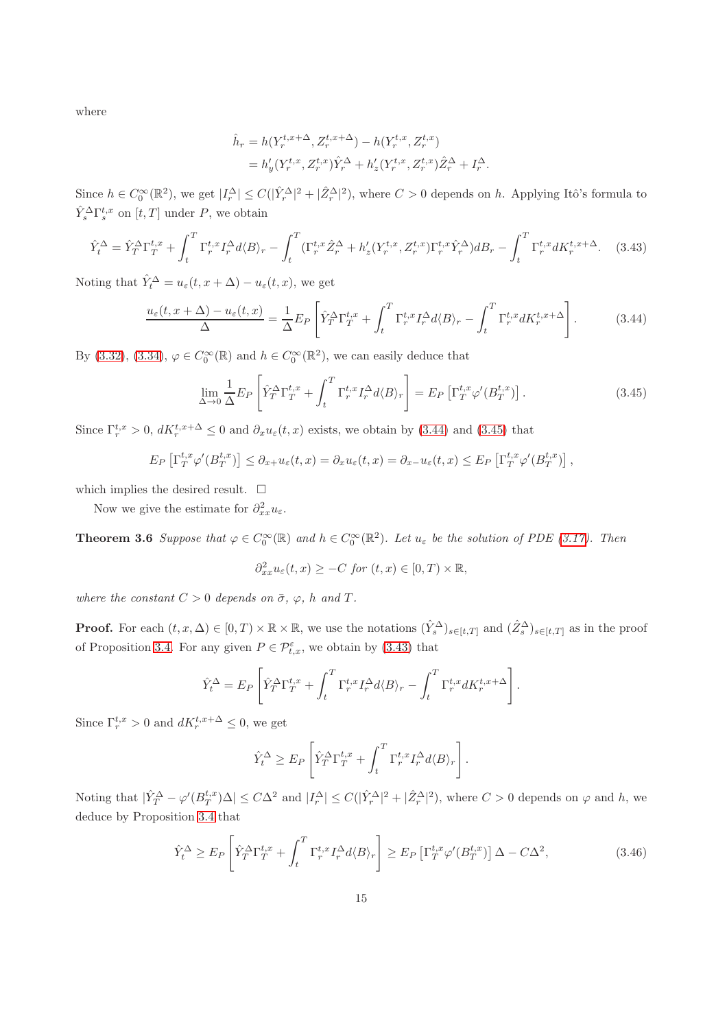where

$$
\begin{aligned}
\hat{h}_r &= h(Y_r^{t,x+\Delta}, Z_r^{t,x+\Delta}) - h(Y_r^{t,x}, Z_r^{t,x}) \\
&= h'_y(Y_r^{t,x}, Z_r^{t,x})\hat{Y}_r^{\Delta} + h'_z(Y_r^{t,x}, Z_r^{t,x})\hat{Z}_r^{\Delta} + I_r^{\Delta}.
\end{aligned}
$$

Since $h \in C_0^\infty(\mathbb{R}^2)$, we get $|I_r^\Delta| \leq C(|\hat{Y}_r^\Delta|^2 + |\hat{Z}_r^\Delta|^2)$, where $C > 0$ depends on $h$. Applying Itô's formula to $\hat{Y}_s^\Delta \Gamma_s^{t,x}$ on $[t,T]$ under $P$, we obtain

$$
\hat{Y}_t^\Delta = \hat{Y}_T^\Delta \Gamma_T^{t,x} + \int_t^T \Gamma_r^{t,x} I_r^\Delta d\langle B\rangle_r - \int_t^T (\Gamma_r^{t,x}\hat{Z}_r^\Delta + h'_z(Y_r^{t,x}, Z_r^{t,x})\Gamma_r^{t,x}\hat{Y}_r^\Delta) dB_r - \int_t^T \Gamma_r^{t,x} dK_r^{t,x+\Delta}. \tag{3.43}
$$

Noting that $\hat{Y}_t^\Delta = u_\varepsilon(t, x+\Delta) - u_\varepsilon(t,x)$, we get

$$
\frac{u_\varepsilon(t,x+\Delta) - u_\varepsilon(t,x)}{\Delta} = \frac{1}{\Delta} E_P\left[\hat{Y}_T^\Delta \Gamma_T^{t,x} + \int_t^T \Gamma_r^{t,x} I_r^\Delta d\langle B\rangle_r - \int_t^T \Gamma_r^{t,x} dK_r^{t,x+\Delta}\right]. \tag{3.44}
$$

By (3.32), (3.34), $\varphi \in C_0^\infty(\mathbb{R})$ and $h \in C_0^\infty(\mathbb{R}^2)$, we can easily deduce that

$$
\lim_{\Delta \to 0} \frac{1}{\Delta} E_P\left[\hat{Y}_T^\Delta \Gamma_T^{t,x} + \int_t^T \Gamma_r^{t,x} I_r^\Delta d\langle B\rangle_r\right] = E_P\left[\Gamma_T^{t,x}\varphi'(B_T^{t,x})\right]. \tag{3.45}
$$

Since $\Gamma_r^{t,x} > 0$, $dK_r^{t,x+\Delta} \leq 0$ and $\partial_x u_\varepsilon(t,x)$ exists, we obtain by (3.44) and (3.45) that

$$
E_P\left[\Gamma_T^{t,x}\varphi'(B_T^{t,x})\right] \leq \partial_{x+} u_\varepsilon(t,x) = \partial_x u_\varepsilon(t,x) = \partial_{x-} u_\varepsilon(t,x) \leq E_P\left[\Gamma_T^{t,x}\varphi'(B_T^{t,x})\right],
$$

which implies the desired result. $\square$

Now we give the estimate for $\partial_{xx}^2 u_\varepsilon$.

**Theorem 3.6** *Suppose that $\varphi \in C_0^\infty(\mathbb{R})$ and $h \in C_0^\infty(\mathbb{R}^2)$. Let $u_\varepsilon$ be the solution of PDE (3.17). Then*

$$
\partial_{xx}^2 u_\varepsilon(t,x) \geq -C \text{ for } (t,x) \in [0,T) \times \mathbb{R},
$$

*where the constant $C > 0$ depends on $\bar{\sigma}$, $\varphi$, $h$ and $T$.*

**Proof.** For each $(t,x,\Delta) \in [0,T) \times \mathbb{R} \times \mathbb{R}$, we use the notations $(\hat{Y}_s^\Delta)_{s\in[t,T]}$ and $(\hat{Z}_s^\Delta)_{s\in[t,T]}$ as in the proof of Proposition 3.4. For any given $P \in \mathcal{P}_{t,x}^\varepsilon$, we obtain by (3.43) that

$$
\hat{Y}_t^\Delta = E_P\left[\hat{Y}_T^\Delta \Gamma_T^{t,x} + \int_t^T \Gamma_r^{t,x} I_r^\Delta d\langle B\rangle_r - \int_t^T \Gamma_r^{t,x} dK_r^{t,x+\Delta}\right].
$$

Since $\Gamma_r^{t,x} > 0$ and $dK_r^{t,x+\Delta} \leq 0$, we get

$$
\hat{Y}_t^\Delta \geq E_P\left[\hat{Y}_T^\Delta \Gamma_T^{t,x} + \int_t^T \Gamma_r^{t,x} I_r^\Delta d\langle B\rangle_r\right].
$$

Noting that $|\hat{Y}_T^\Delta - \varphi'(B_T^{t,x})\Delta| \leq C\Delta^2$ and $|I_r^\Delta| \leq C(|\hat{Y}_r^\Delta|^2 + |\hat{Z}_r^\Delta|^2)$, where $C > 0$ depends on $\varphi$ and $h$, we deduce by Proposition 3.4 that

$$
\hat{Y}_t^\Delta \geq E_P\left[\hat{Y}_T^\Delta \Gamma_T^{t,x} + \int_t^T \Gamma_r^{t,x} I_r^\Delta d\langle B\rangle_r\right] \geq E_P\left[\Gamma_T^{t,x}\varphi'(B_T^{t,x})\right]\Delta - C\Delta^2, \tag{3.46}
$$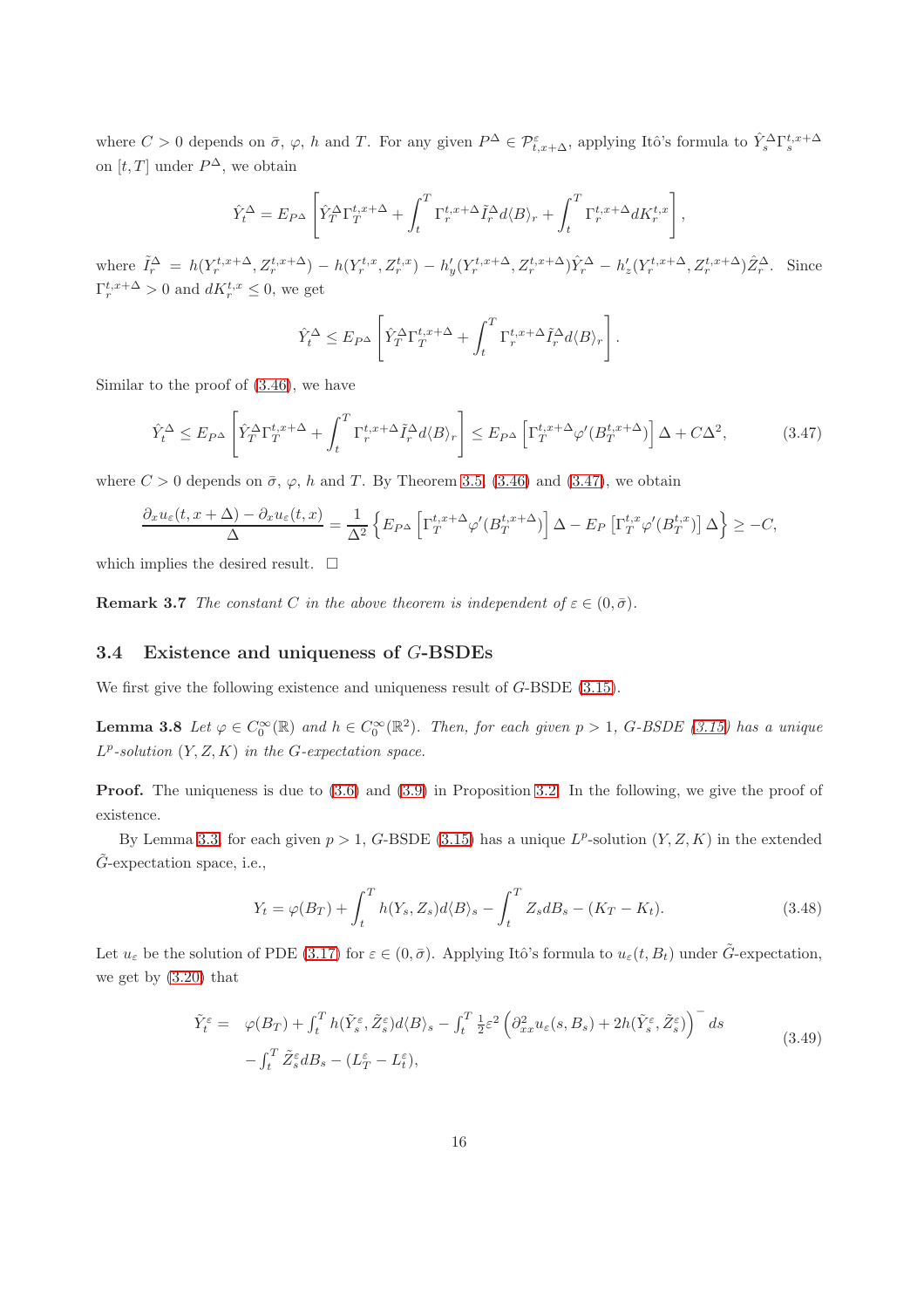where $C > 0$ depends on $\bar{\sigma}$, $\varphi$, $h$ and $T$. For any given $P^\Delta \in \mathcal{P}^\varepsilon_{t,x+\Delta}$, applying Itô's formula to $\hat{Y}^\Delta_s \Gamma^{t,x+\Delta}_s$ on $[t,T]$ under $P^\Delta$, we obtain

$$\hat{Y}^\Delta_t = E_{P^\Delta}\left[\hat{Y}^\Delta_T \Gamma^{t,x+\Delta}_T + \int_t^T \Gamma^{t,x+\Delta}_r \tilde{I}^\Delta_r d\langle B\rangle_r + \int_t^T \Gamma^{t,x+\Delta}_r dK^{t,x}_r\right],$$

where $\tilde{I}^\Delta_r = h(Y^{t,x+\Delta}_r, Z^{t,x+\Delta}_r) - h(Y^{t,x}_r, Z^{t,x}_r) - h'_y(Y^{t,x+\Delta}_r, Z^{t,x+\Delta}_r)\hat{Y}^\Delta_r - h'_z(Y^{t,x+\Delta}_r, Z^{t,x+\Delta}_r)\hat{Z}^\Delta_r$. Since $\Gamma^{t,x+\Delta}_r > 0$ and $dK^{t,x}_r \leq 0$, we get

$$\hat{Y}^\Delta_t \leq E_{P^\Delta}\left[\hat{Y}^\Delta_T \Gamma^{t,x+\Delta}_T + \int_t^T \Gamma^{t,x+\Delta}_r \tilde{I}^\Delta_r d\langle B\rangle_r\right].$$

Similar to the proof of (3.46), we have

$$\hat{Y}^\Delta_t \leq E_{P^\Delta}\left[\hat{Y}^\Delta_T \Gamma^{t,x+\Delta}_T + \int_t^T \Gamma^{t,x+\Delta}_r \tilde{I}^\Delta_r d\langle B\rangle_r\right] \leq E_{P^\Delta}\left[\Gamma^{t,x+\Delta}_T \varphi'(B^{t,x+\Delta}_T)\right]\Delta + C\Delta^2, \tag{3.47}$$

where $C > 0$ depends on $\bar{\sigma}$, $\varphi$, $h$ and $T$. By Theorem 3.5, (3.46) and (3.47), we obtain

$$\frac{\partial_x u_\varepsilon(t, x+\Delta) - \partial_x u_\varepsilon(t,x)}{\Delta} = \frac{1}{\Delta^2}\left\{E_{P^\Delta}\left[\Gamma^{t,x+\Delta}_T \varphi'(B^{t,x+\Delta}_T)\right]\Delta - E_P\left[\Gamma^{t,x}_T \varphi'(B^{t,x}_T)\right]\Delta\right\} \geq -C,$$

which implies the desired result. $\square$

**Remark 3.7** *The constant $C$ in the above theorem is independent of $\varepsilon \in (0, \bar{\sigma})$.*

### 3.4 Existence and uniqueness of $G$-BSDEs

We first give the following existence and uniqueness result of $G$-BSDE (3.15).

**Lemma 3.8** *Let $\varphi \in C_0^\infty(\mathbb{R})$ and $h \in C_0^\infty(\mathbb{R}^2)$. Then, for each given $p > 1$, $G$-BSDE (3.15) has a unique $L^p$-solution $(Y, Z, K)$ in the $G$-expectation space.*

**Proof.** The uniqueness is due to (3.6) and (3.9) in Proposition 3.2. In the following, we give the proof of existence.

By Lemma 3.3, for each given $p > 1$, $G$-BSDE (3.15) has a unique $L^p$-solution $(Y, Z, K)$ in the extended $\tilde{G}$-expectation space, i.e.,

$$Y_t = \varphi(B_T) + \int_t^T h(Y_s, Z_s) d\langle B\rangle_s - \int_t^T Z_s dB_s - (K_T - K_t). \tag{3.48}$$

Let $u_\varepsilon$ be the solution of PDE (3.17) for $\varepsilon \in (0, \bar{\sigma})$. Applying Itô's formula to $u_\varepsilon(t, B_t)$ under $\tilde{G}$-expectation, we get by (3.20) that

$$\begin{aligned}\tilde{Y}^\varepsilon_t = \; & \varphi(B_T) + \int_t^T h(\tilde{Y}^\varepsilon_s, \tilde{Z}^\varepsilon_s) d\langle B\rangle_s - \int_t^T \tfrac{1}{2}\varepsilon^2\left(\partial^2_{xx} u_\varepsilon(s, B_s) + 2h(\tilde{Y}^\varepsilon_s, \tilde{Z}^\varepsilon_s)\right)^- ds \\ & - \int_t^T \tilde{Z}^\varepsilon_s dB_s - (L^\varepsilon_T - L^\varepsilon_t),\end{aligned} \tag{3.49}$$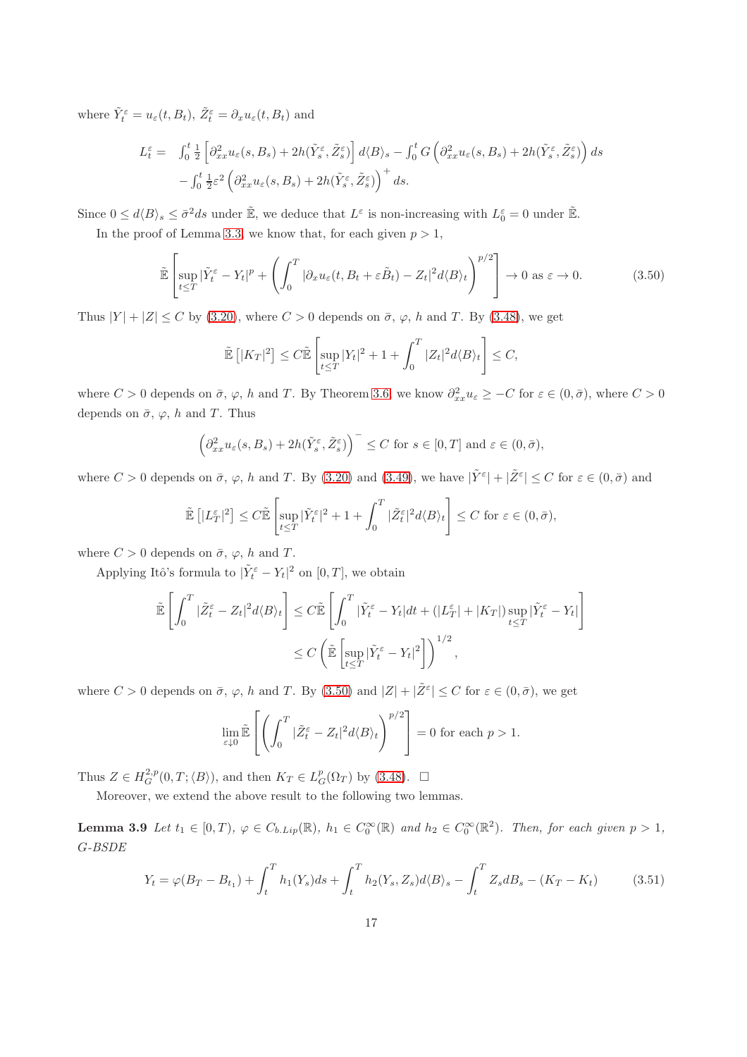where $\tilde{Y}_t^\varepsilon = u_\varepsilon(t, B_t)$, $\tilde{Z}_t^\varepsilon = \partial_x u_\varepsilon(t, B_t)$ and

$$
\begin{aligned}
L_t^\varepsilon = \;& \int_0^t \frac{1}{2}\left[\partial_{xx}^2 u_\varepsilon(s, B_s) + 2h(\tilde{Y}_s^\varepsilon, \tilde{Z}_s^\varepsilon)\right] d\langle B\rangle_s - \int_0^t G\left(\partial_{xx}^2 u_\varepsilon(s, B_s) + 2h(\tilde{Y}_s^\varepsilon, \tilde{Z}_s^\varepsilon)\right) ds \\
& - \int_0^t \frac{1}{2}\varepsilon^2 \left(\partial_{xx}^2 u_\varepsilon(s, B_s) + 2h(\tilde{Y}_s^\varepsilon, \tilde{Z}_s^\varepsilon)\right)^+ ds.
\end{aligned}
$$

Since $0 \leq d\langle B\rangle_s \leq \bar{\sigma}^2 ds$ under $\tilde{\mathbb{E}}$, we deduce that $L^\varepsilon$ is non-increasing with $L_0^\varepsilon = 0$ under $\tilde{\mathbb{E}}$.

In the proof of Lemma 3.3, we know that, for each given $p > 1$,

$$
\tilde{\mathbb{E}}\left[\sup_{t\leq T}|\tilde{Y}_t^\varepsilon - Y_t|^p + \left(\int_0^T |\partial_x u_\varepsilon(t, B_t + \varepsilon\tilde{B}_t) - Z_t|^2 d\langle B\rangle_t\right)^{p/2}\right] \to 0 \text{ as } \varepsilon \to 0. \tag{3.50}
$$

Thus $|Y| + |Z| \leq C$ by (3.20), where $C > 0$ depends on $\bar{\sigma}$, $\varphi$, $h$ and $T$. By (3.48), we get

$$
\tilde{\mathbb{E}}\left[|K_T|^2\right] \leq C\tilde{\mathbb{E}}\left[\sup_{t\leq T}|Y_t|^2 + 1 + \int_0^T |Z_t|^2 d\langle B\rangle_t\right] \leq C,
$$

where $C > 0$ depends on $\bar{\sigma}$, $\varphi$, $h$ and $T$. By Theorem 3.6, we know $\partial_{xx}^2 u_\varepsilon \geq -C$ for $\varepsilon \in (0, \bar{\sigma})$, where $C > 0$ depends on $\bar{\sigma}$, $\varphi$, $h$ and $T$. Thus

$$
\left(\partial_{xx}^2 u_\varepsilon(s, B_s) + 2h(\tilde{Y}_s^\varepsilon, \tilde{Z}_s^\varepsilon)\right)^- \leq C \text{ for } s \in [0, T] \text{ and } \varepsilon \in (0, \bar{\sigma}),
$$

where $C > 0$ depends on $\bar{\sigma}$, $\varphi$, $h$ and $T$. By (3.20) and (3.49), we have $|\tilde{Y}^\varepsilon| + |\tilde{Z}^\varepsilon| \leq C$ for $\varepsilon \in (0, \bar{\sigma})$ and

$$
\tilde{\mathbb{E}}\left[|L_T^\varepsilon|^2\right] \leq C\tilde{\mathbb{E}}\left[\sup_{t\leq T}|\tilde{Y}_t^\varepsilon|^2 + 1 + \int_0^T |\tilde{Z}_t^\varepsilon|^2 d\langle B\rangle_t\right] \leq C \text{ for } \varepsilon \in (0, \bar{\sigma}),
$$

where $C > 0$ depends on $\bar{\sigma}$, $\varphi$, $h$ and $T$.

Applying Itô's formula to $|\tilde{Y}_t^\varepsilon - Y_t|^2$ on $[0, T]$, we obtain

$$
\begin{aligned}
\tilde{\mathbb{E}}\left[\int_0^T |\tilde{Z}_t^\varepsilon - Z_t|^2 d\langle B\rangle_t\right] &\leq C\tilde{\mathbb{E}}\left[\int_0^T |\tilde{Y}_t^\varepsilon - Y_t| dt + (|L_T^\varepsilon| + |K_T|)\sup_{t\leq T}|\tilde{Y}_t^\varepsilon - Y_t|\right] \\
&\leq C\left(\tilde{\mathbb{E}}\left[\sup_{t\leq T}|\tilde{Y}_t^\varepsilon - Y_t|^2\right]\right)^{1/2},
\end{aligned}
$$

where $C > 0$ depends on $\bar{\sigma}$, $\varphi$, $h$ and $T$. By (3.50) and $|Z| + |\tilde{Z}^\varepsilon| \leq C$ for $\varepsilon \in (0, \bar{\sigma})$, we get

$$
\lim_{\varepsilon\downarrow 0}\tilde{\mathbb{E}}\left[\left(\int_0^T |\tilde{Z}_t^\varepsilon - Z_t|^2 d\langle B\rangle_t\right)^{p/2}\right] = 0 \text{ for each } p > 1.
$$

Thus $Z \in H_G^{2,p}(0, T; \langle B\rangle)$, and then $K_T \in L_G^p(\Omega_T)$ by (3.48). $\square$

Moreover, we extend the above result to the following two lemmas.

**Lemma 3.9** *Let $t_1 \in [0, T)$, $\varphi \in C_{b.Lip}(\mathbb{R})$, $h_1 \in C_0^\infty(\mathbb{R})$ and $h_2 \in C_0^\infty(\mathbb{R}^2)$. Then, for each given $p > 1$, G-BSDE*

$$
Y_t = \varphi(B_T - B_{t_1}) + \int_t^T h_1(Y_s) ds + \int_t^T h_2(Y_s, Z_s) d\langle B\rangle_s - \int_t^T Z_s dB_s - (K_T - K_t) \tag{3.51}
$$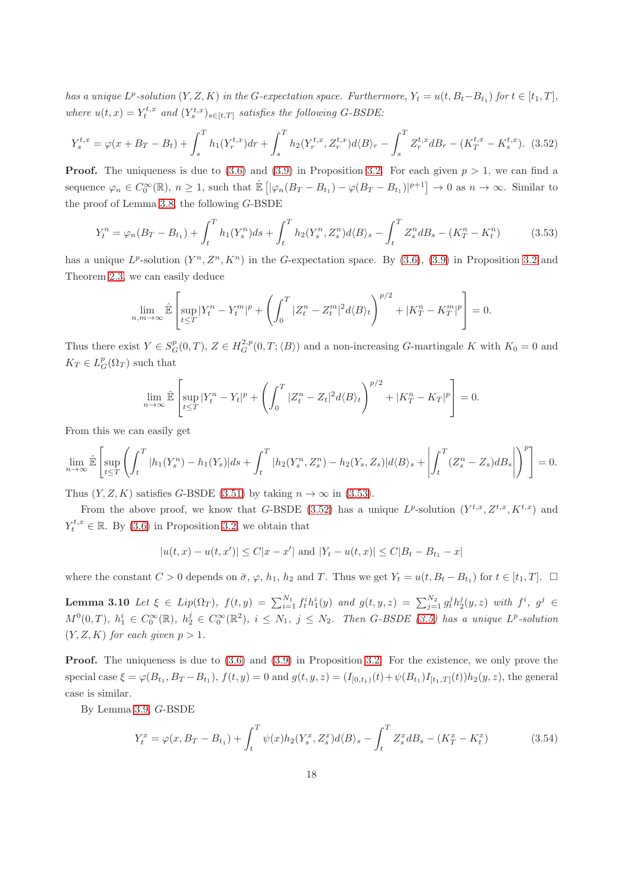*has a unique $L^p$-solution $(Y,Z,K)$ in the $G$-expectation space. Furthermore, $Y_t = u(t, B_t - B_{t_1})$ for $t \in [t_1, T]$, where $u(t,x) = Y_t^{t,x}$ and $(Y_s^{t,x})_{s\in[t,T]}$ satisfies the following $G$-BSDE:*

$$Y_s^{t,x} = \varphi(x + B_T - B_t) + \int_s^T h_1(Y_r^{t,x})dr + \int_s^T h_2(Y_r^{t,x}, Z_r^{t,x})d\langle B\rangle_r - \int_s^T Z_r^{t,x}dB_r - (K_T^{t,x} - K_s^{t,x}). \quad (3.52)$$

**Proof.** The uniqueness is due to (3.6) and (3.9) in Proposition 3.2. For each given $p > 1$, we can find a sequence $\varphi_n \in C_0^\infty(\mathbb{R})$, $n \geq 1$, such that $\hat{\mathbb{E}}\left[|\varphi_n(B_T - B_{t_1}) - \varphi(B_T - B_{t_1})|^{p+1}\right] \to 0$ as $n \to \infty$. Similar to the proof of Lemma 3.8, the following $G$-BSDE

$$Y_t^n = \varphi_n(B_T - B_{t_1}) + \int_t^T h_1(Y_s^n)ds + \int_t^T h_2(Y_s^n, Z_s^n)d\langle B\rangle_s - \int_t^T Z_s^n dB_s - (K_T^n - K_t^n) \quad (3.53)$$

has a unique $L^p$-solution $(Y^n, Z^n, K^n)$ in the $G$-expectation space. By (3.6), (3.9) in Proposition 3.2 and Theorem 2.3, we can easily deduce

$$\lim_{n,m\to\infty} \hat{\mathbb{E}}\left[\sup_{t\leq T}|Y_t^n - Y_t^m|^p + \left(\int_0^T |Z_t^n - Z_t^m|^2 d\langle B\rangle_t\right)^{p/2} + |K_T^n - K_T^m|^p\right] = 0.$$

Thus there exist $Y \in S_G^p(0,T)$, $Z \in H_G^{2,p}(0,T;\langle B\rangle)$ and a non-increasing $G$-martingale $K$ with $K_0 = 0$ and $K_T \in L_G^p(\Omega_T)$ such that

$$\lim_{n\to\infty} \hat{\mathbb{E}}\left[\sup_{t\leq T}|Y_t^n - Y_t|^p + \left(\int_0^T |Z_t^n - Z_t|^2 d\langle B\rangle_t\right)^{p/2} + |K_T^n - K_T|^p\right] = 0.$$

From this we can easily get

$$\lim_{n\to\infty} \hat{\mathbb{E}}\left[\sup_{t\leq T}\left(\int_t^T |h_1(Y_s^n) - h_1(Y_s)|ds + \int_t^T |h_2(Y_s^n, Z_s^n) - h_2(Y_s, Z_s)|d\langle B\rangle_s + \left|\int_t^T (Z_s^n - Z_s)dB_s\right|\right)^p\right] = 0.$$

Thus $(Y,Z,K)$ satisfies $G$-BSDE (3.51) by taking $n \to \infty$ in (3.53).

From the above proof, we know that $G$-BSDE (3.52) has a unique $L^p$-solution $(Y^{t,x}, Z^{t,x}, K^{t,x})$ and $Y_t^{t,x} \in \mathbb{R}$. By (3.6) in Proposition 3.2, we obtain that

$$|u(t,x) - u(t,x')| \leq C|x - x'| \text{ and } |Y_t - u(t,x)| \leq C|B_t - B_{t_1} - x|$$

where the constant $C > 0$ depends on $\bar{\sigma}$, $\varphi$, $h_1$, $h_2$ and $T$. Thus we get $Y_t = u(t, B_t - B_{t_1})$ for $t \in [t_1, T]$. $\square$

**Lemma 3.10** *Let $\xi \in Lip(\Omega_T)$, $f(t,y) = \sum_{i=1}^{N_1} f_t^i h_1^i(y)$ and $g(t,y,z) = \sum_{j=1}^{N_2} g_t^j h_2^j(y,z)$ with $f^i$, $g^j \in M^0(0,T)$, $h_1^i \in C_0^\infty(\mathbb{R})$, $h_2^j \in C_0^\infty(\mathbb{R}^2)$, $i \leq N_1$, $j \leq N_2$. Then $G$-BSDE (3.5) has a unique $L^p$-solution $(Y,Z,K)$ for each given $p > 1$.*

**Proof.** The uniqueness is due to (3.6) and (3.9) in Proposition 3.2. For the existence, we only prove the special case $\xi = \varphi(B_{t_1}, B_T - B_{t_1})$, $f(t,y) = 0$ and $g(t,y,z) = (I_{[0,t_1)}(t) + \psi(B_{t_1})I_{[t_1,T]}(t))h_2(y,z)$, the general case is similar.

By Lemma 3.9, $G$-BSDE

$$Y_t^x = \varphi(x, B_T - B_{t_1}) + \int_t^T \psi(x)h_2(Y_s^x, Z_s^x)d\langle B\rangle_s - \int_t^T Z_s^x dB_s - (K_T^x - K_t^x) \quad (3.54)$$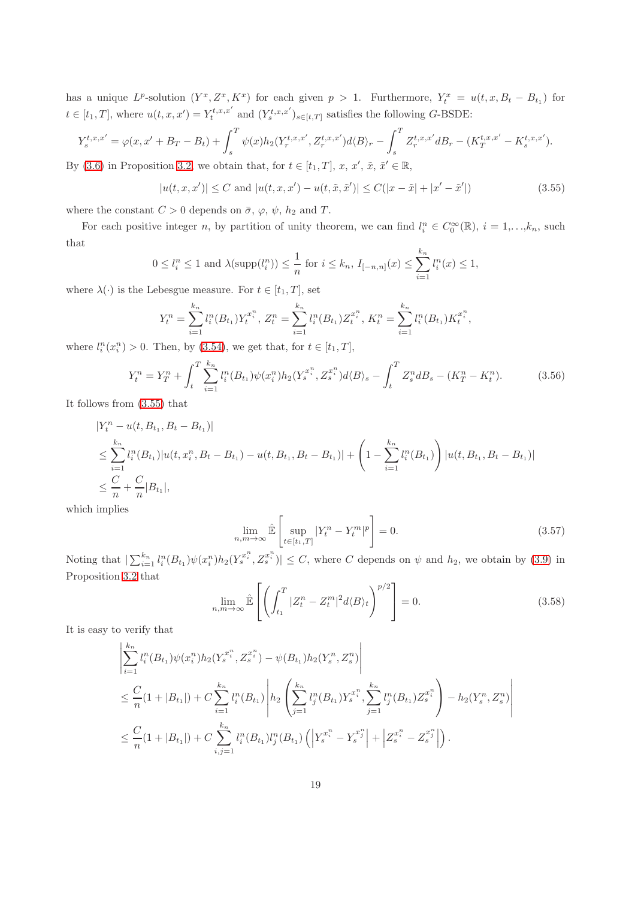has a unique $L^p$-solution $(Y^x, Z^x, K^x)$ for each given $p > 1$. Furthermore, $Y^x_t = u(t, x, B_t - B_{t_1})$ for $t \in [t_1, T]$, where $u(t, x, x') = Y^{t,x,x'}_t$ and $(Y^{t,x,x'}_s)_{s\in[t,T]}$ satisfies the following $G$-BSDE:

$$Y^{t,x,x'}_s = \varphi(x, x' + B_T - B_t) + \int_s^T \psi(x) h_2(Y^{t,x,x'}_r, Z^{t,x,x'}_r) d\langle B\rangle_r - \int_s^T Z^{t,x,x'}_r dB_r - (K^{t,x,x'}_T - K^{t,x,x'}_s).$$

By (3.6) in Proposition 3.2, we obtain that, for $t \in [t_1, T]$, $x$, $x'$, $\tilde{x}$, $\tilde{x}' \in \mathbb{R}$,

$$|u(t, x, x')| \leq C \text{ and } |u(t, x, x') - u(t, \tilde{x}, \tilde{x}')| \leq C(|x - \tilde{x}| + |x' - \tilde{x}'|) \tag{3.55}$$

where the constant $C > 0$ depends on $\bar{\sigma}$, $\varphi$, $\psi$, $h_2$ and $T$.

For each positive integer $n$, by partition of unity theorem, we can find $l^n_i \in C^\infty_0(\mathbb{R})$, $i = 1,\ldots,k_n$, such that

$$0 \leq l^n_i \leq 1 \text{ and } \lambda(\text{supp}(l^n_i)) \leq \frac{1}{n} \text{ for } i \leq k_n,\ I_{[-n,n]}(x) \leq \sum_{i=1}^{k_n} l^n_i(x) \leq 1,$$

where $\lambda(\cdot)$ is the Lebesgue measure. For $t \in [t_1, T]$, set

$$Y^n_t = \sum_{i=1}^{k_n} l^n_i(B_{t_1}) Y^{x^n_i}_t,\ Z^n_t = \sum_{i=1}^{k_n} l^n_i(B_{t_1}) Z^{x^n_i}_t,\ K^n_t = \sum_{i=1}^{k_n} l^n_i(B_{t_1}) K^{x^n_i}_t,$$

where $l^n_i(x^n_i) > 0$. Then, by (3.54), we get that, for $t \in [t_1, T]$,

$$Y^n_t = Y^n_T + \int_t^T \sum_{i=1}^{k_n} l^n_i(B_{t_1}) \psi(x^n_i) h_2(Y^{x^n_i}_s, Z^{x^n_i}_s) d\langle B\rangle_s - \int_t^T Z^n_s dB_s - (K^n_T - K^n_t). \tag{3.56}$$

It follows from (3.55) that

$$\begin{aligned}
&|Y^n_t - u(t, B_{t_1}, B_t - B_{t_1})| \\
&\leq \sum_{i=1}^{k_n} l^n_i(B_{t_1}) |u(t, x^n_i, B_t - B_{t_1}) - u(t, B_{t_1}, B_t - B_{t_1})| + \left(1 - \sum_{i=1}^{k_n} l^n_i(B_{t_1})\right) |u(t, B_{t_1}, B_t - B_{t_1})| \\
&\leq \frac{C}{n} + \frac{C}{n}|B_{t_1}|,
\end{aligned}$$

which implies

$$\lim_{n,m\to\infty} \hat{\mathbb{E}}\left[\sup_{t\in[t_1,T]} |Y^n_t - Y^m_t|^p\right] = 0. \tag{3.57}$$

Noting that $|\sum_{i=1}^{k_n} l^n_i(B_{t_1}) \psi(x^n_i) h_2(Y^{x^n_i}_s, Z^{x^n_i}_s)| \leq C$, where $C$ depends on $\psi$ and $h_2$, we obtain by (3.9) in Proposition 3.2 that

$$\lim_{n,m\to\infty} \hat{\mathbb{E}}\left[\left(\int_{t_1}^T |Z^n_t - Z^m_t|^2 d\langle B\rangle_t\right)^{p/2}\right] = 0. \tag{3.58}$$

It is easy to verify that

$$\begin{aligned}
&\left|\sum_{i=1}^{k_n} l^n_i(B_{t_1}) \psi(x^n_i) h_2(Y^{x^n_i}_s, Z^{x^n_i}_s) - \psi(B_{t_1}) h_2(Y^n_s, Z^n_s)\right| \\
&\leq \frac{C}{n}(1 + |B_{t_1}|) + C \sum_{i=1}^{k_n} l^n_i(B_{t_1}) \left| h_2\left(\sum_{j=1}^{k_n} l^n_j(B_{t_1}) Y^{x^n_i}_s, \sum_{j=1}^{k_n} l^n_j(B_{t_1}) Z^{x^n_i}_s\right) - h_2(Y^n_s, Z^n_s)\right| \\
&\leq \frac{C}{n}(1 + |B_{t_1}|) + C \sum_{i,j=1}^{k_n} l^n_i(B_{t_1}) l^n_j(B_{t_1}) \left(\left|Y^{x^n_i}_s - Y^{x^n_j}_s\right| + \left|Z^{x^n_i}_s - Z^{x^n_j}_s\right|\right).
\end{aligned}$$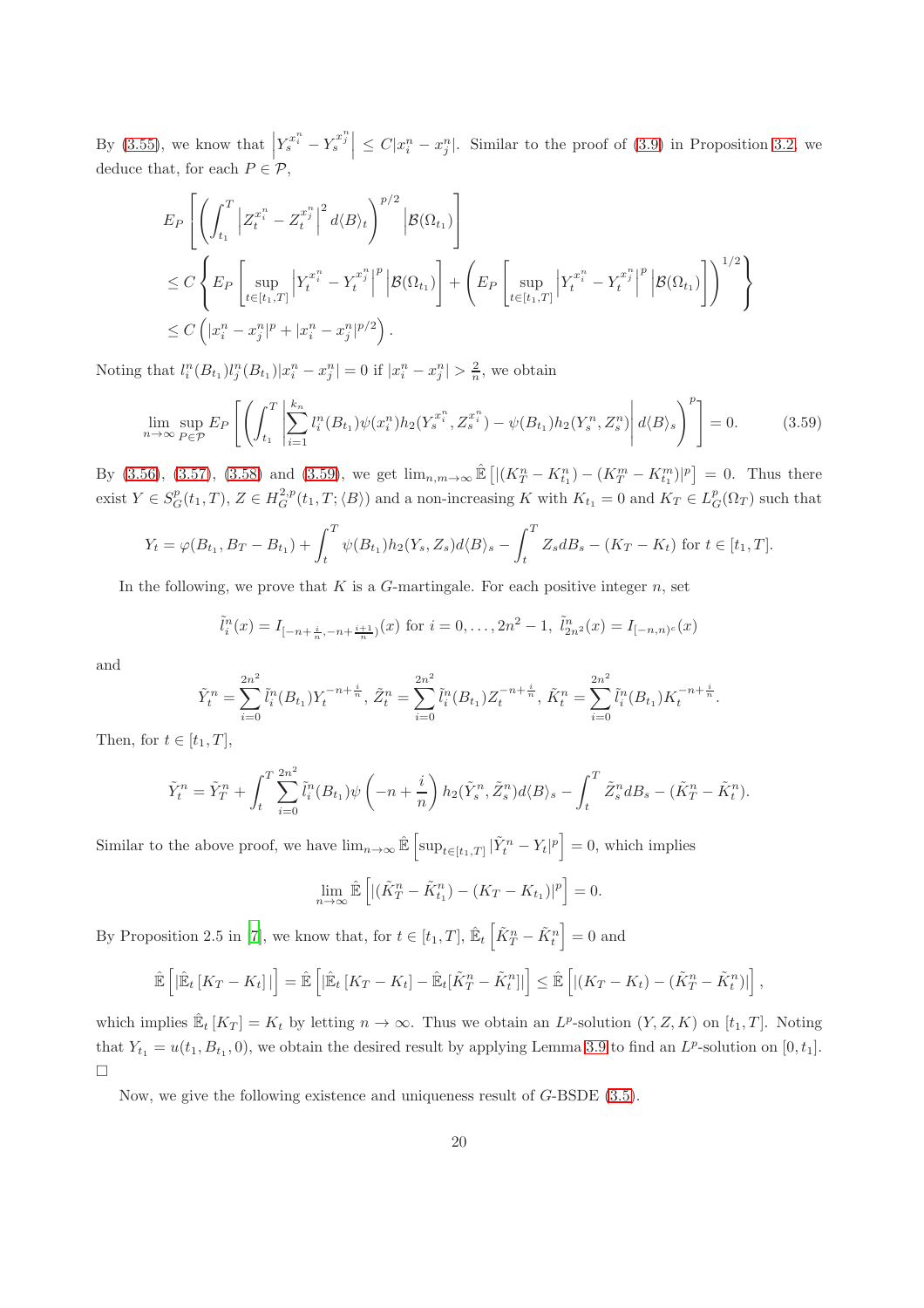By (3.55), we know that $\left|Y_s^{x_i^n} - Y_s^{x_j^n}\right| \leq C|x_i^n - x_j^n|$. Similar to the proof of (3.9) in Proposition 3.2, we deduce that, for each $P \in \mathcal{P}$,

$$
\begin{aligned}
& E_P\left[\left(\int_{t_1}^T \left|Z_t^{x_i^n} - Z_t^{x_j^n}\right|^2 d\langle B\rangle_t\right)^{p/2} \Big| \mathcal{B}(\Omega_{t_1})\right] \\
& \leq C\left\{E_P\left[\sup_{t\in[t_1,T]}\left|Y_t^{x_i^n} - Y_t^{x_j^n}\right|^p \Big|\mathcal{B}(\Omega_{t_1})\right] + \left(E_P\left[\sup_{t\in[t_1,T]}\left|Y_t^{x_i^n} - Y_t^{x_j^n}\right|^p \Big|\mathcal{B}(\Omega_{t_1})\right]\right)^{1/2}\right\} \\
& \leq C\left(|x_i^n - x_j^n|^p + |x_i^n - x_j^n|^{p/2}\right).
\end{aligned}
$$

Noting that $l_i^n(B_{t_1})l_j^n(B_{t_1})|x_i^n - x_j^n| = 0$ if $|x_i^n - x_j^n| > \frac{2}{n}$, we obtain

$$
\lim_{n\to\infty}\sup_{P\in\mathcal{P}} E_P\left[\left(\int_{t_1}^T \left|\sum_{i=1}^{k_n} l_i^n(B_{t_1})\psi(x_i^n)h_2(Y_s^{x_i^n}, Z_s^{x_i^n}) - \psi(B_{t_1})h_2(Y_s^n, Z_s^n)\right| d\langle B\rangle_s\right)^p\right] = 0. \tag{3.59}
$$

By (3.56), (3.57), (3.58) and (3.59), we get $\lim_{n,m\to\infty}\hat{\mathbb{E}}\left[|(K_T^n - K_{t_1}^n) - (K_T^m - K_{t_1}^m)|^p\right] = 0$. Thus there exist $Y \in S_G^p(t_1,T)$, $Z \in H_G^{2,p}(t_1,T;\langle B\rangle)$ and a non-increasing $K$ with $K_{t_1} = 0$ and $K_T \in L_G^p(\Omega_T)$ such that

$$
Y_t = \varphi(B_{t_1}, B_T - B_{t_1}) + \int_t^T \psi(B_{t_1})h_2(Y_s, Z_s)d\langle B\rangle_s - \int_t^T Z_s dB_s - (K_T - K_t) \text{ for } t \in [t_1, T].
$$

In the following, we prove that $K$ is a $G$-martingale. For each positive integer $n$, set

$$
\tilde{l}_i^n(x) = I_{[-n+\frac{i}{n}, -n+\frac{i+1}{n})}(x) \text{ for } i = 0, \ldots, 2n^2 - 1, \ \tilde{l}_{2n^2}^n(x) = I_{[-n,n)^c}(x)
$$

and

$$
\tilde{Y}_t^n = \sum_{i=0}^{2n^2}\tilde{l}_i^n(B_{t_1})Y_t^{-n+\frac{i}{n}}, \ \tilde{Z}_t^n = \sum_{i=0}^{2n^2}\tilde{l}_i^n(B_{t_1})Z_t^{-n+\frac{i}{n}}, \ \tilde{K}_t^n = \sum_{i=0}^{2n^2}\tilde{l}_i^n(B_{t_1})K_t^{-n+\frac{i}{n}}.
$$

Then, for $t \in [t_1, T]$,

$$
\tilde{Y}_t^n = \tilde{Y}_T^n + \int_t^T \sum_{i=0}^{2n^2}\tilde{l}_i^n(B_{t_1})\psi\left(-n+\frac{i}{n}\right)h_2(\tilde{Y}_s^n, \tilde{Z}_s^n)d\langle B\rangle_s - \int_t^T \tilde{Z}_s^n dB_s - (\tilde{K}_T^n - \tilde{K}_t^n).
$$

Similar to the above proof, we have $\lim_{n\to\infty}\hat{\mathbb{E}}\left[\sup_{t\in[t_1,T]}|\tilde{Y}_t^n - Y_t|^p\right] = 0$, which implies

$$
\lim_{n\to\infty}\hat{\mathbb{E}}\left[|(\tilde{K}_T^n - \tilde{K}_{t_1}^n) - (K_T - K_{t_1})|^p\right] = 0.
$$

By Proposition 2.5 in [7], we know that, for $t \in [t_1, T]$, $\hat{\mathbb{E}}_t\left[\tilde{K}_T^n - \tilde{K}_t^n\right] = 0$ and

$$
\hat{\mathbb{E}}\left[|\hat{\mathbb{E}}_t\left[K_T - K_t\right]|\right] = \hat{\mathbb{E}}\left[|\hat{\mathbb{E}}_t\left[K_T - K_t\right] - \hat{\mathbb{E}}_t[\tilde{K}_T^n - \tilde{K}_t^n]|\right] \leq \hat{\mathbb{E}}\left[|(K_T - K_t) - (\tilde{K}_T^n - \tilde{K}_t^n)|\right],
$$

which implies $\hat{\mathbb{E}}_t\left[K_T\right] = K_t$ by letting $n \to \infty$. Thus we obtain an $L^p$-solution $(Y, Z, K)$ on $[t_1, T]$. Noting that $Y_{t_1} = u(t_1, B_{t_1}, 0)$, we obtain the desired result by applying Lemma 3.9 to find an $L^p$-solution on $[0, t_1]$. □

Now, we give the following existence and uniqueness result of $G$-BSDE (3.5).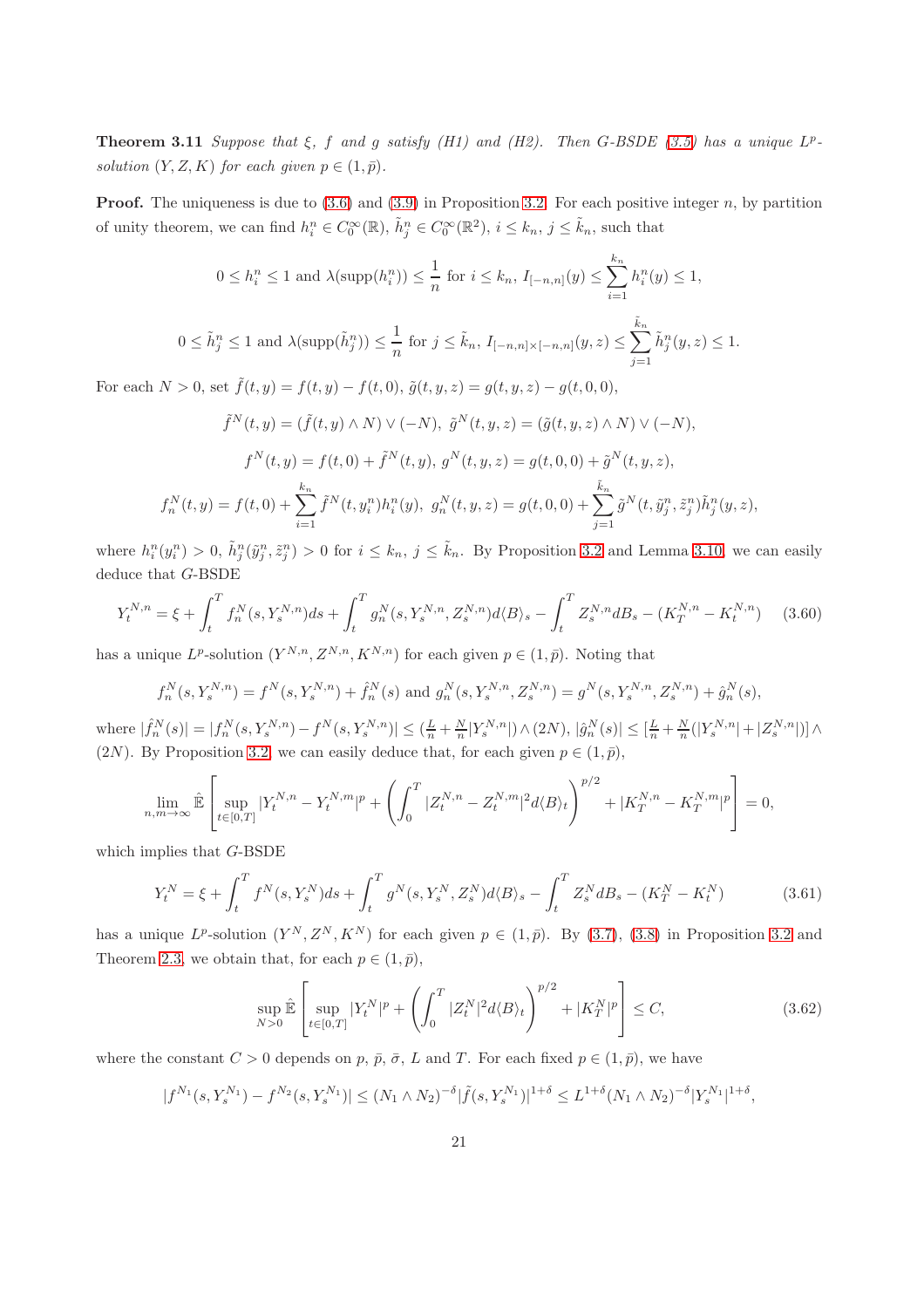**Theorem 3.11** *Suppose that $\xi$, $f$ and $g$ satisfy (H1) and (H2). Then G-BSDE (3.5) has a unique $L^p$-solution $(Y, Z, K)$ for each given $p \in (1, \bar{p})$.*

**Proof.** The uniqueness is due to (3.6) and (3.9) in Proposition 3.2. For each positive integer $n$, by partition of unity theorem, we can find $h_i^n \in C_0^\infty(\mathbb{R})$, $\tilde{h}_j^n \in C_0^\infty(\mathbb{R}^2)$, $i \le k_n$, $j \le \tilde{k}_n$, such that

$$0 \le h_i^n \le 1 \text{ and } \lambda(\mathrm{supp}(h_i^n)) \le \frac{1}{n} \text{ for } i \le k_n,\ I_{[-n,n]}(y) \le \sum_{i=1}^{k_n} h_i^n(y) \le 1,$$

$$0 \le \tilde{h}_j^n \le 1 \text{ and } \lambda(\mathrm{supp}(\tilde{h}_j^n)) \le \frac{1}{n} \text{ for } j \le \tilde{k}_n,\ I_{[-n,n]\times[-n,n]}(y,z) \le \sum_{j=1}^{\tilde{k}_n} \tilde{h}_j^n(y,z) \le 1.$$

For each $N > 0$, set $\tilde{f}(t,y) = f(t,y) - f(t,0)$, $\tilde{g}(t,y,z) = g(t,y,z) - g(t,0,0)$,

$$\tilde{f}^N(t,y) = (\tilde{f}(t,y) \wedge N) \vee (-N),\ \tilde{g}^N(t,y,z) = (\tilde{g}(t,y,z) \wedge N) \vee (-N),$$

$$f^N(t,y) = f(t,0) + \tilde{f}^N(t,y),\ g^N(t,y,z) = g(t,0,0) + \tilde{g}^N(t,y,z),$$

$$f_n^N(t,y) = f(t,0) + \sum_{i=1}^{k_n} \tilde{f}^N(t,y_i^n) h_i^n(y),\ g_n^N(t,y,z) = g(t,0,0) + \sum_{j=1}^{\tilde{k}_n} \tilde{g}^N(t,\tilde{y}_j^n,\tilde{z}_j^n) \tilde{h}_j^n(y,z),$$

where $h_i^n(y_i^n) > 0$, $\tilde{h}_j^n(\tilde{y}_j^n, \tilde{z}_j^n) > 0$ for $i \le k_n$, $j \le \tilde{k}_n$. By Proposition 3.2 and Lemma 3.10, we can easily deduce that $G$-BSDE

$$Y_t^{N,n} = \xi + \int_t^T f_n^N(s, Y_s^{N,n}) ds + \int_t^T g_n^N(s, Y_s^{N,n}, Z_s^{N,n}) d\langle B\rangle_s - \int_t^T Z_s^{N,n} dB_s - (K_T^{N,n} - K_t^{N,n}) \tag{3.60}$$

has a unique $L^p$-solution $(Y^{N,n}, Z^{N,n}, K^{N,n})$ for each given $p \in (1, \bar{p})$. Noting that

$$f_n^N(s, Y_s^{N,n}) = f^N(s, Y_s^{N,n}) + \hat{f}_n^N(s) \text{ and } g_n^N(s, Y_s^{N,n}, Z_s^{N,n}) = g^N(s, Y_s^{N,n}, Z_s^{N,n}) + \hat{g}_n^N(s),$$

where $|\hat{f}_n^N(s)| = |f_n^N(s, Y_s^{N,n}) - f^N(s, Y_s^{N,n})| \le (\frac{L}{n} + \frac{N}{n}|Y_s^{N,n}|) \wedge (2N)$, $|\hat{g}_n^N(s)| \le [\frac{L}{n} + \frac{N}{n}(|Y_s^{N,n}| + |Z_s^{N,n}|)] \wedge (2N)$. By Proposition 3.2, we can easily deduce that, for each given $p \in (1, \bar{p})$,

$$\lim_{n,m\to\infty} \hat{\mathbb{E}}\left[\sup_{t\in[0,T]} |Y_t^{N,n} - Y_t^{N,m}|^p + \left(\int_0^T |Z_t^{N,n} - Z_t^{N,m}|^2 d\langle B\rangle_t\right)^{p/2} + |K_T^{N,n} - K_T^{N,m}|^p\right] = 0,$$

which implies that $G$-BSDE

$$Y_t^N = \xi + \int_t^T f^N(s, Y_s^N) ds + \int_t^T g^N(s, Y_s^N, Z_s^N) d\langle B\rangle_s - \int_t^T Z_s^N dB_s - (K_T^N - K_t^N) \tag{3.61}$$

has a unique $L^p$-solution $(Y^N, Z^N, K^N)$ for each given $p \in (1, \bar{p})$. By (3.7), (3.8) in Proposition 3.2 and Theorem 2.3, we obtain that, for each $p \in (1, \bar{p})$,

$$\sup_{N>0} \hat{\mathbb{E}}\left[\sup_{t\in[0,T]} |Y_t^N|^p + \left(\int_0^T |Z_t^N|^2 d\langle B\rangle_t\right)^{p/2} + |K_T^N|^p\right] \le C, \tag{3.62}$$

where the constant $C > 0$ depends on $p$, $\bar{p}$, $\bar{\sigma}$, $L$ and $T$. For each fixed $p \in (1, \bar{p})$, we have

$$|f^{N_1}(s, Y_s^{N_1}) - f^{N_2}(s, Y_s^{N_1})| \le (N_1 \wedge N_2)^{-\delta} |\tilde{f}(s, Y_s^{N_1})|^{1+\delta} \le L^{1+\delta} (N_1 \wedge N_2)^{-\delta} |Y_s^{N_1}|^{1+\delta},$$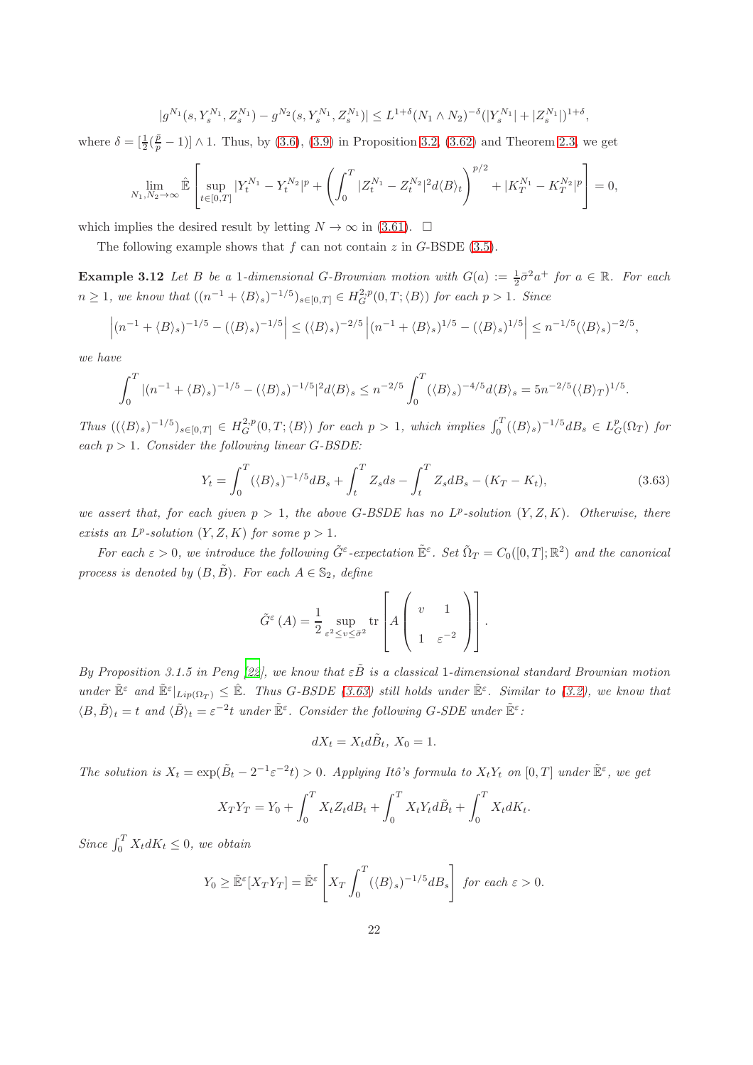$$|g^{N_1}(s,Y_s^{N_1},Z_s^{N_1})-g^{N_2}(s,Y_s^{N_1},Z_s^{N_1})|\leq L^{1+\delta}(N_1\wedge N_2)^{-\delta}(|Y_s^{N_1}|+|Z_s^{N_1}|)^{1+\delta},$$

where $\delta=[\frac{1}{2}(\frac{\bar{p}}{p}-1)]\wedge 1$. Thus, by (3.6), (3.9) in Proposition 3.2, (3.62) and Theorem 2.3, we get

$$\lim_{N_1,N_2\rightarrow\infty}\hat{\mathbb{E}}\left[\sup_{t\in[0,T]}|Y_t^{N_1}-Y_t^{N_2}|^p+\left(\int_0^T|Z_t^{N_1}-Z_t^{N_2}|^2d\langle B\rangle_t\right)^{p/2}+|K_T^{N_1}-K_T^{N_2}|^p\right]=0,$$

which implies the desired result by letting $N\rightarrow\infty$ in (3.61). $\Box$

The following example shows that $f$ can not contain $z$ in $G$-BSDE (3.5).

**Example 3.12** *Let $B$ be a 1-dimensional $G$-Brownian motion with $G(a):=\frac{1}{2}\bar{\sigma}^2a^+$ for $a\in\mathbb{R}$. For each $n\geq 1$, we know that $((n^{-1}+\langle B\rangle_s)^{-1/5})_{s\in[0,T]}\in H_G^{2,p}(0,T;\langle B\rangle)$ for each $p>1$. Since*

$$\left|(n^{-1}+\langle B\rangle_s)^{-1/5}-(\langle B\rangle_s)^{-1/5}\right|\leq(\langle B\rangle_s)^{-2/5}\left|(n^{-1}+\langle B\rangle_s)^{1/5}-(\langle B\rangle_s)^{1/5}\right|\leq n^{-1/5}(\langle B\rangle_s)^{-2/5},$$

*we have*

$$\int_0^T|(n^{-1}+\langle B\rangle_s)^{-1/5}-(\langle B\rangle_s)^{-1/5}|^2d\langle B\rangle_s\leq n^{-2/5}\int_0^T(\langle B\rangle_s)^{-4/5}d\langle B\rangle_s=5n^{-2/5}(\langle B\rangle_T)^{1/5}.$$

*Thus $((\langle B\rangle_s)^{-1/5})_{s\in[0,T]}\in H_G^{2,p}(0,T;\langle B\rangle)$ for each $p>1$, which implies $\int_0^T(\langle B\rangle_s)^{-1/5}dB_s\in L_G^p(\Omega_T)$ for each $p>1$. Consider the following linear $G$-BSDE:*

$$Y_t=\int_0^T(\langle B\rangle_s)^{-1/5}dB_s+\int_t^T Z_sds-\int_t^T Z_sdB_s-(K_T-K_t),\tag{3.63}$$

*we assert that, for each given $p>1$, the above $G$-BSDE has no $L^p$-solution $(Y,Z,K)$. Otherwise, there exists an $L^p$-solution $(Y,Z,K)$ for some $p>1$.*

*For each $\varepsilon>0$, we introduce the following $\tilde{G}^\varepsilon$-expectation $\tilde{\mathbb{E}}^\varepsilon$. Set $\tilde{\Omega}_T=C_0([0,T];\mathbb{R}^2)$ and the canonical process is denoted by $(B,\tilde{B})$. For each $A\in\mathbb{S}_2$, define*

$$\tilde{G}^\varepsilon(A)=\frac{1}{2}\sup_{\varepsilon^2\leq v\leq\bar{\sigma}^2}\mathrm{tr}\left[A\begin{pmatrix}v & 1\\ 1 & \varepsilon^{-2}\end{pmatrix}\right].$$

*By Proposition 3.1.5 in Peng [22], we know that $\varepsilon\tilde{B}$ is a classical 1-dimensional standard Brownian motion under $\tilde{\mathbb{E}}^\varepsilon$ and $\tilde{\mathbb{E}}^\varepsilon|_{Lip(\Omega_T)}\leq\hat{\mathbb{E}}$. Thus $G$-BSDE (3.63) still holds under $\tilde{\mathbb{E}}^\varepsilon$. Similar to (3.2), we know that $\langle B,\tilde{B}\rangle_t=t$ and $\langle\tilde{B}\rangle_t=\varepsilon^{-2}t$ under $\tilde{\mathbb{E}}^\varepsilon$. Consider the following $G$-SDE under $\tilde{\mathbb{E}}^\varepsilon$:*

$$dX_t=X_td\tilde{B}_t,\ X_0=1.$$

*The solution is $X_t=\exp(\tilde{B}_t-2^{-1}\varepsilon^{-2}t)>0$. Applying Itô's formula to $X_tY_t$ on $[0,T]$ under $\tilde{\mathbb{E}}^\varepsilon$, we get*

$$X_TY_T=Y_0+\int_0^T X_tZ_tdB_t+\int_0^T X_tY_td\tilde{B}_t+\int_0^T X_tdK_t.$$

*Since $\int_0^T X_tdK_t\leq 0$, we obtain*

$$Y_0\geq\tilde{\mathbb{E}}^\varepsilon[X_TY_T]=\tilde{\mathbb{E}}^\varepsilon\left[X_T\int_0^T(\langle B\rangle_s)^{-1/5}dB_s\right]\ \text{for each }\varepsilon>0.$$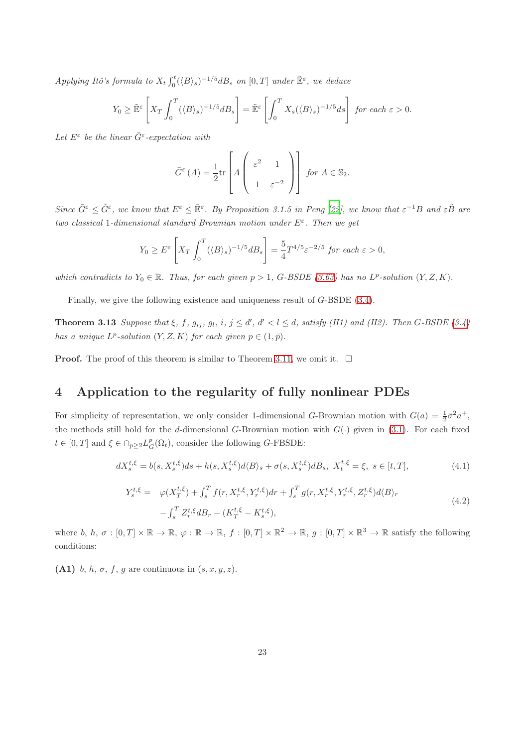*Applying Itô's formula to $X_t \int_0^t (\langle B\rangle_s)^{-1/5} dB_s$ on $[0,T]$ under $\tilde{\mathbb{E}}^\varepsilon$, we deduce*

$$Y_0 \geq \tilde{\mathbb{E}}^\varepsilon \left[ X_T \int_0^T (\langle B\rangle_s)^{-1/5} dB_s \right] = \tilde{\mathbb{E}}^\varepsilon \left[ \int_0^T X_s (\langle B\rangle_s)^{-1/5} ds \right] \text{ for each } \varepsilon > 0.$$

*Let $E^\varepsilon$ be the linear $\bar{G}^\varepsilon$-expectation with*

$$\bar{G}^\varepsilon(A) = \frac{1}{2} \mathrm{tr} \left[ A \begin{pmatrix} \varepsilon^2 & 1 \\ 1 & \varepsilon^{-2} \end{pmatrix} \right] \text{ for } A \in \mathbb{S}_2.$$

*Since $\bar{G}^\varepsilon \leq \tilde{G}^\varepsilon$, we know that $E^\varepsilon \leq \tilde{\mathbb{E}}^\varepsilon$. By Proposition 3.1.5 in Peng [22], we know that $\varepsilon^{-1} B$ and $\varepsilon \tilde{B}$ are two classical 1-dimensional standard Brownian motion under $E^\varepsilon$. Then we get*

$$Y_0 \geq E^\varepsilon \left[ X_T \int_0^T (\langle B\rangle_s)^{-1/5} dB_s \right] = \frac{5}{4} T^{4/5} \varepsilon^{-2/5} \text{ for each } \varepsilon > 0,$$

*which contradicts to $Y_0 \in \mathbb{R}$. Thus, for each given $p > 1$, G-BSDE (3.63) has no $L^p$-solution $(Y, Z, K)$.*

Finally, we give the following existence and uniqueness result of $G$-BSDE (3.4).

**Theorem 3.13** *Suppose that $\xi$, $f$, $g_{ij}$, $g_l$, $i$, $j \leq d'$, $d' < l \leq d$, satisfy (H1) and (H2). Then G-BSDE (3.4) has a unique $L^p$-solution $(Y, Z, K)$ for each given $p \in (1, \bar{p})$.*

**Proof.** The proof of this theorem is similar to Theorem 3.11, we omit it. □

# 4 Application to the regularity of fully nonlinear PDEs

For simplicity of representation, we only consider 1-dimensional $G$-Brownian motion with $G(a) = \frac{1}{2}\bar{\sigma}^2 a^+$, the methods still hold for the $d$-dimensional $G$-Brownian motion with $G(\cdot)$ given in (3.1). For each fixed $t \in [0,T]$ and $\xi \in \cap_{p \geq 2} L_G^p(\Omega_t)$, consider the following $G$-FBSDE:

$$dX_s^{t,\xi} = b(s, X_s^{t,\xi})ds + h(s, X_s^{t,\xi})d\langle B\rangle_s + \sigma(s, X_s^{t,\xi})dB_s, \; X_t^{t,\xi} = \xi, \; s \in [t,T], \tag{4.1}$$

$$\begin{aligned} Y_s^{t,\xi} = \; & \varphi(X_T^{t,\xi}) + \int_s^T f(r, X_r^{t,\xi}, Y_r^{t,\xi})dr + \int_s^T g(r, X_r^{t,\xi}, Y_r^{t,\xi}, Z_r^{t,\xi})d\langle B\rangle_r \\ & - \int_s^T Z_r^{t,\xi} dB_r - (K_T^{t,\xi} - K_s^{t,\xi}), \end{aligned} \tag{4.2}$$

where $b$, $h$, $\sigma : [0,T] \times \mathbb{R} \to \mathbb{R}$, $\varphi : \mathbb{R} \to \mathbb{R}$, $f : [0,T] \times \mathbb{R}^2 \to \mathbb{R}$, $g : [0,T] \times \mathbb{R}^3 \to \mathbb{R}$ satisfy the following conditions:

**(A1)** $b$, $h$, $\sigma$, $f$, $g$ are continuous in $(s, x, y, z)$.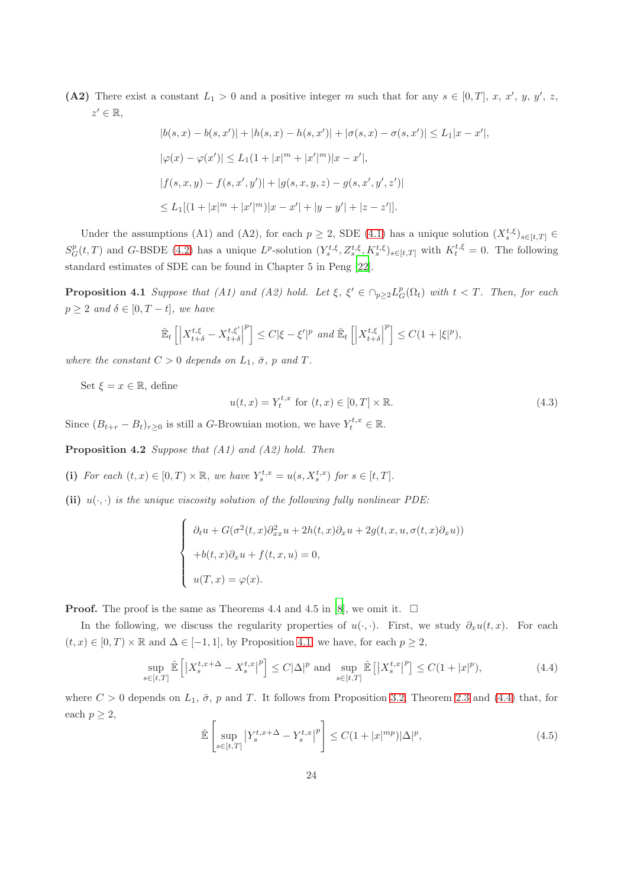**(A2)** There exist a constant $L_1 > 0$ and a positive integer $m$ such that for any $s \in [0,T]$, $x$, $x'$, $y$, $y'$, $z$, $z' \in \mathbb{R}$,

$$|b(s,x) - b(s,x')| + |h(s,x) - h(s,x')| + |\sigma(s,x) - \sigma(s,x')| \leq L_1|x - x'|,$$

$$|\varphi(x) - \varphi(x')| \leq L_1(1 + |x|^m + |x'|^m)|x - x'|,$$

$$|f(s,x,y) - f(s,x',y')| + |g(s,x,y,z) - g(s,x',y',z')|$$

$$\leq L_1[(1 + |x|^m + |x'|^m)|x - x'| + |y - y'| + |z - z'|].$$

Under the assumptions (A1) and (A2), for each $p \geq 2$, SDE (4.1) has a unique solution $(X_s^{t,\xi})_{s\in[t,T]} \in S_G^p(t,T)$ and $G$-BSDE (4.2) has a unique $L^p$-solution $(Y_s^{t,\xi}, Z_s^{t,\xi}, K_s^{t,\xi})_{s\in[t,T]}$ with $K_t^{t,\xi} = 0$. The following standard estimates of SDE can be found in Chapter 5 in Peng [22].

**Proposition 4.1** *Suppose that (A1) and (A2) hold. Let $\xi$, $\xi' \in \cap_{p\geq 2} L_G^p(\Omega_t)$ with $t < T$. Then, for each $p \geq 2$ and $\delta \in [0, T-t]$, we have*

$$\hat{\mathbb{E}}_t\left[\left|X_{t+\delta}^{t,\xi} - X_{t+\delta}^{t,\xi'}\right|^p\right] \leq C|\xi - \xi'|^p \text{ and } \hat{\mathbb{E}}_t\left[\left|X_{t+\delta}^{t,\xi}\right|^p\right] \leq C(1 + |\xi|^p),$$

*where the constant $C > 0$ depends on $L_1$, $\bar{\sigma}$, $p$ and $T$.*

Set $\xi = x \in \mathbb{R}$, define

$$u(t,x) = Y_t^{t,x} \text{ for } (t,x) \in [0,T] \times \mathbb{R}. \tag{4.3}$$

Since $(B_{t+r} - B_t)_{r\geq 0}$ is still a $G$-Brownian motion, we have $Y_t^{t,x} \in \mathbb{R}$.

**Proposition 4.2** *Suppose that (A1) and (A2) hold. Then*

**(i)** *For each $(t,x) \in [0,T) \times \mathbb{R}$, we have $Y_s^{t,x} = u(s, X_s^{t,x})$ for $s \in [t,T]$.*

**(ii)** *$u(\cdot,\cdot)$ is the unique viscosity solution of the following fully nonlinear PDE:*

$$\begin{cases} \partial_t u + G(\sigma^2(t,x)\partial_{xx}^2 u + 2h(t,x)\partial_x u + 2g(t,x,u,\sigma(t,x)\partial_x u)) \\ +b(t,x)\partial_x u + f(t,x,u) = 0, \\ u(T,x) = \varphi(x). \end{cases}$$

**Proof.** The proof is the same as Theorems 4.4 and 4.5 in [8], we omit it. $\square$

In the following, we discuss the regularity properties of $u(\cdot,\cdot)$. First, we study $\partial_x u(t,x)$. For each $(t,x) \in [0,T) \times \mathbb{R}$ and $\Delta \in [-1,1]$, by Proposition 4.1, we have, for each $p \geq 2$,

$$\sup_{s\in[t,T]} \hat{\mathbb{E}}\left[\left|X_s^{t,x+\Delta} - X_s^{t,x}\right|^p\right] \leq C|\Delta|^p \text{ and } \sup_{s\in[t,T]} \hat{\mathbb{E}}\left[\left|X_s^{t,x}\right|^p\right] \leq C(1 + |x|^p), \tag{4.4}$$

where $C > 0$ depends on $L_1$, $\bar{\sigma}$, $p$ and $T$. It follows from Proposition 3.2, Theorem 2.3 and (4.4) that, for each $p \geq 2$,

$$\hat{\mathbb{E}}\left[\sup_{s\in[t,T]} \left|Y_s^{t,x+\Delta} - Y_s^{t,x}\right|^p\right] \leq C(1 + |x|^{mp})|\Delta|^p, \tag{4.5}$$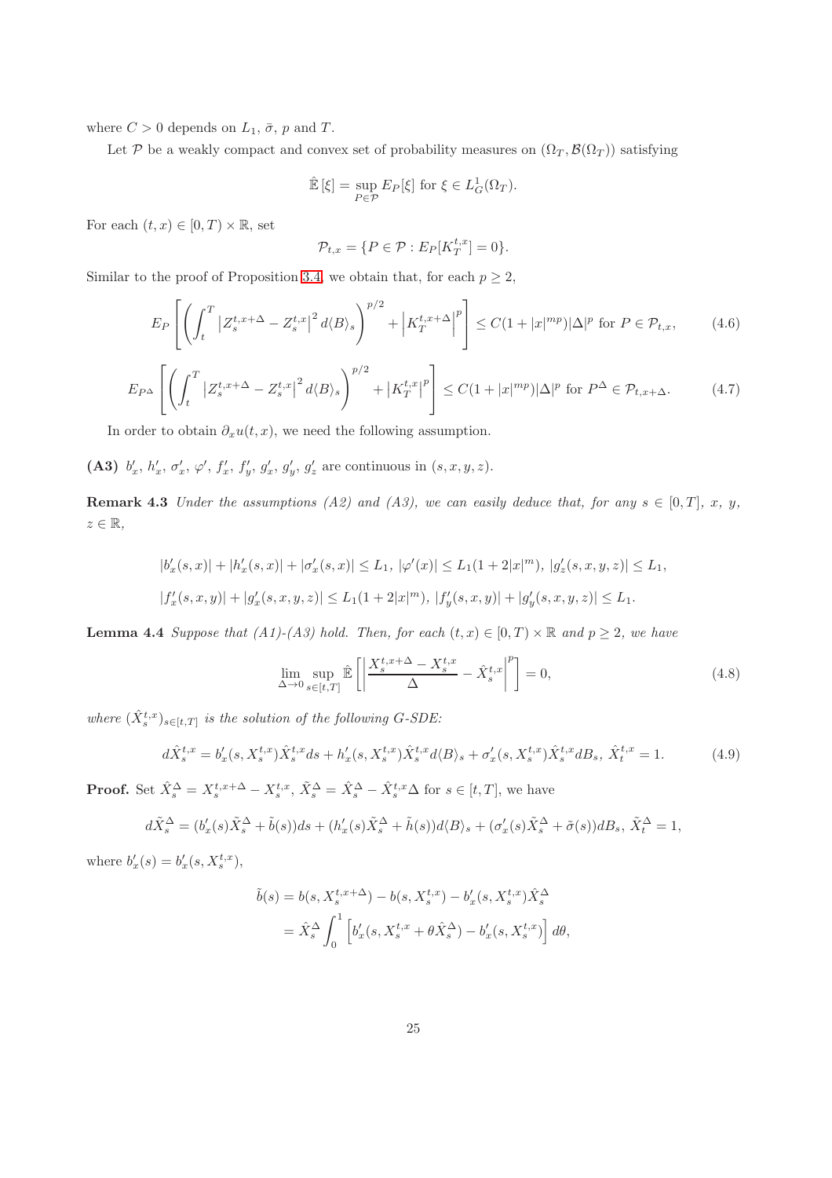where $C > 0$ depends on $L_1$, $\bar{\sigma}$, $p$ and $T$.

Let $\mathcal{P}$ be a weakly compact and convex set of probability measures on $(\Omega_T, \mathcal{B}(\Omega_T))$ satisfying

$$\hat{\mathbb{E}}[\xi] = \sup_{P \in \mathcal{P}} E_P[\xi] \text{ for } \xi \in L_G^1(\Omega_T).$$

For each $(t,x) \in [0,T) \times \mathbb{R}$, set

$$\mathcal{P}_{t,x} = \{P \in \mathcal{P} : E_P[K_T^{t,x}] = 0\}.$$

Similar to the proof of Proposition 3.4, we obtain that, for each $p \geq 2$,

$$E_P\left[\left(\int_t^T \left|Z_s^{t,x+\Delta} - Z_s^{t,x}\right|^2 d\langle B\rangle_s\right)^{p/2} + \left|K_T^{t,x+\Delta}\right|^p\right] \leq C(1+|x|^{mp})|\Delta|^p \text{ for } P \in \mathcal{P}_{t,x}, \tag{4.6}$$

$$E_{P^\Delta}\left[\left(\int_t^T \left|Z_s^{t,x+\Delta} - Z_s^{t,x}\right|^2 d\langle B\rangle_s\right)^{p/2} + \left|K_T^{t,x}\right|^p\right] \leq C(1+|x|^{mp})|\Delta|^p \text{ for } P^\Delta \in \mathcal{P}_{t,x+\Delta}. \tag{4.7}$$

In order to obtain $\partial_x u(t,x)$, we need the following assumption.

**(A3)** $b'_x$, $h'_x$, $\sigma'_x$, $\varphi'$, $f'_x$, $f'_y$, $g'_x$, $g'_y$, $g'_z$ are continuous in $(s,x,y,z)$.

**Remark 4.3** *Under the assumptions (A2) and (A3), we can easily deduce that, for any $s \in [0,T]$, $x$, $y$, $z \in \mathbb{R}$,*

$$|b'_x(s,x)| + |h'_x(s,x)| + |\sigma'_x(s,x)| \leq L_1,\ |\varphi'(x)| \leq L_1(1+2|x|^m),\ |g'_z(s,x,y,z)| \leq L_1,$$

$$|f'_x(s,x,y)| + |g'_x(s,x,y,z)| \leq L_1(1+2|x|^m),\ |f'_y(s,x,y)| + |g'_y(s,x,y,z)| \leq L_1.$$

**Lemma 4.4** *Suppose that (A1)-(A3) hold. Then, for each $(t,x) \in [0,T) \times \mathbb{R}$ and $p \geq 2$, we have*

$$\lim_{\Delta \to 0} \sup_{s \in [t,T]} \hat{\mathbb{E}}\left[\left|\frac{X_s^{t,x+\Delta} - X_s^{t,x}}{\Delta} - \hat{X}_s^{t,x}\right|^p\right] = 0, \tag{4.8}$$

*where $(\hat{X}_s^{t,x})_{s \in [t,T]}$ is the solution of the following G-SDE:*

$$d\hat{X}_s^{t,x} = b'_x(s, X_s^{t,x})\hat{X}_s^{t,x} ds + h'_x(s, X_s^{t,x})\hat{X}_s^{t,x} d\langle B\rangle_s + \sigma'_x(s, X_s^{t,x})\hat{X}_s^{t,x} dB_s,\ \hat{X}_t^{t,x} = 1. \tag{4.9}$$

**Proof.** Set $\hat{X}_s^\Delta = X_s^{t,x+\Delta} - X_s^{t,x}$, $\tilde{X}_s^\Delta = \hat{X}_s^\Delta - \hat{X}_s^{t,x}\Delta$ for $s \in [t,T]$, we have

$$d\tilde{X}_s^\Delta = (b'_x(s)\tilde{X}_s^\Delta + \tilde{b}(s))ds + (h'_x(s)\tilde{X}_s^\Delta + \tilde{h}(s))d\langle B\rangle_s + (\sigma'_x(s)\tilde{X}_s^\Delta + \tilde{\sigma}(s))dB_s,\ \tilde{X}_t^\Delta = 1,$$

where $b'_x(s) = b'_x(s, X_s^{t,x})$,

$$\begin{aligned}
\tilde{b}(s) &= b(s, X_s^{t,x+\Delta}) - b(s, X_s^{t,x}) - b'_x(s, X_s^{t,x})\hat{X}_s^\Delta \\
&= \hat{X}_s^\Delta \int_0^1 \left[b'_x(s, X_s^{t,x} + \theta \hat{X}_s^\Delta) - b'_x(s, X_s^{t,x})\right] d\theta,
\end{aligned}$$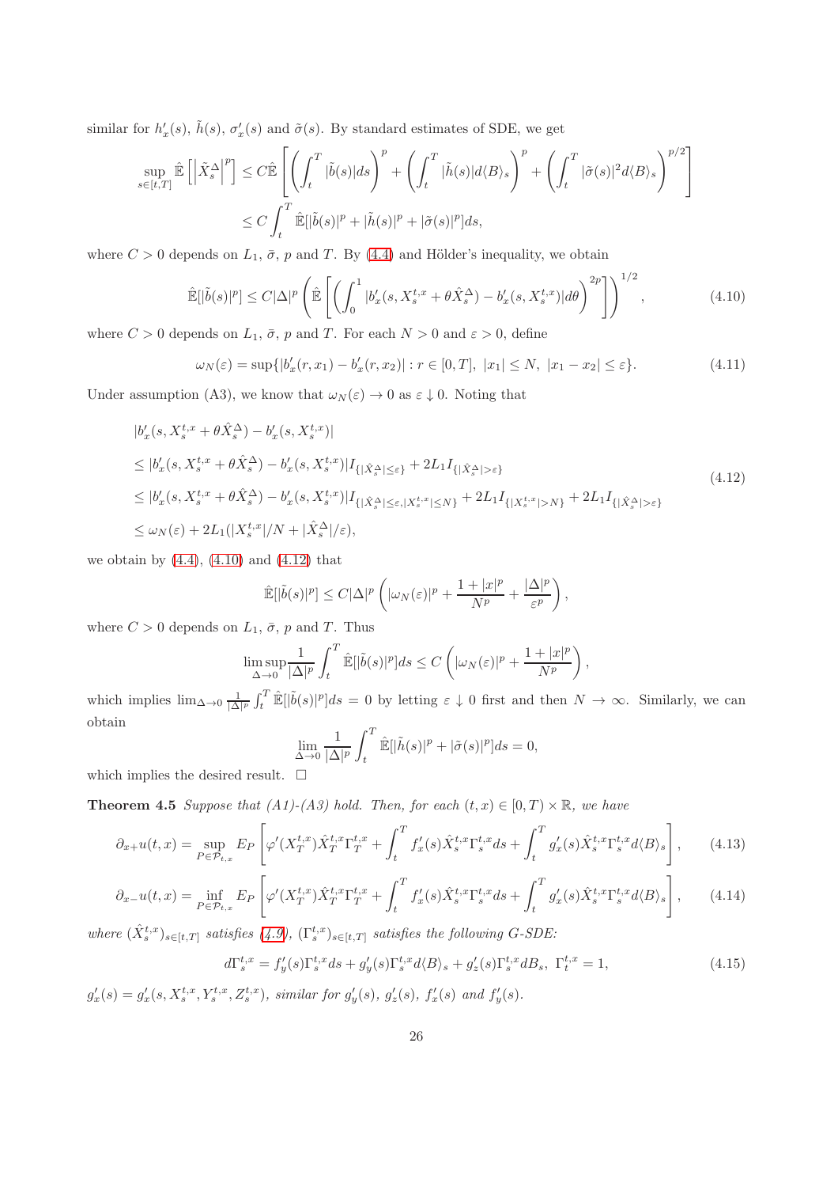similar for $h'_x(s)$, $\tilde{h}(s)$, $\sigma'_x(s)$ and $\tilde{\sigma}(s)$. By standard estimates of SDE, we get

$$\sup_{s\in[t,T]}\hat{\mathbb{E}}\left[\left|\tilde{X}^{\Delta}_s\right|^p\right]\leq C\hat{\mathbb{E}}\left[\left(\int_t^T|\tilde{b}(s)|ds\right)^p+\left(\int_t^T|\tilde{h}(s)|d\langle B\rangle_s\right)^p+\left(\int_t^T|\tilde{\sigma}(s)|^2d\langle B\rangle_s\right)^{p/2}\right]$$
$$\leq C\int_t^T\hat{\mathbb{E}}[|\tilde{b}(s)|^p+|\tilde{h}(s)|^p+|\tilde{\sigma}(s)|^p]ds,$$

where $C>0$ depends on $L_1$, $\bar{\sigma}$, $p$ and $T$. By (4.4) and Hölder's inequality, we obtain

$$\hat{\mathbb{E}}[|\tilde{b}(s)|^p]\leq C|\Delta|^p\left(\hat{\mathbb{E}}\left[\left(\int_0^1|b'_x(s,X^{t,x}_s+\theta\hat{X}^{\Delta}_s)-b'_x(s,X^{t,x}_s)|d\theta\right)^{2p}\right]\right)^{1/2},\tag{4.10}$$

where $C>0$ depends on $L_1$, $\bar{\sigma}$, $p$ and $T$. For each $N>0$ and $\varepsilon>0$, define

$$\omega_N(\varepsilon)=\sup\{|b'_x(r,x_1)-b'_x(r,x_2)|:r\in[0,T],\ |x_1|\leq N,\ |x_1-x_2|\leq\varepsilon\}.\tag{4.11}$$

Under assumption (A3), we know that $\omega_N(\varepsilon)\to0$ as $\varepsilon\downarrow0$. Noting that

$$\begin{aligned}
&|b'_x(s,X^{t,x}_s+\theta\hat{X}^{\Delta}_s)-b'_x(s,X^{t,x}_s)|\\
&\leq|b'_x(s,X^{t,x}_s+\theta\hat{X}^{\Delta}_s)-b'_x(s,X^{t,x}_s)|I_{\{|\hat{X}^{\Delta}_s|\leq\varepsilon\}}+2L_1I_{\{|\hat{X}^{\Delta}_s|>\varepsilon\}}\\
&\leq|b'_x(s,X^{t,x}_s+\theta\hat{X}^{\Delta}_s)-b'_x(s,X^{t,x}_s)|I_{\{|\hat{X}^{\Delta}_s|\leq\varepsilon,|X^{t,x}_s|\leq N\}}+2L_1I_{\{|X^{t,x}_s|>N\}}+2L_1I_{\{|\hat{X}^{\Delta}_s|>\varepsilon\}}\\
&\leq\omega_N(\varepsilon)+2L_1(|X^{t,x}_s|/N+|\hat{X}^{\Delta}_s|/\varepsilon),
\end{aligned}\tag{4.12}$$

we obtain by (4.4), (4.10) and (4.12) that

$$\hat{\mathbb{E}}[|\tilde{b}(s)|^p]\leq C|\Delta|^p\left(|\omega_N(\varepsilon)|^p+\frac{1+|x|^p}{N^p}+\frac{|\Delta|^p}{\varepsilon^p}\right),$$

where $C>0$ depends on $L_1$, $\bar{\sigma}$, $p$ and $T$. Thus

$$\limsup_{\Delta\to0}\frac{1}{|\Delta|^p}\int_t^T\hat{\mathbb{E}}[|\tilde{b}(s)|^p]ds\leq C\left(|\omega_N(\varepsilon)|^p+\frac{1+|x|^p}{N^p}\right),$$

which implies $\lim_{\Delta\to0}\frac{1}{|\Delta|^p}\int_t^T\hat{\mathbb{E}}[|\tilde{b}(s)|^p]ds=0$ by letting $\varepsilon\downarrow0$ first and then $N\to\infty$. Similarly, we can obtain

$$\lim_{\Delta\to0}\frac{1}{|\Delta|^p}\int_t^T\hat{\mathbb{E}}[|\tilde{h}(s)|^p+|\tilde{\sigma}(s)|^p]ds=0,$$

which implies the desired result. □

**Theorem 4.5** *Suppose that (A1)-(A3) hold. Then, for each $(t,x)\in[0,T)\times\mathbb{R}$, we have*

$$\partial_{x+}u(t,x)=\sup_{P\in\mathcal{P}_{t,x}}E_P\left[\varphi'(X^{t,x}_T)\hat{X}^{t,x}_T\Gamma^{t,x}_T+\int_t^Tf'_x(s)\hat{X}^{t,x}_s\Gamma^{t,x}_sds+\int_t^Tg'_x(s)\hat{X}^{t,x}_s\Gamma^{t,x}_sd\langle B\rangle_s\right],\tag{4.13}$$

$$\partial_{x-}u(t,x)=\inf_{P\in\mathcal{P}_{t,x}}E_P\left[\varphi'(X^{t,x}_T)\hat{X}^{t,x}_T\Gamma^{t,x}_T+\int_t^Tf'_x(s)\hat{X}^{t,x}_s\Gamma^{t,x}_sds+\int_t^Tg'_x(s)\hat{X}^{t,x}_s\Gamma^{t,x}_sd\langle B\rangle_s\right],\tag{4.14}$$

*where $(\hat{X}^{t,x}_s)_{s\in[t,T]}$ satisfies (4.9), $(\Gamma^{t,x}_s)_{s\in[t,T]}$ satisfies the following G-SDE:*

$$d\Gamma^{t,x}_s=f'_y(s)\Gamma^{t,x}_sds+g'_y(s)\Gamma^{t,x}_sd\langle B\rangle_s+g'_z(s)\Gamma^{t,x}_sdB_s,\ \Gamma^{t,x}_t=1,\tag{4.15}$$

*$g'_x(s)=g'_x(s,X^{t,x}_s,Y^{t,x}_s,Z^{t,x}_s)$, similar for $g'_y(s)$, $g'_z(s)$, $f'_x(s)$ and $f'_y(s)$.*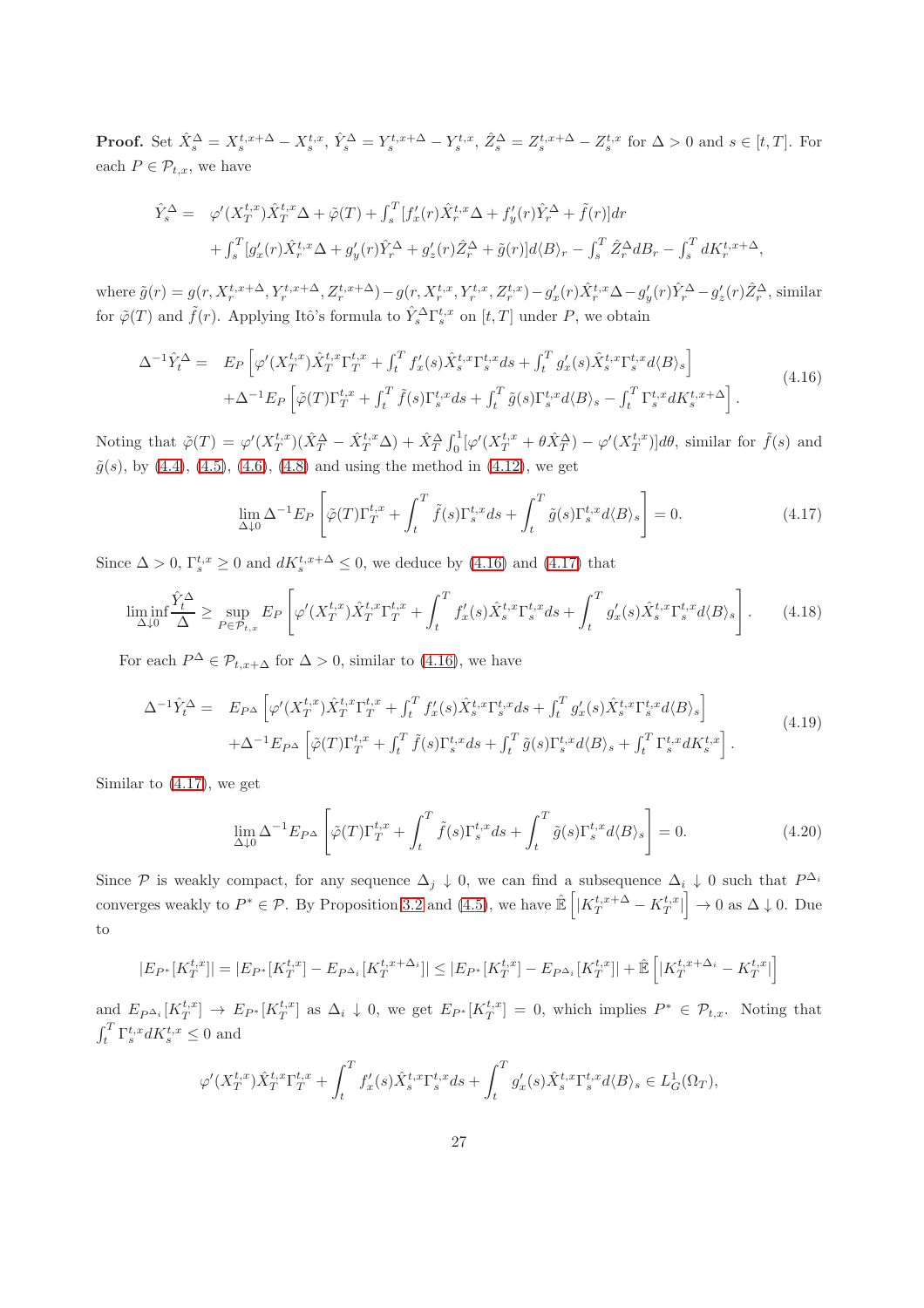**Proof.** Set $\hat{X}_s^\Delta = X_s^{t,x+\Delta} - X_s^{t,x}$, $\hat{Y}_s^\Delta = Y_s^{t,x+\Delta} - Y_s^{t,x}$, $\hat{Z}_s^\Delta = Z_s^{t,x+\Delta} - Z_s^{t,x}$ for $\Delta > 0$ and $s \in [t,T]$. For each $P \in \mathcal{P}_{t,x}$, we have

$$
\begin{aligned}
\hat{Y}_s^\Delta = \ & \varphi'(X_T^{t,x})\hat{X}_T^{t,x}\Delta + \tilde{\varphi}(T) + \textstyle\int_s^T [f'_x(r)\hat{X}_r^{t,x}\Delta + f'_y(r)\hat{Y}_r^\Delta + \tilde{f}(r)]dr \\
& + \textstyle\int_s^T [g'_x(r)\hat{X}_r^{t,x}\Delta + g'_y(r)\hat{Y}_r^\Delta + g'_z(r)\hat{Z}_r^\Delta + \tilde{g}(r)]d\langle B\rangle_r - \int_s^T \hat{Z}_r^\Delta dB_r - \int_s^T dK_r^{t,x+\Delta},
\end{aligned}
$$

where $\tilde{g}(r) = g(r, X_r^{t,x+\Delta}, Y_r^{t,x+\Delta}, Z_r^{t,x+\Delta}) - g(r, X_r^{t,x}, Y_r^{t,x}, Z_r^{t,x}) - g'_x(r)\hat{X}_r^{t,x}\Delta - g'_y(r)\hat{Y}_r^\Delta - g'_z(r)\hat{Z}_r^\Delta$, similar for $\tilde{\varphi}(T)$ and $\tilde{f}(r)$. Applying Itô's formula to $\hat{Y}_s^\Delta \Gamma_s^{t,x}$ on $[t,T]$ under $P$, we obtain

$$
\begin{aligned}
\Delta^{-1}\hat{Y}_t^\Delta = \ & E_P\left[\varphi'(X_T^{t,x})\hat{X}_T^{t,x}\Gamma_T^{t,x} + \textstyle\int_t^T f'_x(s)\hat{X}_s^{t,x}\Gamma_s^{t,x}ds + \int_t^T g'_x(s)\hat{X}_s^{t,x}\Gamma_s^{t,x}d\langle B\rangle_s\right] \\
& + \Delta^{-1}E_P\left[\tilde{\varphi}(T)\Gamma_T^{t,x} + \textstyle\int_t^T \tilde{f}(s)\Gamma_s^{t,x}ds + \int_t^T \tilde{g}(s)\Gamma_s^{t,x}d\langle B\rangle_s - \int_t^T \Gamma_s^{t,x}dK_s^{t,x+\Delta}\right].
\end{aligned} \tag{4.16}
$$

Noting that $\tilde{\varphi}(T) = \varphi'(X_T^{t,x})(\hat{X}_T^\Delta - \hat{X}_T^{t,x}\Delta) + \hat{X}_T^\Delta \int_0^1 [\varphi'(X_T^{t,x} + \theta\hat{X}_T^\Delta) - \varphi'(X_T^{t,x})]d\theta$, similar for $\tilde{f}(s)$ and $\tilde{g}(s)$, by (4.4), (4.5), (4.6), (4.8) and using the method in (4.12), we get

$$
\lim_{\Delta\downarrow 0} \Delta^{-1}E_P\left[\tilde{\varphi}(T)\Gamma_T^{t,x} + \int_t^T \tilde{f}(s)\Gamma_s^{t,x}ds + \int_t^T \tilde{g}(s)\Gamma_s^{t,x}d\langle B\rangle_s\right] = 0. \tag{4.17}
$$

Since $\Delta > 0$, $\Gamma_s^{t,x} \geq 0$ and $dK_s^{t,x+\Delta} \leq 0$, we deduce by (4.16) and (4.17) that

$$
\liminf_{\Delta\downarrow 0} \frac{\hat{Y}_t^\Delta}{\Delta} \geq \sup_{P\in\mathcal{P}_{t,x}} E_P\left[\varphi'(X_T^{t,x})\hat{X}_T^{t,x}\Gamma_T^{t,x} + \int_t^T f'_x(s)\hat{X}_s^{t,x}\Gamma_s^{t,x}ds + \int_t^T g'_x(s)\hat{X}_s^{t,x}\Gamma_s^{t,x}d\langle B\rangle_s\right]. \tag{4.18}
$$

For each $P^\Delta \in \mathcal{P}_{t,x+\Delta}$ for $\Delta > 0$, similar to (4.16), we have

$$
\begin{aligned}
\Delta^{-1}\hat{Y}_t^\Delta = \ & E_{P^\Delta}\left[\varphi'(X_T^{t,x})\hat{X}_T^{t,x}\Gamma_T^{t,x} + \textstyle\int_t^T f'_x(s)\hat{X}_s^{t,x}\Gamma_s^{t,x}ds + \int_t^T g'_x(s)\hat{X}_s^{t,x}\Gamma_s^{t,x}d\langle B\rangle_s\right] \\
& + \Delta^{-1}E_{P^\Delta}\left[\tilde{\varphi}(T)\Gamma_T^{t,x} + \textstyle\int_t^T \tilde{f}(s)\Gamma_s^{t,x}ds + \int_t^T \tilde{g}(s)\Gamma_s^{t,x}d\langle B\rangle_s + \int_t^T \Gamma_s^{t,x}dK_s^{t,x}\right].
\end{aligned} \tag{4.19}
$$

Similar to (4.17), we get

$$
\lim_{\Delta\downarrow 0} \Delta^{-1}E_{P^\Delta}\left[\tilde{\varphi}(T)\Gamma_T^{t,x} + \int_t^T \tilde{f}(s)\Gamma_s^{t,x}ds + \int_t^T \tilde{g}(s)\Gamma_s^{t,x}d\langle B\rangle_s\right] = 0. \tag{4.20}
$$

Since $\mathcal{P}$ is weakly compact, for any sequence $\Delta_j \downarrow 0$, we can find a subsequence $\Delta_i \downarrow 0$ such that $P^{\Delta_i}$ converges weakly to $P^* \in \mathcal{P}$. By Proposition 3.2 and (4.5), we have $\hat{\mathbb{E}}\left[|K_T^{t,x+\Delta} - K_T^{t,x}|\right] \to 0$ as $\Delta \downarrow 0$. Due to

$$
|E_{P^*}[K_T^{t,x}]| = |E_{P^*}[K_T^{t,x}] - E_{P^{\Delta_i}}[K_T^{t,x+\Delta_i}]| \leq |E_{P^*}[K_T^{t,x}] - E_{P^{\Delta_i}}[K_T^{t,x}]| + \hat{\mathbb{E}}\left[|K_T^{t,x+\Delta_i} - K_T^{t,x}|\right]
$$

and $E_{P^{\Delta_i}}[K_T^{t,x}] \to E_{P^*}[K_T^{t,x}]$ as $\Delta_i \downarrow 0$, we get $E_{P^*}[K_T^{t,x}] = 0$, which implies $P^* \in \mathcal{P}_{t,x}$. Noting that $\int_t^T \Gamma_s^{t,x}dK_s^{t,x} \leq 0$ and

$$
\varphi'(X_T^{t,x})\hat{X}_T^{t,x}\Gamma_T^{t,x} + \int_t^T f'_x(s)\hat{X}_s^{t,x}\Gamma_s^{t,x}ds + \int_t^T g'_x(s)\hat{X}_s^{t,x}\Gamma_s^{t,x}d\langle B\rangle_s \in L_G^1(\Omega_T),
$$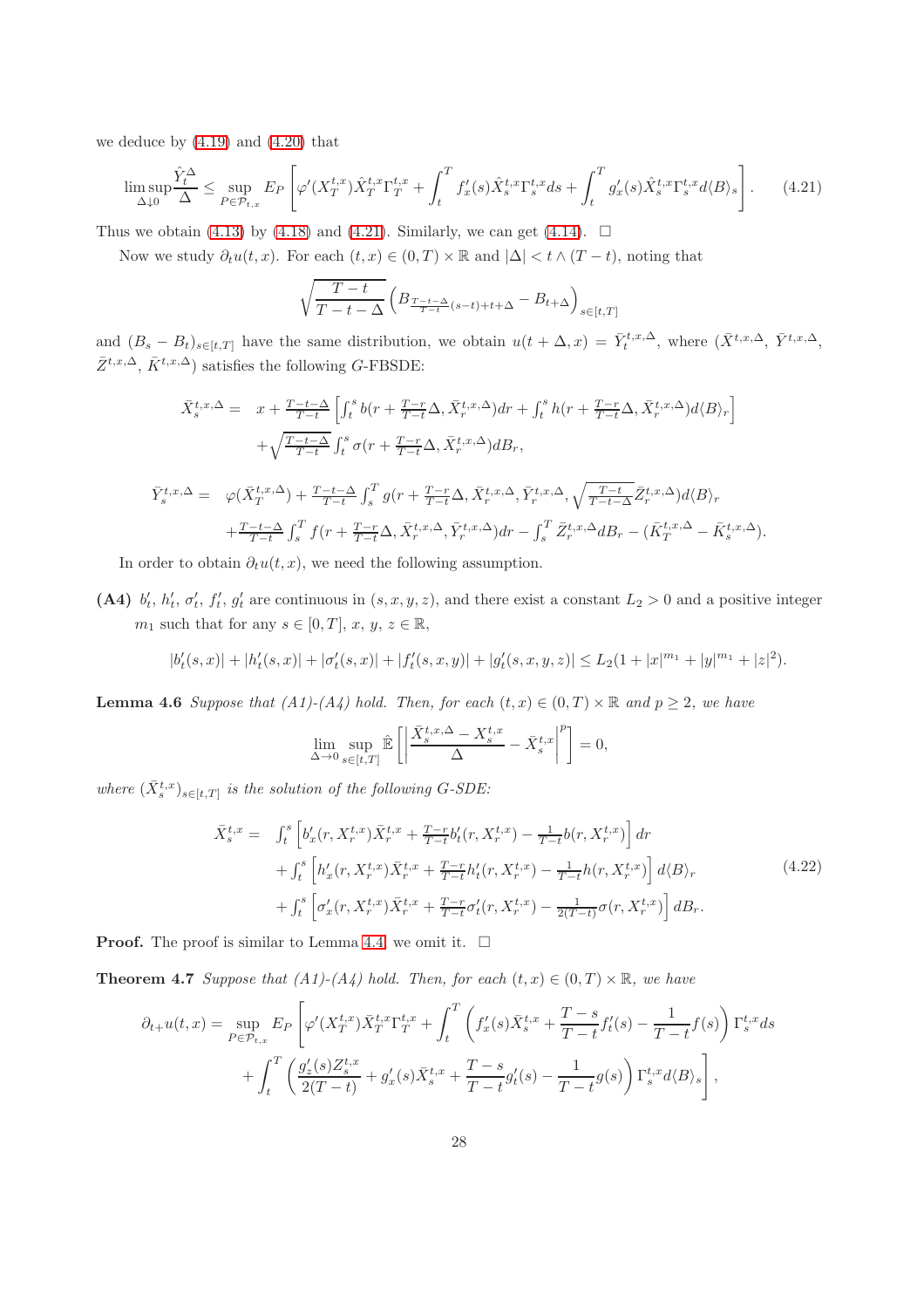we deduce by (4.19) and (4.20) that

$$\limsup_{\Delta\downarrow 0}\frac{\hat{Y}_t^{\Delta}}{\Delta}\leq \sup_{P\in\mathcal{P}_{t,x}}E_P\left[\varphi'(X_T^{t,x})\hat{X}_T^{t,x}\Gamma_T^{t,x}+\int_t^T f_x'(s)\hat{X}_s^{t,x}\Gamma_s^{t,x}ds+\int_t^T g_x'(s)\hat{X}_s^{t,x}\Gamma_s^{t,x}d\langle B\rangle_s\right]. \tag{4.21}$$

Thus we obtain (4.13) by (4.18) and (4.21). Similarly, we can get (4.14). $\square$

Now we study $\partial_t u(t,x)$. For each $(t,x)\in(0,T)\times\mathbb{R}$ and $|\Delta|<t\wedge(T-t)$, noting that

$$\sqrt{\frac{T-t}{T-t-\Delta}}\left(B_{\frac{T-t-\Delta}{T-t}(s-t)+t+\Delta}-B_{t+\Delta}\right)_{s\in[t,T]}$$

and $(B_s-B_t)_{s\in[t,T]}$ have the same distribution, we obtain $u(t+\Delta,x)=\bar{Y}_t^{t,x,\Delta}$, where $(\bar{X}^{t,x,\Delta}$, $\bar{Y}^{t,x,\Delta}$, $\bar{Z}^{t,x,\Delta}$, $\bar{K}^{t,x,\Delta})$ satisfies the following $G$-FBSDE:

$$\begin{aligned}\bar{X}_s^{t,x,\Delta}=\;& x+\tfrac{T-t-\Delta}{T-t}\left[\int_t^s b(r+\tfrac{T-r}{T-t}\Delta,\bar{X}_r^{t,x,\Delta})dr+\int_t^s h(r+\tfrac{T-r}{T-t}\Delta,\bar{X}_r^{t,x,\Delta})d\langle B\rangle_r\right]\\ &+\sqrt{\tfrac{T-t-\Delta}{T-t}}\int_t^s\sigma(r+\tfrac{T-r}{T-t}\Delta,\bar{X}_r^{t,x,\Delta})dB_r,\end{aligned}$$

$$\begin{aligned}\bar{Y}_s^{t,x,\Delta}=\;&\varphi(\bar{X}_T^{t,x,\Delta})+\tfrac{T-t-\Delta}{T-t}\int_s^T g(r+\tfrac{T-r}{T-t}\Delta,\bar{X}_r^{t,x,\Delta},\bar{Y}_r^{t,x,\Delta},\sqrt{\tfrac{T-t}{T-t-\Delta}}\bar{Z}_r^{t,x,\Delta})d\langle B\rangle_r\\ &+\tfrac{T-t-\Delta}{T-t}\int_s^T f(r+\tfrac{T-r}{T-t}\Delta,\bar{X}_r^{t,x,\Delta},\bar{Y}_r^{t,x,\Delta})dr-\int_s^T\bar{Z}_r^{t,x,\Delta}dB_r-(\bar{K}_T^{t,x,\Delta}-\bar{K}_s^{t,x,\Delta}).\end{aligned}$$

In order to obtain $\partial_t u(t,x)$, we need the following assumption.

**(A4)** $b_t'$, $h_t'$, $\sigma_t'$, $f_t'$, $g_t'$ are continuous in $(s,x,y,z)$, and there exist a constant $L_2>0$ and a positive integer $m_1$ such that for any $s\in[0,T]$, $x$, $y$, $z\in\mathbb{R}$,

$$|b_t'(s,x)|+|h_t'(s,x)|+|\sigma_t'(s,x)|+|f_t'(s,x,y)|+|g_t'(s,x,y,z)|\leq L_2(1+|x|^{m_1}+|y|^{m_1}+|z|^2).$$

**Lemma 4.6** *Suppose that (A1)-(A4) hold. Then, for each $(t,x)\in(0,T)\times\mathbb{R}$ and $p\geq 2$, we have*

$$\lim_{\Delta\to 0}\sup_{s\in[t,T]}\hat{\mathbb{E}}\left[\left|\frac{\bar{X}_s^{t,x,\Delta}-X_s^{t,x}}{\Delta}-\bar{X}_s^{t,x}\right|^p\right]=0,$$

*where $(\bar{X}_s^{t,x})_{s\in[t,T]}$ is the solution of the following G-SDE:*

$$\begin{aligned}\bar{X}_s^{t,x}=\;&\int_t^s\left[b_x'(r,X_r^{t,x})\bar{X}_r^{t,x}+\tfrac{T-r}{T-t}b_t'(r,X_r^{t,x})-\tfrac{1}{T-t}b(r,X_r^{t,x})\right]dr\\ &+\int_t^s\left[h_x'(r,X_r^{t,x})\bar{X}_r^{t,x}+\tfrac{T-r}{T-t}h_t'(r,X_r^{t,x})-\tfrac{1}{T-t}h(r,X_r^{t,x})\right]d\langle B\rangle_r\\ &+\int_t^s\left[\sigma_x'(r,X_r^{t,x})\bar{X}_r^{t,x}+\tfrac{T-r}{T-t}\sigma_t'(r,X_r^{t,x})-\tfrac{1}{2(T-t)}\sigma(r,X_r^{t,x})\right]dB_r.\end{aligned} \tag{4.22}$$

**Proof.** The proof is similar to Lemma 4.4, we omit it. $\square$

**Theorem 4.7** *Suppose that (A1)-(A4) hold. Then, for each $(t,x)\in(0,T)\times\mathbb{R}$, we have*

$$\begin{aligned}\partial_{t+}u(t,x)=\sup_{P\in\mathcal{P}_{t,x}}E_P\Bigg[&\varphi'(X_T^{t,x})\bar{X}_T^{t,x}\Gamma_T^{t,x}+\int_t^T\left(f_x'(s)\bar{X}_s^{t,x}+\frac{T-s}{T-t}f_t'(s)-\frac{1}{T-t}f(s)\right)\Gamma_s^{t,x}ds\\ &+\int_t^T\left(\frac{g_z'(s)Z_s^{t,x}}{2(T-t)}+g_x'(s)\bar{X}_s^{t,x}+\frac{T-s}{T-t}g_t'(s)-\frac{1}{T-t}g(s)\right)\Gamma_s^{t,x}d\langle B\rangle_s\Bigg],\end{aligned}$$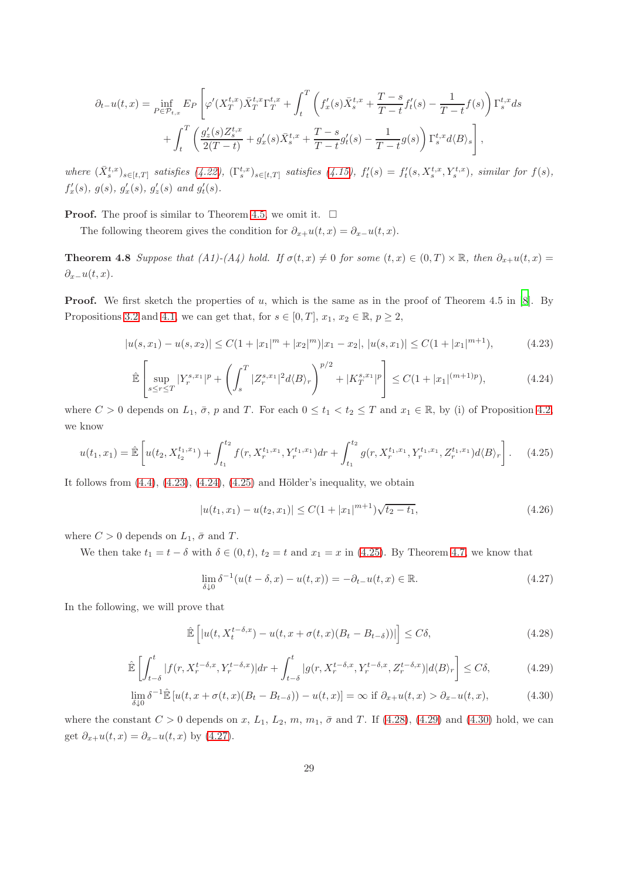$$\partial_{t-}u(t,x) = \inf_{P\in\mathcal{P}_{t,x}} E_P\left[\varphi'(X_T^{t,x})\bar{X}_T^{t,x}\Gamma_T^{t,x} + \int_t^T \left(f'_x(s)\bar{X}_s^{t,x} + \frac{T-s}{T-t}f'_t(s) - \frac{1}{T-t}f(s)\right)\Gamma_s^{t,x}ds\right.$$
$$\left. + \int_t^T \left(\frac{g'_z(s)Z_s^{t,x}}{2(T-t)} + g'_x(s)\bar{X}_s^{t,x} + \frac{T-s}{T-t}g'_t(s) - \frac{1}{T-t}g(s)\right)\Gamma_s^{t,x}d\langle B\rangle_s\right],$$

*where* $(\bar{X}_s^{t,x})_{s\in[t,T]}$ *satisfies* (4.22), $(\Gamma_s^{t,x})_{s\in[t,T]}$ *satisfies* (4.15), $f'_t(s) = f'_t(s, X_s^{t,x}, Y_s^{t,x})$, *similar for* $f(s)$, $f'_x(s)$, $g(s)$, $g'_x(s)$, $g'_z(s)$ *and* $g'_t(s)$.

**Proof.** The proof is similar to Theorem 4.5, we omit it. $\square$

The following theorem gives the condition for $\partial_{x+}u(t,x) = \partial_{x-}u(t,x)$.

**Theorem 4.8** *Suppose that (A1)-(A4) hold. If* $\sigma(t,x) \neq 0$ *for some* $(t,x) \in (0,T)\times\mathbb{R}$, *then* $\partial_{x+}u(t,x) = \partial_{x-}u(t,x)$.

**Proof.** We first sketch the properties of $u$, which is the same as in the proof of Theorem 4.5 in [8]. By Propositions 3.2 and 4.1, we can get that, for $s \in [0,T]$, $x_1$, $x_2 \in \mathbb{R}$, $p \geq 2$,

$$|u(s,x_1) - u(s,x_2)| \leq C(1+|x_1|^m + |x_2|^m)|x_1 - x_2|,\ |u(s,x_1)| \leq C(1+|x_1|^{m+1}), \tag{4.23}$$

$$\hat{\mathbb{E}}\left[\sup_{s\leq r\leq T}|Y_r^{s,x_1}|^p + \left(\int_s^T |Z_r^{s,x_1}|^2 d\langle B\rangle_r\right)^{p/2} + |K_T^{s,x_1}|^p\right] \leq C(1+|x_1|^{(m+1)p}), \tag{4.24}$$

where $C>0$ depends on $L_1$, $\bar{\sigma}$, $p$ and $T$. For each $0 \leq t_1 < t_2 \leq T$ and $x_1 \in \mathbb{R}$, by (i) of Proposition 4.2, we know

$$u(t_1,x_1) = \hat{\mathbb{E}}\left[u(t_2, X_{t_2}^{t_1,x_1}) + \int_{t_1}^{t_2} f(r, X_r^{t_1,x_1}, Y_r^{t_1,x_1})dr + \int_{t_1}^{t_2} g(r, X_r^{t_1,x_1}, Y_r^{t_1,x_1}, Z_r^{t_1,x_1})d\langle B\rangle_r\right]. \tag{4.25}$$

It follows from (4.4), (4.23), (4.24), (4.25) and Hölder's inequality, we obtain

$$|u(t_1,x_1) - u(t_2,x_1)| \leq C(1+|x_1|^{m+1})\sqrt{t_2 - t_1}, \tag{4.26}$$

where $C>0$ depends on $L_1$, $\bar{\sigma}$ and $T$.

We then take $t_1 = t-\delta$ with $\delta \in (0,t)$, $t_2 = t$ and $x_1 = x$ in (4.25). By Theorem 4.7, we know that

$$\lim_{\delta\downarrow 0}\delta^{-1}(u(t-\delta,x) - u(t,x)) = -\partial_{t-}u(t,x) \in \mathbb{R}. \tag{4.27}$$

In the following, we will prove that

$$\hat{\mathbb{E}}\left[\left|u(t, X_t^{t-\delta,x}) - u(t, x+\sigma(t,x)(B_t - B_{t-\delta}))\right|\right] \leq C\delta, \tag{4.28}$$

$$\hat{\mathbb{E}}\left[\int_{t-\delta}^t |f(r, X_r^{t-\delta,x}, Y_r^{t-\delta,x})|dr + \int_{t-\delta}^t |g(r, X_r^{t-\delta,x}, Y_r^{t-\delta,x}, Z_r^{t-\delta,x})|d\langle B\rangle_r\right] \leq C\delta, \tag{4.29}$$

$$\lim_{\delta\downarrow 0}\delta^{-1}\hat{\mathbb{E}}\left[u(t, x+\sigma(t,x)(B_t - B_{t-\delta})) - u(t,x)\right] = \infty \text{ if } \partial_{x+}u(t,x) > \partial_{x-}u(t,x), \tag{4.30}$$

where the constant $C>0$ depends on $x$, $L_1$, $L_2$, $m$, $m_1$, $\bar{\sigma}$ and $T$. If (4.28), (4.29) and (4.30) hold, we can get $\partial_{x+}u(t,x) = \partial_{x-}u(t,x)$ by (4.27).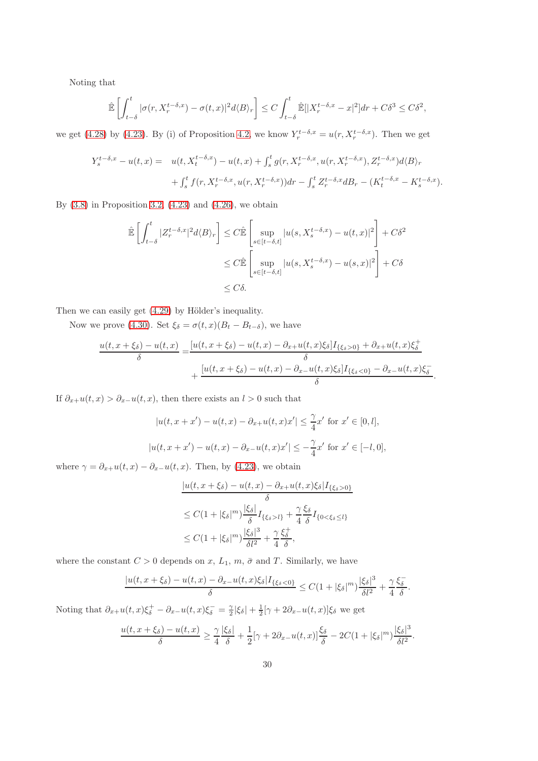Noting that

$$\hat{\mathbb{E}}\left[\int_{t-\delta}^{t}|\sigma(r,X_r^{t-\delta,x})-\sigma(t,x)|^2d\langle B\rangle_r\right]\leq C\int_{t-\delta}^{t}\hat{\mathbb{E}}[|X_r^{t-\delta,x}-x|^2]dr+C\delta^3\leq C\delta^2,$$

we get (4.28) by (4.23). By (i) of Proposition 4.2, we know $Y_r^{t-\delta,x}=u(r,X_r^{t-\delta,x})$. Then we get

$$\begin{aligned}Y_s^{t-\delta,x}-u(t,x)= \quad & u(t,X_t^{t-\delta,x})-u(t,x)+\textstyle\int_s^t g(r,X_r^{t-\delta,x},u(r,X_r^{t-\delta,x}),Z_r^{t-\delta,x})d\langle B\rangle_r\\ &+\textstyle\int_s^t f(r,X_r^{t-\delta,x},u(r,X_r^{t-\delta,x}))dr-\int_s^t Z_r^{t-\delta,x}dB_r-(K_t^{t-\delta,x}-K_s^{t-\delta,x}).\end{aligned}$$

By (3.8) in Proposition 3.2, (4.23) and (4.26), we obtain

$$\begin{aligned}\hat{\mathbb{E}}\left[\int_{t-\delta}^{t}|Z_r^{t-\delta,x}|^2d\langle B\rangle_r\right]&\leq C\hat{\mathbb{E}}\left[\sup_{s\in[t-\delta,t]}|u(s,X_s^{t-\delta,x})-u(t,x)|^2\right]+C\delta^2\\ &\leq C\hat{\mathbb{E}}\left[\sup_{s\in[t-\delta,t]}|u(s,X_s^{t-\delta,x})-u(s,x)|^2\right]+C\delta\\ &\leq C\delta.\end{aligned}$$

Then we can easily get (4.29) by Hölder's inequality.

Now we prove (4.30). Set $\xi_\delta=\sigma(t,x)(B_t-B_{t-\delta})$, we have

$$\begin{aligned}\frac{u(t,x+\xi_\delta)-u(t,x)}{\delta}=&\frac{[u(t,x+\xi_\delta)-u(t,x)-\partial_{x+}u(t,x)\xi_\delta]I_{\{\xi_\delta>0\}}+\partial_{x+}u(t,x)\xi_\delta^+}{\delta}\\ &+\frac{[u(t,x+\xi_\delta)-u(t,x)-\partial_{x-}u(t,x)\xi_\delta]I_{\{\xi_\delta<0\}}-\partial_{x-}u(t,x)\xi_\delta^-}{\delta}.\end{aligned}$$

If $\partial_{x+}u(t,x)>\partial_{x-}u(t,x)$, then there exists an $l>0$ such that

$$|u(t,x+x')-u(t,x)-\partial_{x+}u(t,x)x'|\leq\frac{\gamma}{4}x' \text{ for } x'\in[0,l],$$

$$|u(t,x+x')-u(t,x)-\partial_{x-}u(t,x)x'|\leq-\frac{\gamma}{4}x' \text{ for } x'\in[-l,0],$$

where $\gamma=\partial_{x+}u(t,x)-\partial_{x-}u(t,x)$. Then, by (4.23), we obtain

$$\begin{aligned}&\frac{|u(t,x+\xi_\delta)-u(t,x)-\partial_{x+}u(t,x)\xi_\delta|I_{\{\xi_\delta>0\}}}{\delta}\\ &\leq C(1+|\xi_\delta|^m)\frac{|\xi_\delta|}{\delta}I_{\{\xi_\delta>l\}}+\frac{\gamma}{4}\frac{\xi_\delta}{\delta}I_{\{0<\xi_\delta\leq l\}}\\ &\leq C(1+|\xi_\delta|^m)\frac{|\xi_\delta|^3}{\delta l^2}+\frac{\gamma}{4}\frac{\xi_\delta^+}{\delta},\end{aligned}$$

where the constant $C>0$ depends on $x$, $L_1$, $m$, $\bar{\sigma}$ and $T$. Similarly, we have

$$\frac{|u(t,x+\xi_\delta)-u(t,x)-\partial_{x-}u(t,x)\xi_\delta|I_{\{\xi_\delta<0\}}}{\delta}\leq C(1+|\xi_\delta|^m)\frac{|\xi_\delta|^3}{\delta l^2}+\frac{\gamma}{4}\frac{\xi_\delta^-}{\delta}.$$

Noting that $\partial_{x+}u(t,x)\xi_\delta^+-\partial_{x-}u(t,x)\xi_\delta^-=\frac{\gamma}{2}|\xi_\delta|+\frac{1}{2}[\gamma+2\partial_{x-}u(t,x)]\xi_\delta$ we get

$$\frac{u(t,x+\xi_\delta)-u(t,x)}{\delta}\geq\frac{\gamma}{4}\frac{|\xi_\delta|}{\delta}+\frac{1}{2}[\gamma+2\partial_{x-}u(t,x)]\frac{\xi_\delta}{\delta}-2C(1+|\xi_\delta|^m)\frac{|\xi_\delta|^3}{\delta l^2}.$$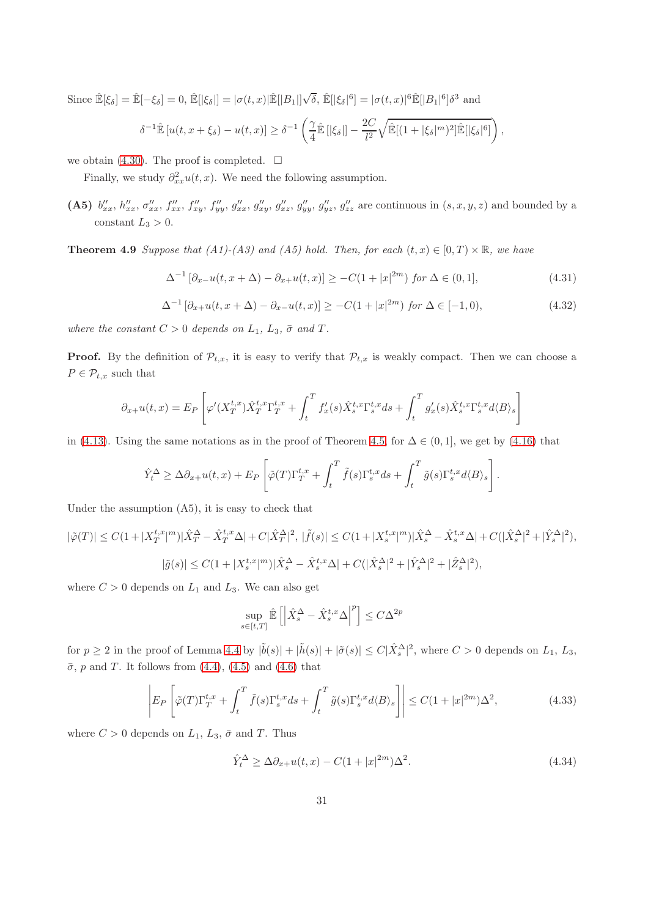Since $\hat{\mathbb{E}}[\xi_\delta] = \hat{\mathbb{E}}[-\xi_\delta] = 0$, $\hat{\mathbb{E}}[|\xi_\delta|] = |\sigma(t,x)|\hat{\mathbb{E}}[|B_1|]\sqrt{\delta}$, $\hat{\mathbb{E}}[|\xi_\delta|^6] = |\sigma(t,x)|^6\hat{\mathbb{E}}[|B_1|^6]\delta^3$ and

$$\delta^{-1}\hat{\mathbb{E}}\left[u(t,x+\xi_\delta) - u(t,x)\right] \geq \delta^{-1}\left(\frac{\gamma}{4}\hat{\mathbb{E}}\left[|\xi_\delta|\right] - \frac{2C}{l^2}\sqrt{\hat{\mathbb{E}}[(1+|\xi_\delta|^m)^2]\hat{\mathbb{E}}[|\xi_\delta|^6]}\right),$$

we obtain (4.30). The proof is completed. $\square$

Finally, we study $\partial^2_{xx}u(t,x)$. We need the following assumption.

**(A5)** $b''_{xx}$, $h''_{xx}$, $\sigma''_{xx}$, $f''_{xx}$, $f''_{xy}$, $f''_{yy}$, $g''_{xx}$, $g''_{xy}$, $g''_{xz}$, $g''_{yy}$, $g''_{yz}$, $g''_{zz}$ are continuous in $(s,x,y,z)$ and bounded by a constant $L_3 > 0$.

**Theorem 4.9** *Suppose that (A1)-(A3) and (A5) hold. Then, for each $(t,x) \in [0,T) \times \mathbb{R}$, we have*

$$\Delta^{-1}\left[\partial_{x-}u(t,x+\Delta) - \partial_{x+}u(t,x)\right] \geq -C(1+|x|^{2m}) \text{ for } \Delta \in (0,1], \tag{4.31}$$

$$\Delta^{-1}\left[\partial_{x+}u(t,x+\Delta) - \partial_{x-}u(t,x)\right] \geq -C(1+|x|^{2m}) \text{ for } \Delta \in [-1,0), \tag{4.32}$$

*where the constant $C > 0$ depends on $L_1$, $L_3$, $\bar{\sigma}$ and $T$.*

**Proof.** By the definition of $\mathcal{P}_{t,x}$, it is easy to verify that $\mathcal{P}_{t,x}$ is weakly compact. Then we can choose a $P \in \mathcal{P}_{t,x}$ such that

$$\partial_{x+}u(t,x) = E_P\left[\varphi'(X^{t,x}_T)\hat{X}^{t,x}_T\Gamma^{t,x}_T + \int_t^T f'_x(s)\hat{X}^{t,x}_s\Gamma^{t,x}_s ds + \int_t^T g'_x(s)\hat{X}^{t,x}_s\Gamma^{t,x}_s d\langle B\rangle_s\right]$$

in (4.13). Using the same notations as in the proof of Theorem 4.5, for $\Delta \in (0,1]$, we get by (4.16) that

$$\hat{Y}^\Delta_t \geq \Delta\partial_{x+}u(t,x) + E_P\left[\tilde{\varphi}(T)\Gamma^{t,x}_T + \int_t^T \tilde{f}(s)\Gamma^{t,x}_s ds + \int_t^T \tilde{g}(s)\Gamma^{t,x}_s d\langle B\rangle_s\right].$$

Under the assumption (A5), it is easy to check that

$$|\tilde{\varphi}(T)| \leq C(1+|X^{t,x}_T|^m)|\hat{X}^\Delta_T - \hat{X}^{t,x}_T\Delta| + C|\hat{X}^\Delta_T|^2,\ |\tilde{f}(s)| \leq C(1+|X^{t,x}_s|^m)|\hat{X}^\Delta_s - \hat{X}^{t,x}_s\Delta| + C(|\hat{X}^\Delta_s|^2 + |\hat{Y}^\Delta_s|^2),$$

$$|\tilde{g}(s)| \leq C(1+|X^{t,x}_s|^m)|\hat{X}^\Delta_s - \hat{X}^{t,x}_s\Delta| + C(|\hat{X}^\Delta_s|^2 + |\hat{Y}^\Delta_s|^2 + |\hat{Z}^\Delta_s|^2),$$

where $C > 0$ depends on $L_1$ and $L_3$. We can also get

$$\sup_{s\in[t,T]}\hat{\mathbb{E}}\left[\left|\hat{X}^\Delta_s - \hat{X}^{t,x}_s\Delta\right|^p\right] \leq C\Delta^{2p}$$

for $p \geq 2$ in the proof of Lemma 4.4 by $|\tilde{b}(s)| + |\tilde{h}(s)| + |\tilde{\sigma}(s)| \leq C|\hat{X}^\Delta_s|^2$, where $C > 0$ depends on $L_1$, $L_3$, $\bar{\sigma}$, $p$ and $T$. It follows from (4.4), (4.5) and (4.6) that

$$\left|E_P\left[\tilde{\varphi}(T)\Gamma^{t,x}_T + \int_t^T \tilde{f}(s)\Gamma^{t,x}_s ds + \int_t^T \tilde{g}(s)\Gamma^{t,x}_s d\langle B\rangle_s\right]\right| \leq C(1+|x|^{2m})\Delta^2, \tag{4.33}$$

where $C > 0$ depends on $L_1$, $L_3$, $\bar{\sigma}$ and $T$. Thus

$$\hat{Y}^\Delta_t \geq \Delta\partial_{x+}u(t,x) - C(1+|x|^{2m})\Delta^2. \tag{4.34}$$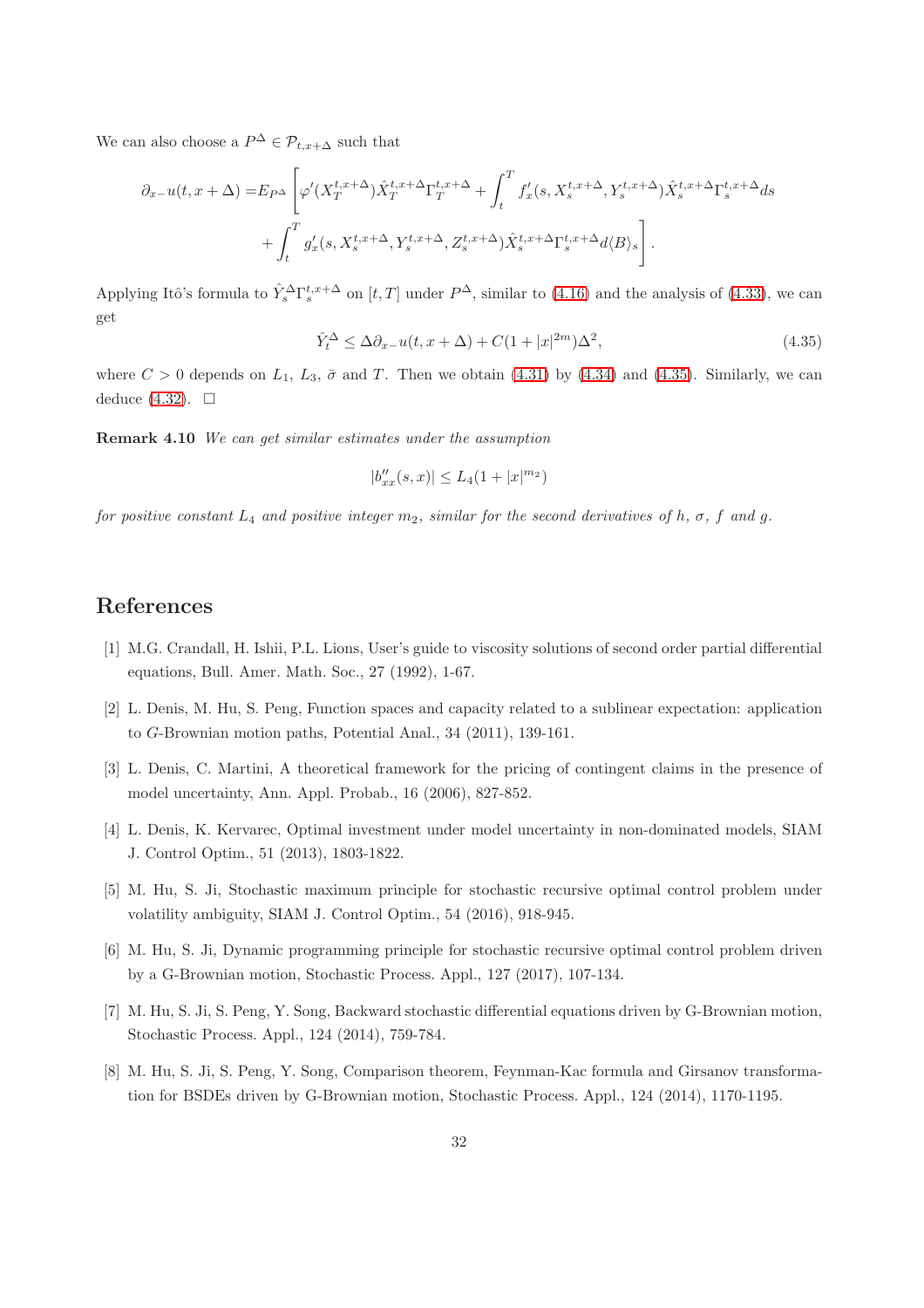We can also choose a $P^{\Delta} \in \mathcal{P}_{t,x+\Delta}$ such that

$$
\begin{aligned}
\partial_{x-}u(t,x+\Delta) =& E_{P^{\Delta}}\Bigg[\varphi'(X_T^{t,x+\Delta})\hat{X}_T^{t,x+\Delta}\Gamma_T^{t,x+\Delta} + \int_t^T f_x'(s,X_s^{t,x+\Delta},Y_s^{t,x+\Delta})\hat{X}_s^{t,x+\Delta}\Gamma_s^{t,x+\Delta}ds \\
&+ \int_t^T g_x'(s,X_s^{t,x+\Delta},Y_s^{t,x+\Delta},Z_s^{t,x+\Delta})\hat{X}_s^{t,x+\Delta}\Gamma_s^{t,x+\Delta}d\langle B\rangle_s\Bigg].
\end{aligned}
$$

Applying Itô's formula to $\hat{Y}_s^{\Delta}\Gamma_s^{t,x+\Delta}$ on $[t,T]$ under $P^{\Delta}$, similar to (4.16) and the analysis of (4.33), we can get

$$
\hat{Y}_t^{\Delta} \leq \Delta\partial_{x-}u(t,x+\Delta) + C(1+|x|^{2m})\Delta^2, \tag{4.35}
$$

where $C>0$ depends on $L_1$, $L_3$, $\bar{\sigma}$ and $T$. Then we obtain (4.31) by (4.34) and (4.35). Similarly, we can deduce (4.32). $\Box$

**Remark 4.10** *We can get similar estimates under the assumption*

$$
|b_{xx}''(s,x)| \leq L_4(1+|x|^{m_2})
$$

*for positive constant $L_4$ and positive integer $m_2$, similar for the second derivatives of $h$, $\sigma$, $f$ and $g$.*

# References

[1] M.G. Crandall, H. Ishii, P.L. Lions, User's guide to viscosity solutions of second order partial differential equations, Bull. Amer. Math. Soc., 27 (1992), 1-67.

[2] L. Denis, M. Hu, S. Peng, Function spaces and capacity related to a sublinear expectation: application to $G$-Brownian motion paths, Potential Anal., 34 (2011), 139-161.

[3] L. Denis, C. Martini, A theoretical framework for the pricing of contingent claims in the presence of model uncertainty, Ann. Appl. Probab., 16 (2006), 827-852.

[4] L. Denis, K. Kervarec, Optimal investment under model uncertainty in non-dominated models, SIAM J. Control Optim., 51 (2013), 1803-1822.

[5] M. Hu, S. Ji, Stochastic maximum principle for stochastic recursive optimal control problem under volatility ambiguity, SIAM J. Control Optim., 54 (2016), 918-945.

[6] M. Hu, S. Ji, Dynamic programming principle for stochastic recursive optimal control problem driven by a G-Brownian motion, Stochastic Process. Appl., 127 (2017), 107-134.

[7] M. Hu, S. Ji, S. Peng, Y. Song, Backward stochastic differential equations driven by G-Brownian motion, Stochastic Process. Appl., 124 (2014), 759-784.

[8] M. Hu, S. Ji, S. Peng, Y. Song, Comparison theorem, Feynman-Kac formula and Girsanov transformation for BSDEs driven by G-Brownian motion, Stochastic Process. Appl., 124 (2014), 1170-1195.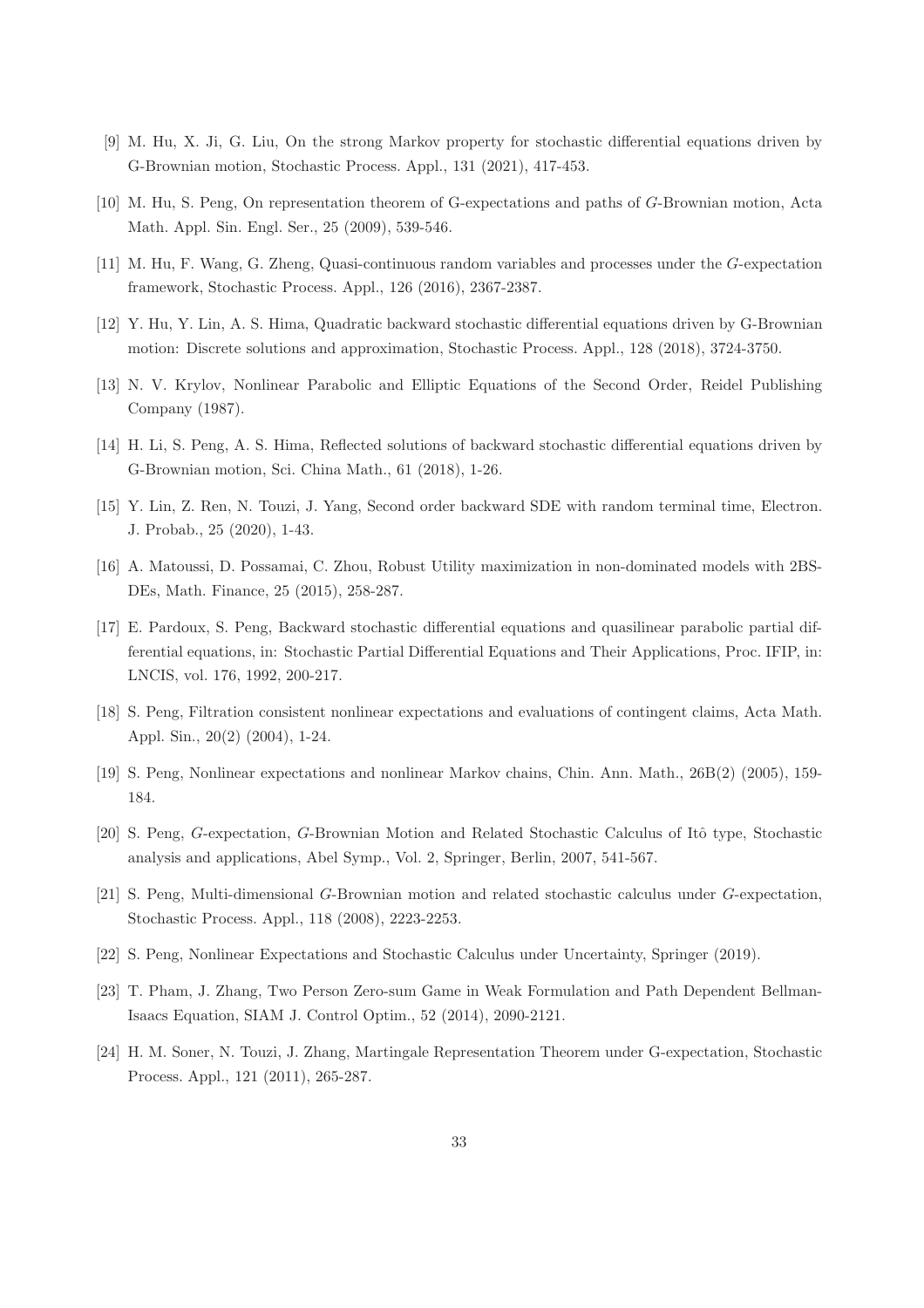[9] M. Hu, X. Ji, G. Liu, On the strong Markov property for stochastic differential equations driven by G-Brownian motion, Stochastic Process. Appl., 131 (2021), 417-453.

[10] M. Hu, S. Peng, On representation theorem of G-expectations and paths of $G$-Brownian motion, Acta Math. Appl. Sin. Engl. Ser., 25 (2009), 539-546.

[11] M. Hu, F. Wang, G. Zheng, Quasi-continuous random variables and processes under the $G$-expectation framework, Stochastic Process. Appl., 126 (2016), 2367-2387.

[12] Y. Hu, Y. Lin, A. S. Hima, Quadratic backward stochastic differential equations driven by G-Brownian motion: Discrete solutions and approximation, Stochastic Process. Appl., 128 (2018), 3724-3750.

[13] N. V. Krylov, Nonlinear Parabolic and Elliptic Equations of the Second Order, Reidel Publishing Company (1987).

[14] H. Li, S. Peng, A. S. Hima, Reflected solutions of backward stochastic differential equations driven by G-Brownian motion, Sci. China Math., 61 (2018), 1-26.

[15] Y. Lin, Z. Ren, N. Touzi, J. Yang, Second order backward SDE with random terminal time, Electron. J. Probab., 25 (2020), 1-43.

[16] A. Matoussi, D. Possamai, C. Zhou, Robust Utility maximization in non-dominated models with 2BSDEs, Math. Finance, 25 (2015), 258-287.

[17] E. Pardoux, S. Peng, Backward stochastic differential equations and quasilinear parabolic partial differential equations, in: Stochastic Partial Differential Equations and Their Applications, Proc. IFIP, in: LNCIS, vol. 176, 1992, 200-217.

[18] S. Peng, Filtration consistent nonlinear expectations and evaluations of contingent claims, Acta Math. Appl. Sin., 20(2) (2004), 1-24.

[19] S. Peng, Nonlinear expectations and nonlinear Markov chains, Chin. Ann. Math., 26B(2) (2005), 159-184.

[20] S. Peng, $G$-expectation, $G$-Brownian Motion and Related Stochastic Calculus of Itô type, Stochastic analysis and applications, Abel Symp., Vol. 2, Springer, Berlin, 2007, 541-567.

[21] S. Peng, Multi-dimensional $G$-Brownian motion and related stochastic calculus under $G$-expectation, Stochastic Process. Appl., 118 (2008), 2223-2253.

[22] S. Peng, Nonlinear Expectations and Stochastic Calculus under Uncertainty, Springer (2019).

[23] T. Pham, J. Zhang, Two Person Zero-sum Game in Weak Formulation and Path Dependent Bellman-Isaacs Equation, SIAM J. Control Optim., 52 (2014), 2090-2121.

[24] H. M. Soner, N. Touzi, J. Zhang, Martingale Representation Theorem under G-expectation, Stochastic Process. Appl., 121 (2011), 265-287.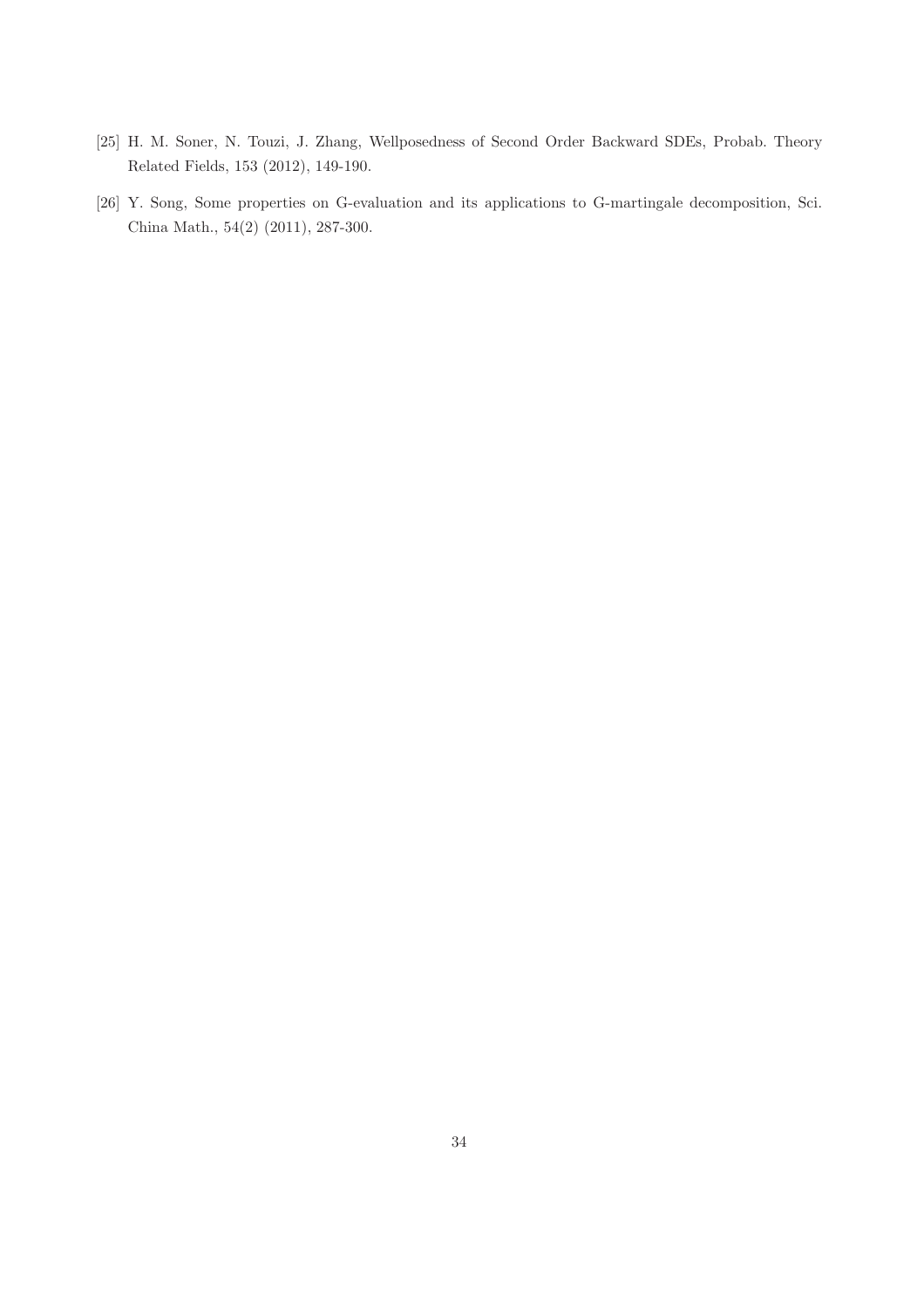[25] H. M. Soner, N. Touzi, J. Zhang, Wellposedness of Second Order Backward SDEs, Probab. Theory Related Fields, 153 (2012), 149-190.

[26] Y. Song, Some properties on G-evaluation and its applications to G-martingale decomposition, Sci. China Math., 54(2) (2011), 287-300.